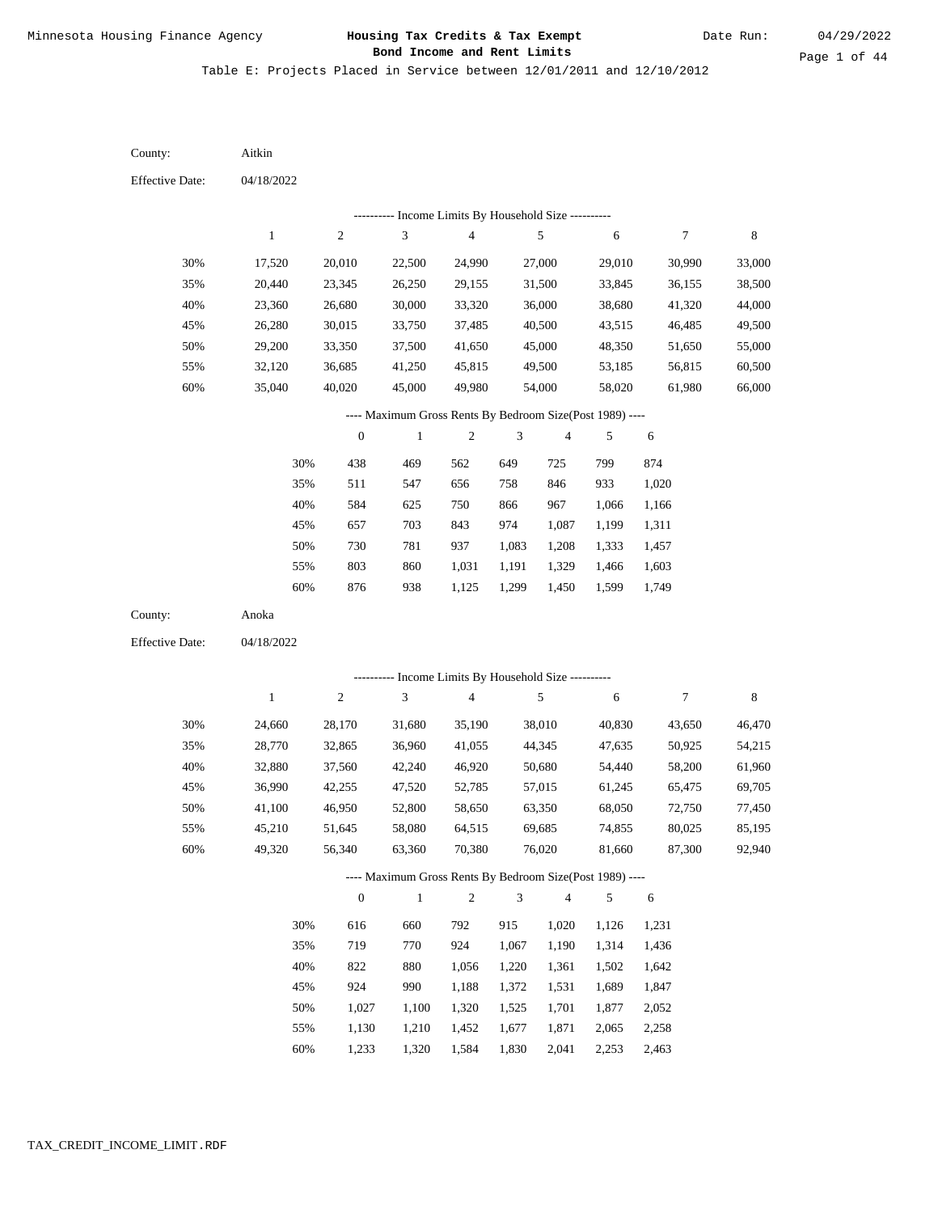Minnesota Housing Finance Agency

# Housing Tax Credits & Tax Exempt Bond Income and Rent Limits

Date Run: 04/29/2022

Table E: Projects Placed in Service between 12/01/2011 and 12/10/2012

County: Aitkin

Effective Date: 04/18/2022

---------- Income Limits By Household Size ----------

| | 1 | 2 | 3 | 4 | 5 | 6 | 7 | 8 |
|---|---|---|---|---|---|---|---|---|
| 30% | 17,520 | 20,010 | 22,500 | 24,990 | 27,000 | 29,010 | 30,990 | 33,000 |
| 35% | 20,440 | 23,345 | 26,250 | 29,155 | 31,500 | 33,845 | 36,155 | 38,500 |
| 40% | 23,360 | 26,680 | 30,000 | 33,320 | 36,000 | 38,680 | 41,320 | 44,000 |
| 45% | 26,280 | 30,015 | 33,750 | 37,485 | 40,500 | 43,515 | 46,485 | 49,500 |
| 50% | 29,200 | 33,350 | 37,500 | 41,650 | 45,000 | 48,350 | 51,650 | 55,000 |
| 55% | 32,120 | 36,685 | 41,250 | 45,815 | 49,500 | 53,185 | 56,815 | 60,500 |
| 60% | 35,040 | 40,020 | 45,000 | 49,980 | 54,000 | 58,020 | 61,980 | 66,000 |

---- Maximum Gross Rents By Bedroom Size(Post 1989) ----

| | 0 | 1 | 2 | 3 | 4 | 5 | 6 |
|---|---|---|---|---|---|---|---|
| 30% | 438 | 469 | 562 | 649 | 725 | 799 | 874 |
| 35% | 511 | 547 | 656 | 758 | 846 | 933 | 1,020 |
| 40% | 584 | 625 | 750 | 866 | 967 | 1,066 | 1,166 |
| 45% | 657 | 703 | 843 | 974 | 1,087 | 1,199 | 1,311 |
| 50% | 730 | 781 | 937 | 1,083 | 1,208 | 1,333 | 1,457 |
| 55% | 803 | 860 | 1,031 | 1,191 | 1,329 | 1,466 | 1,603 |
| 60% | 876 | 938 | 1,125 | 1,299 | 1,450 | 1,599 | 1,749 |

County: Anoka

Effective Date: 04/18/2022

---------- Income Limits By Household Size ----------

| | 1 | 2 | 3 | 4 | 5 | 6 | 7 | 8 |
|---|---|---|---|---|---|---|---|---|
| 30% | 24,660 | 28,170 | 31,680 | 35,190 | 38,010 | 40,830 | 43,650 | 46,470 |
| 35% | 28,770 | 32,865 | 36,960 | 41,055 | 44,345 | 47,635 | 50,925 | 54,215 |
| 40% | 32,880 | 37,560 | 42,240 | 46,920 | 50,680 | 54,440 | 58,200 | 61,960 |
| 45% | 36,990 | 42,255 | 47,520 | 52,785 | 57,015 | 61,245 | 65,475 | 69,705 |
| 50% | 41,100 | 46,950 | 52,800 | 58,650 | 63,350 | 68,050 | 72,750 | 77,450 |
| 55% | 45,210 | 51,645 | 58,080 | 64,515 | 69,685 | 74,855 | 80,025 | 85,195 |
| 60% | 49,320 | 56,340 | 63,360 | 70,380 | 76,020 | 81,660 | 87,300 | 92,940 |

---- Maximum Gross Rents By Bedroom Size(Post 1989) ----

| | 0 | 1 | 2 | 3 | 4 | 5 | 6 |
|---|---|---|---|---|---|---|---|
| 30% | 616 | 660 | 792 | 915 | 1,020 | 1,126 | 1,231 |
| 35% | 719 | 770 | 924 | 1,067 | 1,190 | 1,314 | 1,436 |
| 40% | 822 | 880 | 1,056 | 1,220 | 1,361 | 1,502 | 1,642 |
| 45% | 924 | 990 | 1,188 | 1,372 | 1,531 | 1,689 | 1,847 |
| 50% | 1,027 | 1,100 | 1,320 | 1,525 | 1,701 | 1,877 | 2,052 |
| 55% | 1,130 | 1,210 | 1,452 | 1,677 | 1,871 | 2,065 | 2,258 |
| 60% | 1,233 | 1,320 | 1,584 | 1,830 | 2,041 | 2,253 | 2,463 |

TAX_CREDIT_INCOME_LIMIT.RDF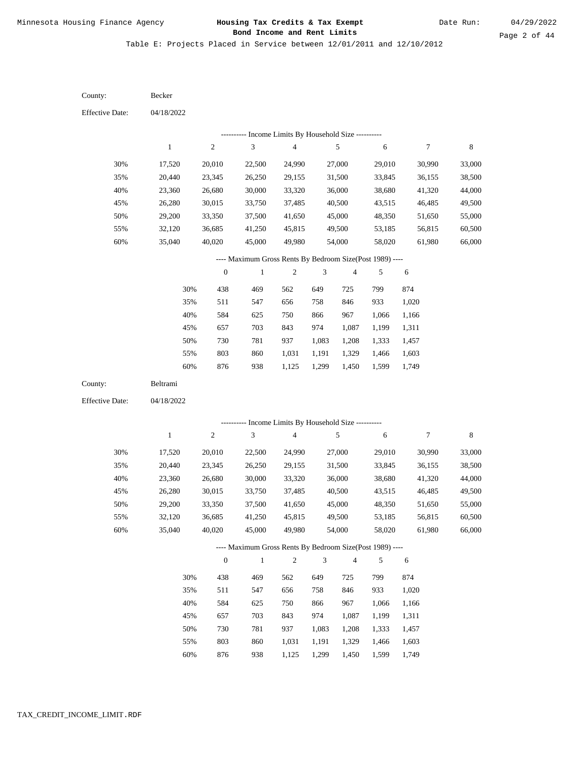Minnesota Housing Finance Agency

**Housing Tax Credits & Tax Exempt Bond Income and Rent Limits**

Date Run: 04/29/2022

Table E: Projects Placed in Service between 12/01/2011 and 12/10/2012

County: Becker

Effective Date: 04/18/2022

---------- Income Limits By Household Size ----------

| | 1 | 2 | 3 | 4 | 5 | 6 | 7 | 8 |
|---|---|---|---|---|---|---|---|---|
| 30% | 17,520 | 20,010 | 22,500 | 24,990 | 27,000 | 29,010 | 30,990 | 33,000 |
| 35% | 20,440 | 23,345 | 26,250 | 29,155 | 31,500 | 33,845 | 36,155 | 38,500 |
| 40% | 23,360 | 26,680 | 30,000 | 33,320 | 36,000 | 38,680 | 41,320 | 44,000 |
| 45% | 26,280 | 30,015 | 33,750 | 37,485 | 40,500 | 43,515 | 46,485 | 49,500 |
| 50% | 29,200 | 33,350 | 37,500 | 41,650 | 45,000 | 48,350 | 51,650 | 55,000 |
| 55% | 32,120 | 36,685 | 41,250 | 45,815 | 49,500 | 53,185 | 56,815 | 60,500 |
| 60% | 35,040 | 40,020 | 45,000 | 49,980 | 54,000 | 58,020 | 61,980 | 66,000 |

---- Maximum Gross Rents By Bedroom Size(Post 1989) ----

| | 0 | 1 | 2 | 3 | 4 | 5 | 6 |
|---|---|---|---|---|---|---|---|
| 30% | 438 | 469 | 562 | 649 | 725 | 799 | 874 |
| 35% | 511 | 547 | 656 | 758 | 846 | 933 | 1,020 |
| 40% | 584 | 625 | 750 | 866 | 967 | 1,066 | 1,166 |
| 45% | 657 | 703 | 843 | 974 | 1,087 | 1,199 | 1,311 |
| 50% | 730 | 781 | 937 | 1,083 | 1,208 | 1,333 | 1,457 |
| 55% | 803 | 860 | 1,031 | 1,191 | 1,329 | 1,466 | 1,603 |
| 60% | 876 | 938 | 1,125 | 1,299 | 1,450 | 1,599 | 1,749 |

County: Beltrami

Effective Date: 04/18/2022

---------- Income Limits By Household Size ----------

| | 1 | 2 | 3 | 4 | 5 | 6 | 7 | 8 |
|---|---|---|---|---|---|---|---|---|
| 30% | 17,520 | 20,010 | 22,500 | 24,990 | 27,000 | 29,010 | 30,990 | 33,000 |
| 35% | 20,440 | 23,345 | 26,250 | 29,155 | 31,500 | 33,845 | 36,155 | 38,500 |
| 40% | 23,360 | 26,680 | 30,000 | 33,320 | 36,000 | 38,680 | 41,320 | 44,000 |
| 45% | 26,280 | 30,015 | 33,750 | 37,485 | 40,500 | 43,515 | 46,485 | 49,500 |
| 50% | 29,200 | 33,350 | 37,500 | 41,650 | 45,000 | 48,350 | 51,650 | 55,000 |
| 55% | 32,120 | 36,685 | 41,250 | 45,815 | 49,500 | 53,185 | 56,815 | 60,500 |
| 60% | 35,040 | 40,020 | 45,000 | 49,980 | 54,000 | 58,020 | 61,980 | 66,000 |

---- Maximum Gross Rents By Bedroom Size(Post 1989) ----

| | 0 | 1 | 2 | 3 | 4 | 5 | 6 |
|---|---|---|---|---|---|---|---|
| 30% | 438 | 469 | 562 | 649 | 725 | 799 | 874 |
| 35% | 511 | 547 | 656 | 758 | 846 | 933 | 1,020 |
| 40% | 584 | 625 | 750 | 866 | 967 | 1,066 | 1,166 |
| 45% | 657 | 703 | 843 | 974 | 1,087 | 1,199 | 1,311 |
| 50% | 730 | 781 | 937 | 1,083 | 1,208 | 1,333 | 1,457 |
| 55% | 803 | 860 | 1,031 | 1,191 | 1,329 | 1,466 | 1,603 |
| 60% | 876 | 938 | 1,125 | 1,299 | 1,450 | 1,599 | 1,749 |

TAX_CREDIT_INCOME_LIMIT.RDF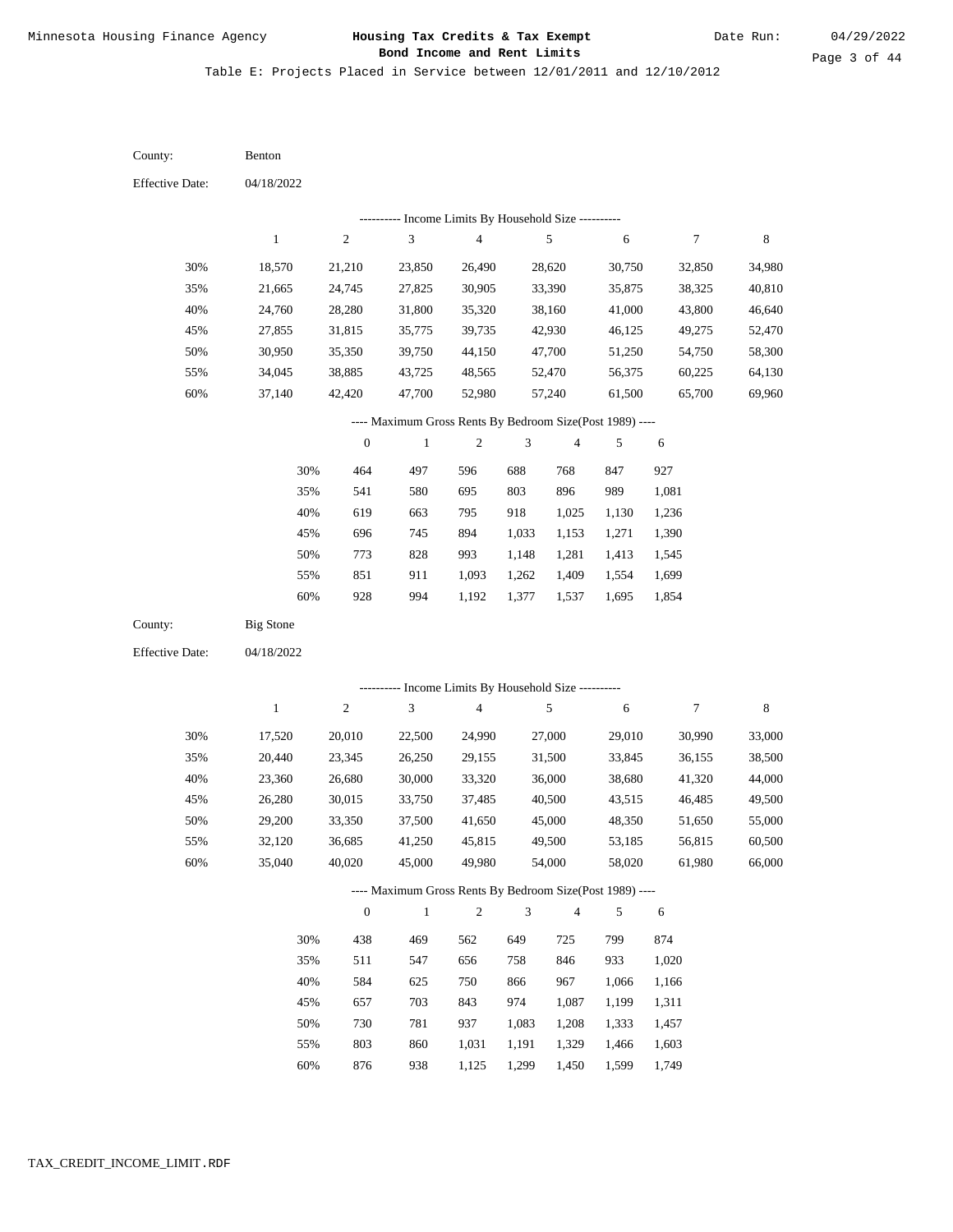Table E: Projects Placed in Service between 12/01/2011 and 12/10/2012

County: Benton

Effective Date: 04/18/2022

---------- Income Limits By Household Size ----------

| | 1 | 2 | 3 | 4 | 5 | 6 | 7 | 8 |
|---|---|---|---|---|---|---|---|---|
| 30% | 18,570 | 21,210 | 23,850 | 26,490 | 28,620 | 30,750 | 32,850 | 34,980 |
| 35% | 21,665 | 24,745 | 27,825 | 30,905 | 33,390 | 35,875 | 38,325 | 40,810 |
| 40% | 24,760 | 28,280 | 31,800 | 35,320 | 38,160 | 41,000 | 43,800 | 46,640 |
| 45% | 27,855 | 31,815 | 35,775 | 39,735 | 42,930 | 46,125 | 49,275 | 52,470 |
| 50% | 30,950 | 35,350 | 39,750 | 44,150 | 47,700 | 51,250 | 54,750 | 58,300 |
| 55% | 34,045 | 38,885 | 43,725 | 48,565 | 52,470 | 56,375 | 60,225 | 64,130 |
| 60% | 37,140 | 42,420 | 47,700 | 52,980 | 57,240 | 61,500 | 65,700 | 69,960 |

---- Maximum Gross Rents By Bedroom Size(Post 1989) ----

| | 0 | 1 | 2 | 3 | 4 | 5 | 6 |
|---|---|---|---|---|---|---|---|
| 30% | 464 | 497 | 596 | 688 | 768 | 847 | 927 |
| 35% | 541 | 580 | 695 | 803 | 896 | 989 | 1,081 |
| 40% | 619 | 663 | 795 | 918 | 1,025 | 1,130 | 1,236 |
| 45% | 696 | 745 | 894 | 1,033 | 1,153 | 1,271 | 1,390 |
| 50% | 773 | 828 | 993 | 1,148 | 1,281 | 1,413 | 1,545 |
| 55% | 851 | 911 | 1,093 | 1,262 | 1,409 | 1,554 | 1,699 |
| 60% | 928 | 994 | 1,192 | 1,377 | 1,537 | 1,695 | 1,854 |

County: Big Stone

Effective Date: 04/18/2022

---------- Income Limits By Household Size ----------

| | 1 | 2 | 3 | 4 | 5 | 6 | 7 | 8 |
|---|---|---|---|---|---|---|---|---|
| 30% | 17,520 | 20,010 | 22,500 | 24,990 | 27,000 | 29,010 | 30,990 | 33,000 |
| 35% | 20,440 | 23,345 | 26,250 | 29,155 | 31,500 | 33,845 | 36,155 | 38,500 |
| 40% | 23,360 | 26,680 | 30,000 | 33,320 | 36,000 | 38,680 | 41,320 | 44,000 |
| 45% | 26,280 | 30,015 | 33,750 | 37,485 | 40,500 | 43,515 | 46,485 | 49,500 |
| 50% | 29,200 | 33,350 | 37,500 | 41,650 | 45,000 | 48,350 | 51,650 | 55,000 |
| 55% | 32,120 | 36,685 | 41,250 | 45,815 | 49,500 | 53,185 | 56,815 | 60,500 |
| 60% | 35,040 | 40,020 | 45,000 | 49,980 | 54,000 | 58,020 | 61,980 | 66,000 |

---- Maximum Gross Rents By Bedroom Size(Post 1989) ----

| | 0 | 1 | 2 | 3 | 4 | 5 | 6 |
|---|---|---|---|---|---|---|---|
| 30% | 438 | 469 | 562 | 649 | 725 | 799 | 874 |
| 35% | 511 | 547 | 656 | 758 | 846 | 933 | 1,020 |
| 40% | 584 | 625 | 750 | 866 | 967 | 1,066 | 1,166 |
| 45% | 657 | 703 | 843 | 974 | 1,087 | 1,199 | 1,311 |
| 50% | 730 | 781 | 937 | 1,083 | 1,208 | 1,333 | 1,457 |
| 55% | 803 | 860 | 1,031 | 1,191 | 1,329 | 1,466 | 1,603 |
| 60% | 876 | 938 | 1,125 | 1,299 | 1,450 | 1,599 | 1,749 |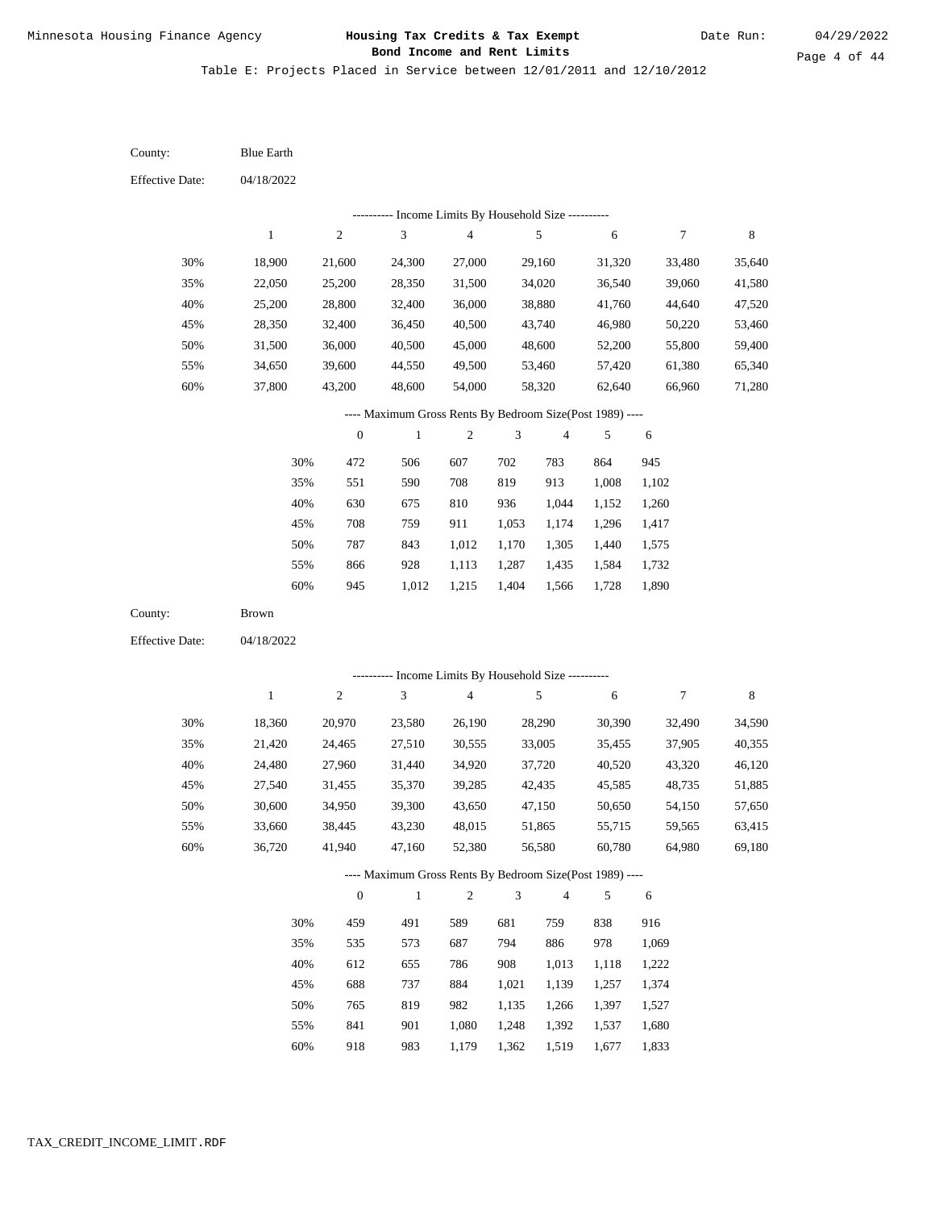Table E: Projects Placed in Service between 12/01/2011 and 12/10/2012

County: Blue Earth

Effective Date: 04/18/2022

---------- Income Limits By Household Size ----------

| | 1 | 2 | 3 | 4 | 5 | 6 | 7 | 8 |
|---|---|---|---|---|---|---|---|---|
| 30% | 18,900 | 21,600 | 24,300 | 27,000 | 29,160 | 31,320 | 33,480 | 35,640 |
| 35% | 22,050 | 25,200 | 28,350 | 31,500 | 34,020 | 36,540 | 39,060 | 41,580 |
| 40% | 25,200 | 28,800 | 32,400 | 36,000 | 38,880 | 41,760 | 44,640 | 47,520 |
| 45% | 28,350 | 32,400 | 36,450 | 40,500 | 43,740 | 46,980 | 50,220 | 53,460 |
| 50% | 31,500 | 36,000 | 40,500 | 45,000 | 48,600 | 52,200 | 55,800 | 59,400 |
| 55% | 34,650 | 39,600 | 44,550 | 49,500 | 53,460 | 57,420 | 61,380 | 65,340 |
| 60% | 37,800 | 43,200 | 48,600 | 54,000 | 58,320 | 62,640 | 66,960 | 71,280 |

---- Maximum Gross Rents By Bedroom Size(Post 1989) ----

| | 0 | 1 | 2 | 3 | 4 | 5 | 6 |
|---|---|---|---|---|---|---|---|
| 30% | 472 | 506 | 607 | 702 | 783 | 864 | 945 |
| 35% | 551 | 590 | 708 | 819 | 913 | 1,008 | 1,102 |
| 40% | 630 | 675 | 810 | 936 | 1,044 | 1,152 | 1,260 |
| 45% | 708 | 759 | 911 | 1,053 | 1,174 | 1,296 | 1,417 |
| 50% | 787 | 843 | 1,012 | 1,170 | 1,305 | 1,440 | 1,575 |
| 55% | 866 | 928 | 1,113 | 1,287 | 1,435 | 1,584 | 1,732 |
| 60% | 945 | 1,012 | 1,215 | 1,404 | 1,566 | 1,728 | 1,890 |

County: Brown

Effective Date: 04/18/2022

---------- Income Limits By Household Size ----------

| | 1 | 2 | 3 | 4 | 5 | 6 | 7 | 8 |
|---|---|---|---|---|---|---|---|---|
| 30% | 18,360 | 20,970 | 23,580 | 26,190 | 28,290 | 30,390 | 32,490 | 34,590 |
| 35% | 21,420 | 24,465 | 27,510 | 30,555 | 33,005 | 35,455 | 37,905 | 40,355 |
| 40% | 24,480 | 27,960 | 31,440 | 34,920 | 37,720 | 40,520 | 43,320 | 46,120 |
| 45% | 27,540 | 31,455 | 35,370 | 39,285 | 42,435 | 45,585 | 48,735 | 51,885 |
| 50% | 30,600 | 34,950 | 39,300 | 43,650 | 47,150 | 50,650 | 54,150 | 57,650 |
| 55% | 33,660 | 38,445 | 43,230 | 48,015 | 51,865 | 55,715 | 59,565 | 63,415 |
| 60% | 36,720 | 41,940 | 47,160 | 52,380 | 56,580 | 60,780 | 64,980 | 69,180 |

---- Maximum Gross Rents By Bedroom Size(Post 1989) ----

| | 0 | 1 | 2 | 3 | 4 | 5 | 6 |
|---|---|---|---|---|---|---|---|
| 30% | 459 | 491 | 589 | 681 | 759 | 838 | 916 |
| 35% | 535 | 573 | 687 | 794 | 886 | 978 | 1,069 |
| 40% | 612 | 655 | 786 | 908 | 1,013 | 1,118 | 1,222 |
| 45% | 688 | 737 | 884 | 1,021 | 1,139 | 1,257 | 1,374 |
| 50% | 765 | 819 | 982 | 1,135 | 1,266 | 1,397 | 1,527 |
| 55% | 841 | 901 | 1,080 | 1,248 | 1,392 | 1,537 | 1,680 |
| 60% | 918 | 983 | 1,179 | 1,362 | 1,519 | 1,677 | 1,833 |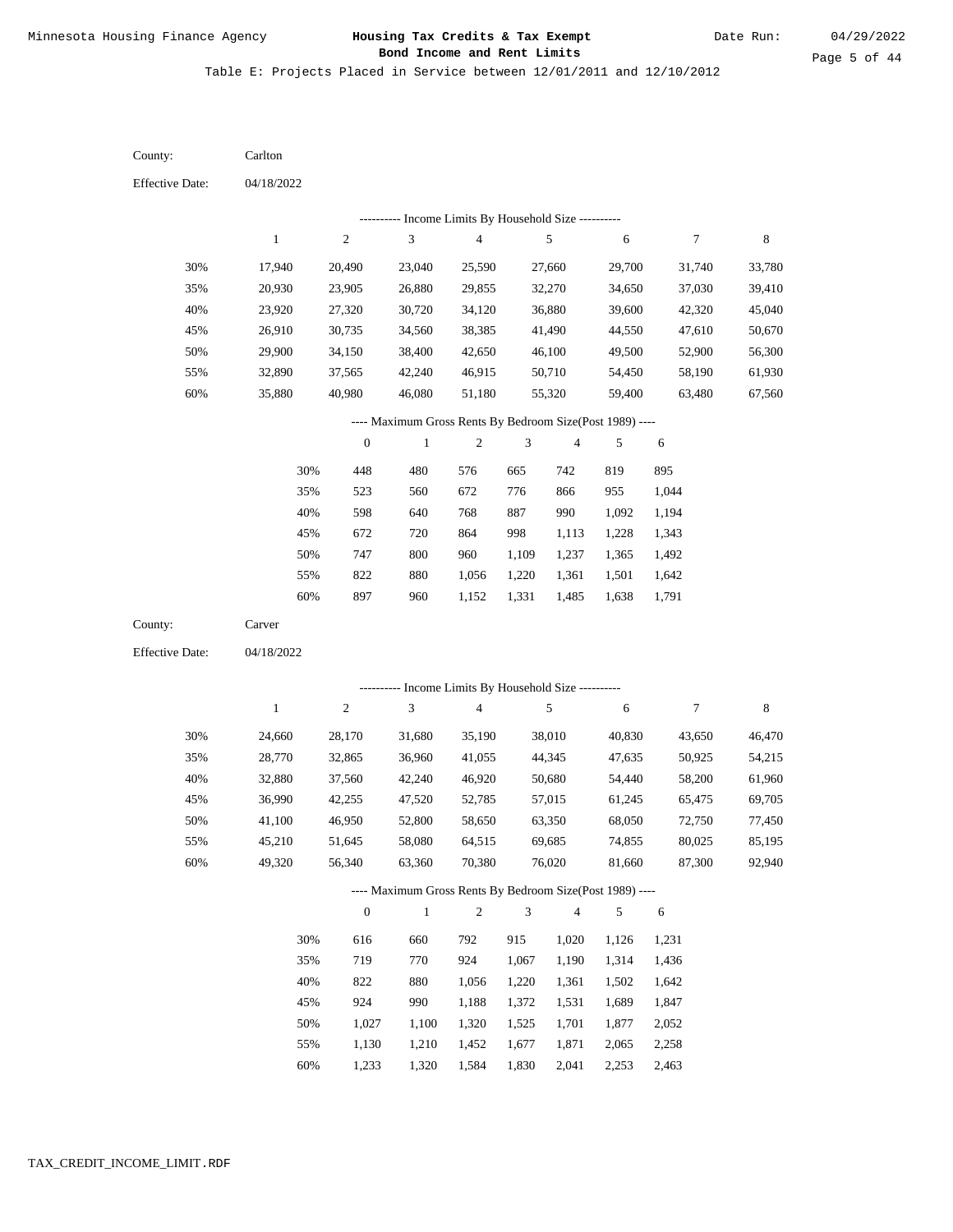Minnesota Housing Finance Agency

**Housing Tax Credits & Tax Exempt Bond Income and Rent Limits**

Date Run: 04/29/2022

Table E: Projects Placed in Service between 12/01/2011 and 12/10/2012

County: Carlton

Effective Date: 04/18/2022

---------- Income Limits By Household Size ----------

| | 1 | 2 | 3 | 4 | 5 | 6 | 7 | 8 |
|---|---|---|---|---|---|---|---|---|
| 30% | 17,940 | 20,490 | 23,040 | 25,590 | 27,660 | 29,700 | 31,740 | 33,780 |
| 35% | 20,930 | 23,905 | 26,880 | 29,855 | 32,270 | 34,650 | 37,030 | 39,410 |
| 40% | 23,920 | 27,320 | 30,720 | 34,120 | 36,880 | 39,600 | 42,320 | 45,040 |
| 45% | 26,910 | 30,735 | 34,560 | 38,385 | 41,490 | 44,550 | 47,610 | 50,670 |
| 50% | 29,900 | 34,150 | 38,400 | 42,650 | 46,100 | 49,500 | 52,900 | 56,300 |
| 55% | 32,890 | 37,565 | 42,240 | 46,915 | 50,710 | 54,450 | 58,190 | 61,930 |
| 60% | 35,880 | 40,980 | 46,080 | 51,180 | 55,320 | 59,400 | 63,480 | 67,560 |

---- Maximum Gross Rents By Bedroom Size(Post 1989) ----

| | 0 | 1 | 2 | 3 | 4 | 5 | 6 |
|---|---|---|---|---|---|---|---|
| 30% | 448 | 480 | 576 | 665 | 742 | 819 | 895 |
| 35% | 523 | 560 | 672 | 776 | 866 | 955 | 1,044 |
| 40% | 598 | 640 | 768 | 887 | 990 | 1,092 | 1,194 |
| 45% | 672 | 720 | 864 | 998 | 1,113 | 1,228 | 1,343 |
| 50% | 747 | 800 | 960 | 1,109 | 1,237 | 1,365 | 1,492 |
| 55% | 822 | 880 | 1,056 | 1,220 | 1,361 | 1,501 | 1,642 |
| 60% | 897 | 960 | 1,152 | 1,331 | 1,485 | 1,638 | 1,791 |

County: Carver

Effective Date: 04/18/2022

---------- Income Limits By Household Size ----------

| | 1 | 2 | 3 | 4 | 5 | 6 | 7 | 8 |
|---|---|---|---|---|---|---|---|---|
| 30% | 24,660 | 28,170 | 31,680 | 35,190 | 38,010 | 40,830 | 43,650 | 46,470 |
| 35% | 28,770 | 32,865 | 36,960 | 41,055 | 44,345 | 47,635 | 50,925 | 54,215 |
| 40% | 32,880 | 37,560 | 42,240 | 46,920 | 50,680 | 54,440 | 58,200 | 61,960 |
| 45% | 36,990 | 42,255 | 47,520 | 52,785 | 57,015 | 61,245 | 65,475 | 69,705 |
| 50% | 41,100 | 46,950 | 52,800 | 58,650 | 63,350 | 68,050 | 72,750 | 77,450 |
| 55% | 45,210 | 51,645 | 58,080 | 64,515 | 69,685 | 74,855 | 80,025 | 85,195 |
| 60% | 49,320 | 56,340 | 63,360 | 70,380 | 76,020 | 81,660 | 87,300 | 92,940 |

---- Maximum Gross Rents By Bedroom Size(Post 1989) ----

| | 0 | 1 | 2 | 3 | 4 | 5 | 6 |
|---|---|---|---|---|---|---|---|
| 30% | 616 | 660 | 792 | 915 | 1,020 | 1,126 | 1,231 |
| 35% | 719 | 770 | 924 | 1,067 | 1,190 | 1,314 | 1,436 |
| 40% | 822 | 880 | 1,056 | 1,220 | 1,361 | 1,502 | 1,642 |
| 45% | 924 | 990 | 1,188 | 1,372 | 1,531 | 1,689 | 1,847 |
| 50% | 1,027 | 1,100 | 1,320 | 1,525 | 1,701 | 1,877 | 2,052 |
| 55% | 1,130 | 1,210 | 1,452 | 1,677 | 1,871 | 2,065 | 2,258 |
| 60% | 1,233 | 1,320 | 1,584 | 1,830 | 2,041 | 2,253 | 2,463 |

TAX_CREDIT_INCOME_LIMIT.RDF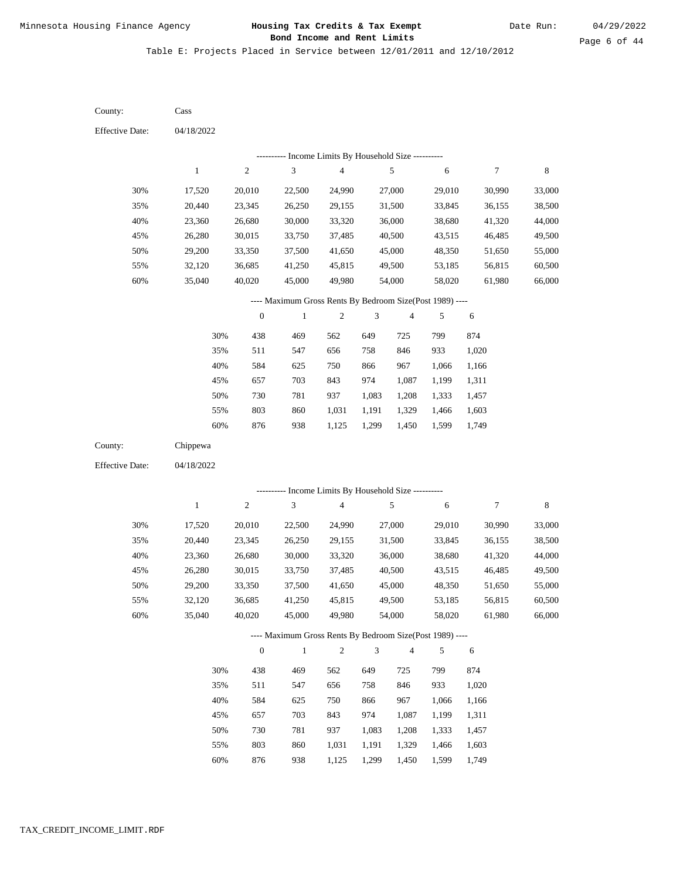Minnesota Housing Finance Agency

**Housing Tax Credits & Tax Exempt Bond Income and Rent Limits**

Date Run: 04/29/2022

Table E: Projects Placed in Service between 12/01/2011 and 12/10/2012

County: Cass

Effective Date: 04/18/2022

---------- Income Limits By Household Size ----------

| | 1 | 2 | 3 | 4 | 5 | 6 | 7 | 8 |
|---|---|---|---|---|---|---|---|---|
| 30% | 17,520 | 20,010 | 22,500 | 24,990 | 27,000 | 29,010 | 30,990 | 33,000 |
| 35% | 20,440 | 23,345 | 26,250 | 29,155 | 31,500 | 33,845 | 36,155 | 38,500 |
| 40% | 23,360 | 26,680 | 30,000 | 33,320 | 36,000 | 38,680 | 41,320 | 44,000 |
| 45% | 26,280 | 30,015 | 33,750 | 37,485 | 40,500 | 43,515 | 46,485 | 49,500 |
| 50% | 29,200 | 33,350 | 37,500 | 41,650 | 45,000 | 48,350 | 51,650 | 55,000 |
| 55% | 32,120 | 36,685 | 41,250 | 45,815 | 49,500 | 53,185 | 56,815 | 60,500 |
| 60% | 35,040 | 40,020 | 45,000 | 49,980 | 54,000 | 58,020 | 61,980 | 66,000 |

---- Maximum Gross Rents By Bedroom Size(Post 1989) ----

| | 0 | 1 | 2 | 3 | 4 | 5 | 6 |
|---|---|---|---|---|---|---|---|
| 30% | 438 | 469 | 562 | 649 | 725 | 799 | 874 |
| 35% | 511 | 547 | 656 | 758 | 846 | 933 | 1,020 |
| 40% | 584 | 625 | 750 | 866 | 967 | 1,066 | 1,166 |
| 45% | 657 | 703 | 843 | 974 | 1,087 | 1,199 | 1,311 |
| 50% | 730 | 781 | 937 | 1,083 | 1,208 | 1,333 | 1,457 |
| 55% | 803 | 860 | 1,031 | 1,191 | 1,329 | 1,466 | 1,603 |
| 60% | 876 | 938 | 1,125 | 1,299 | 1,450 | 1,599 | 1,749 |

County: Chippewa

Effective Date: 04/18/2022

---------- Income Limits By Household Size ----------

| | 1 | 2 | 3 | 4 | 5 | 6 | 7 | 8 |
|---|---|---|---|---|---|---|---|---|
| 30% | 17,520 | 20,010 | 22,500 | 24,990 | 27,000 | 29,010 | 30,990 | 33,000 |
| 35% | 20,440 | 23,345 | 26,250 | 29,155 | 31,500 | 33,845 | 36,155 | 38,500 |
| 40% | 23,360 | 26,680 | 30,000 | 33,320 | 36,000 | 38,680 | 41,320 | 44,000 |
| 45% | 26,280 | 30,015 | 33,750 | 37,485 | 40,500 | 43,515 | 46,485 | 49,500 |
| 50% | 29,200 | 33,350 | 37,500 | 41,650 | 45,000 | 48,350 | 51,650 | 55,000 |
| 55% | 32,120 | 36,685 | 41,250 | 45,815 | 49,500 | 53,185 | 56,815 | 60,500 |
| 60% | 35,040 | 40,020 | 45,000 | 49,980 | 54,000 | 58,020 | 61,980 | 66,000 |

---- Maximum Gross Rents By Bedroom Size(Post 1989) ----

| | 0 | 1 | 2 | 3 | 4 | 5 | 6 |
|---|---|---|---|---|---|---|---|
| 30% | 438 | 469 | 562 | 649 | 725 | 799 | 874 |
| 35% | 511 | 547 | 656 | 758 | 846 | 933 | 1,020 |
| 40% | 584 | 625 | 750 | 866 | 967 | 1,066 | 1,166 |
| 45% | 657 | 703 | 843 | 974 | 1,087 | 1,199 | 1,311 |
| 50% | 730 | 781 | 937 | 1,083 | 1,208 | 1,333 | 1,457 |
| 55% | 803 | 860 | 1,031 | 1,191 | 1,329 | 1,466 | 1,603 |
| 60% | 876 | 938 | 1,125 | 1,299 | 1,450 | 1,599 | 1,749 |

TAX_CREDIT_INCOME_LIMIT.RDF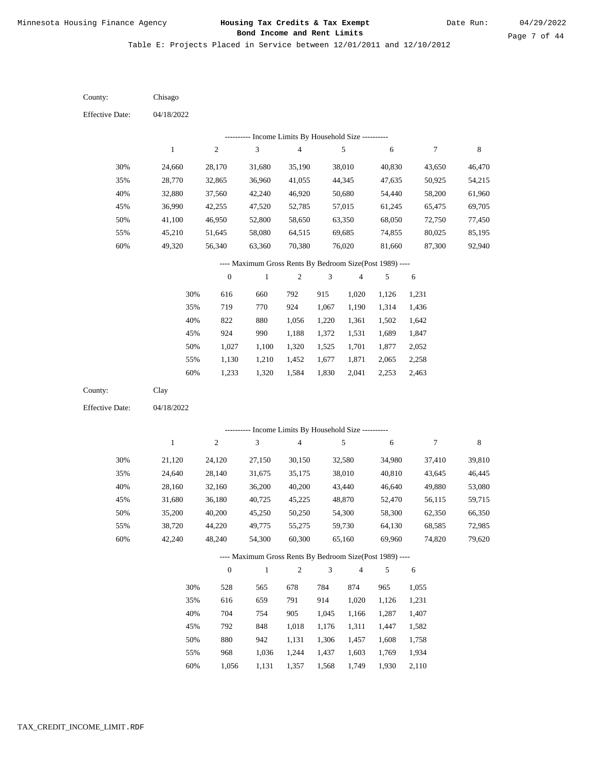Minnesota Housing Finance Agency

# Housing Tax Credits & Tax Exempt Bond Income and Rent Limits

Date Run: 04/29/2022

Table E: Projects Placed in Service between 12/01/2011 and 12/10/2012

County: Chisago

Effective Date: 04/18/2022

---------- Income Limits By Household Size ----------

| | 1 | 2 | 3 | 4 | 5 | 6 | 7 | 8 |
|---|---|---|---|---|---|---|---|---|
| 30% | 24,660 | 28,170 | 31,680 | 35,190 | 38,010 | 40,830 | 43,650 | 46,470 |
| 35% | 28,770 | 32,865 | 36,960 | 41,055 | 44,345 | 47,635 | 50,925 | 54,215 |
| 40% | 32,880 | 37,560 | 42,240 | 46,920 | 50,680 | 54,440 | 58,200 | 61,960 |
| 45% | 36,990 | 42,255 | 47,520 | 52,785 | 57,015 | 61,245 | 65,475 | 69,705 |
| 50% | 41,100 | 46,950 | 52,800 | 58,650 | 63,350 | 68,050 | 72,750 | 77,450 |
| 55% | 45,210 | 51,645 | 58,080 | 64,515 | 69,685 | 74,855 | 80,025 | 85,195 |
| 60% | 49,320 | 56,340 | 63,360 | 70,380 | 76,020 | 81,660 | 87,300 | 92,940 |

---- Maximum Gross Rents By Bedroom Size(Post 1989) ----

| | 0 | 1 | 2 | 3 | 4 | 5 | 6 |
|---|---|---|---|---|---|---|---|
| 30% | 616 | 660 | 792 | 915 | 1,020 | 1,126 | 1,231 |
| 35% | 719 | 770 | 924 | 1,067 | 1,190 | 1,314 | 1,436 |
| 40% | 822 | 880 | 1,056 | 1,220 | 1,361 | 1,502 | 1,642 |
| 45% | 924 | 990 | 1,188 | 1,372 | 1,531 | 1,689 | 1,847 |
| 50% | 1,027 | 1,100 | 1,320 | 1,525 | 1,701 | 1,877 | 2,052 |
| 55% | 1,130 | 1,210 | 1,452 | 1,677 | 1,871 | 2,065 | 2,258 |
| 60% | 1,233 | 1,320 | 1,584 | 1,830 | 2,041 | 2,253 | 2,463 |

County: Clay

Effective Date: 04/18/2022

---------- Income Limits By Household Size ----------

| | 1 | 2 | 3 | 4 | 5 | 6 | 7 | 8 |
|---|---|---|---|---|---|---|---|---|
| 30% | 21,120 | 24,120 | 27,150 | 30,150 | 32,580 | 34,980 | 37,410 | 39,810 |
| 35% | 24,640 | 28,140 | 31,675 | 35,175 | 38,010 | 40,810 | 43,645 | 46,445 |
| 40% | 28,160 | 32,160 | 36,200 | 40,200 | 43,440 | 46,640 | 49,880 | 53,080 |
| 45% | 31,680 | 36,180 | 40,725 | 45,225 | 48,870 | 52,470 | 56,115 | 59,715 |
| 50% | 35,200 | 40,200 | 45,250 | 50,250 | 54,300 | 58,300 | 62,350 | 66,350 |
| 55% | 38,720 | 44,220 | 49,775 | 55,275 | 59,730 | 64,130 | 68,585 | 72,985 |
| 60% | 42,240 | 48,240 | 54,300 | 60,300 | 65,160 | 69,960 | 74,820 | 79,620 |

---- Maximum Gross Rents By Bedroom Size(Post 1989) ----

| | 0 | 1 | 2 | 3 | 4 | 5 | 6 |
|---|---|---|---|---|---|---|---|
| 30% | 528 | 565 | 678 | 784 | 874 | 965 | 1,055 |
| 35% | 616 | 659 | 791 | 914 | 1,020 | 1,126 | 1,231 |
| 40% | 704 | 754 | 905 | 1,045 | 1,166 | 1,287 | 1,407 |
| 45% | 792 | 848 | 1,018 | 1,176 | 1,311 | 1,447 | 1,582 |
| 50% | 880 | 942 | 1,131 | 1,306 | 1,457 | 1,608 | 1,758 |
| 55% | 968 | 1,036 | 1,244 | 1,437 | 1,603 | 1,769 | 1,934 |
| 60% | 1,056 | 1,131 | 1,357 | 1,568 | 1,749 | 1,930 | 2,110 |

TAX_CREDIT_INCOME_LIMIT.RDF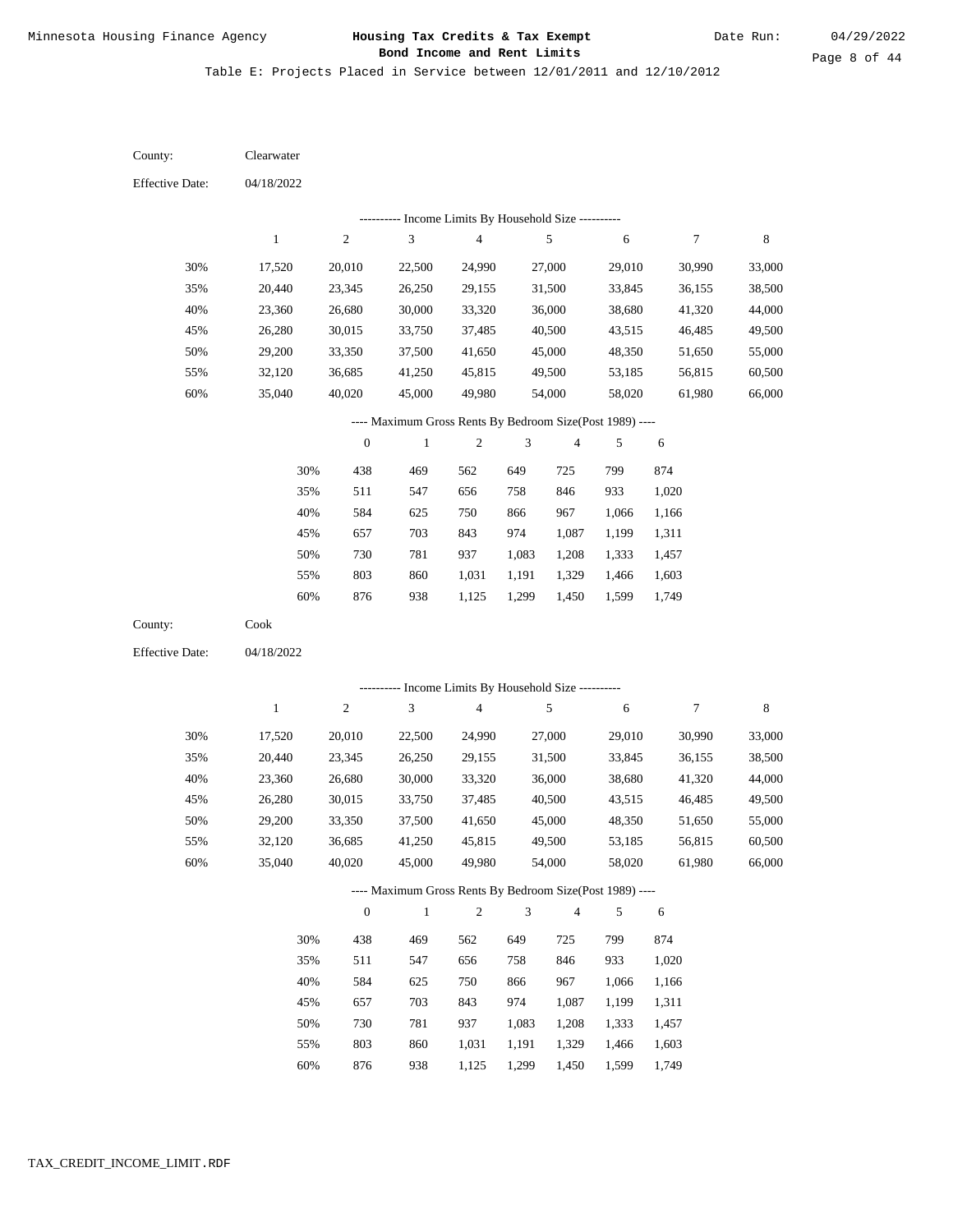Minnesota Housing Finance Agency

# Housing Tax Credits & Tax Exempt Bond Income and Rent Limits

Date Run: 04/29/2022

Table E: Projects Placed in Service between 12/01/2011 and 12/10/2012

County: Clearwater

Effective Date: 04/18/2022

---------- Income Limits By Household Size ----------

| | 1 | 2 | 3 | 4 | 5 | 6 | 7 | 8 |
|---|---|---|---|---|---|---|---|---|
| 30% | 17,520 | 20,010 | 22,500 | 24,990 | 27,000 | 29,010 | 30,990 | 33,000 |
| 35% | 20,440 | 23,345 | 26,250 | 29,155 | 31,500 | 33,845 | 36,155 | 38,500 |
| 40% | 23,360 | 26,680 | 30,000 | 33,320 | 36,000 | 38,680 | 41,320 | 44,000 |
| 45% | 26,280 | 30,015 | 33,750 | 37,485 | 40,500 | 43,515 | 46,485 | 49,500 |
| 50% | 29,200 | 33,350 | 37,500 | 41,650 | 45,000 | 48,350 | 51,650 | 55,000 |
| 55% | 32,120 | 36,685 | 41,250 | 45,815 | 49,500 | 53,185 | 56,815 | 60,500 |
| 60% | 35,040 | 40,020 | 45,000 | 49,980 | 54,000 | 58,020 | 61,980 | 66,000 |

---- Maximum Gross Rents By Bedroom Size(Post 1989) ----

| | 0 | 1 | 2 | 3 | 4 | 5 | 6 |
|---|---|---|---|---|---|---|---|
| 30% | 438 | 469 | 562 | 649 | 725 | 799 | 874 |
| 35% | 511 | 547 | 656 | 758 | 846 | 933 | 1,020 |
| 40% | 584 | 625 | 750 | 866 | 967 | 1,066 | 1,166 |
| 45% | 657 | 703 | 843 | 974 | 1,087 | 1,199 | 1,311 |
| 50% | 730 | 781 | 937 | 1,083 | 1,208 | 1,333 | 1,457 |
| 55% | 803 | 860 | 1,031 | 1,191 | 1,329 | 1,466 | 1,603 |
| 60% | 876 | 938 | 1,125 | 1,299 | 1,450 | 1,599 | 1,749 |

County: Cook

Effective Date: 04/18/2022

---------- Income Limits By Household Size ----------

| | 1 | 2 | 3 | 4 | 5 | 6 | 7 | 8 |
|---|---|---|---|---|---|---|---|---|
| 30% | 17,520 | 20,010 | 22,500 | 24,990 | 27,000 | 29,010 | 30,990 | 33,000 |
| 35% | 20,440 | 23,345 | 26,250 | 29,155 | 31,500 | 33,845 | 36,155 | 38,500 |
| 40% | 23,360 | 26,680 | 30,000 | 33,320 | 36,000 | 38,680 | 41,320 | 44,000 |
| 45% | 26,280 | 30,015 | 33,750 | 37,485 | 40,500 | 43,515 | 46,485 | 49,500 |
| 50% | 29,200 | 33,350 | 37,500 | 41,650 | 45,000 | 48,350 | 51,650 | 55,000 |
| 55% | 32,120 | 36,685 | 41,250 | 45,815 | 49,500 | 53,185 | 56,815 | 60,500 |
| 60% | 35,040 | 40,020 | 45,000 | 49,980 | 54,000 | 58,020 | 61,980 | 66,000 |

---- Maximum Gross Rents By Bedroom Size(Post 1989) ----

| | 0 | 1 | 2 | 3 | 4 | 5 | 6 |
|---|---|---|---|---|---|---|---|
| 30% | 438 | 469 | 562 | 649 | 725 | 799 | 874 |
| 35% | 511 | 547 | 656 | 758 | 846 | 933 | 1,020 |
| 40% | 584 | 625 | 750 | 866 | 967 | 1,066 | 1,166 |
| 45% | 657 | 703 | 843 | 974 | 1,087 | 1,199 | 1,311 |
| 50% | 730 | 781 | 937 | 1,083 | 1,208 | 1,333 | 1,457 |
| 55% | 803 | 860 | 1,031 | 1,191 | 1,329 | 1,466 | 1,603 |
| 60% | 876 | 938 | 1,125 | 1,299 | 1,450 | 1,599 | 1,749 |

TAX_CREDIT_INCOME_LIMIT.RDF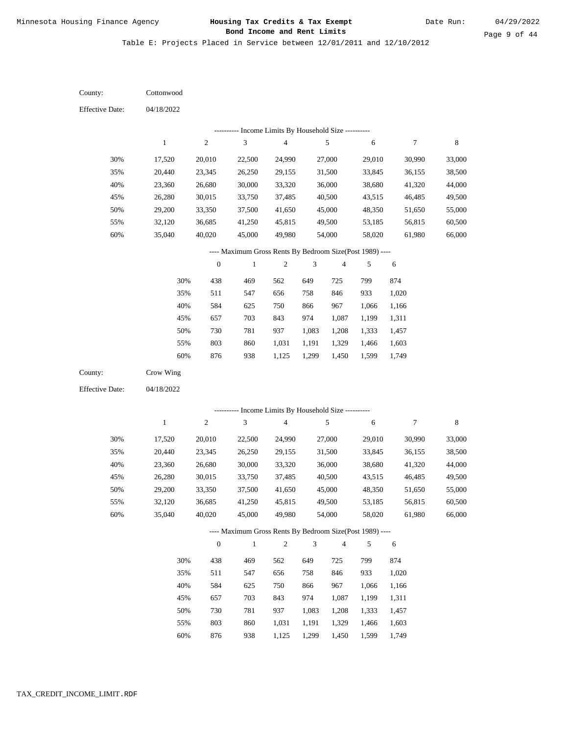Minnesota Housing Finance Agency

# Housing Tax Credits & Tax Exempt Bond Income and Rent Limits

Date Run: 04/29/2022

Table E: Projects Placed in Service between 12/01/2011 and 12/10/2012

County: Cottonwood

Effective Date: 04/18/2022

---------- Income Limits By Household Size ----------

| | 1 | 2 | 3 | 4 | 5 | 6 | 7 | 8 |
|---|---|---|---|---|---|---|---|---|
| 30% | 17,520 | 20,010 | 22,500 | 24,990 | 27,000 | 29,010 | 30,990 | 33,000 |
| 35% | 20,440 | 23,345 | 26,250 | 29,155 | 31,500 | 33,845 | 36,155 | 38,500 |
| 40% | 23,360 | 26,680 | 30,000 | 33,320 | 36,000 | 38,680 | 41,320 | 44,000 |
| 45% | 26,280 | 30,015 | 33,750 | 37,485 | 40,500 | 43,515 | 46,485 | 49,500 |
| 50% | 29,200 | 33,350 | 37,500 | 41,650 | 45,000 | 48,350 | 51,650 | 55,000 |
| 55% | 32,120 | 36,685 | 41,250 | 45,815 | 49,500 | 53,185 | 56,815 | 60,500 |
| 60% | 35,040 | 40,020 | 45,000 | 49,980 | 54,000 | 58,020 | 61,980 | 66,000 |

---- Maximum Gross Rents By Bedroom Size(Post 1989) ----

| | 0 | 1 | 2 | 3 | 4 | 5 | 6 |
|---|---|---|---|---|---|---|---|
| 30% | 438 | 469 | 562 | 649 | 725 | 799 | 874 |
| 35% | 511 | 547 | 656 | 758 | 846 | 933 | 1,020 |
| 40% | 584 | 625 | 750 | 866 | 967 | 1,066 | 1,166 |
| 45% | 657 | 703 | 843 | 974 | 1,087 | 1,199 | 1,311 |
| 50% | 730 | 781 | 937 | 1,083 | 1,208 | 1,333 | 1,457 |
| 55% | 803 | 860 | 1,031 | 1,191 | 1,329 | 1,466 | 1,603 |
| 60% | 876 | 938 | 1,125 | 1,299 | 1,450 | 1,599 | 1,749 |

County: Crow Wing

Effective Date: 04/18/2022

---------- Income Limits By Household Size ----------

| | 1 | 2 | 3 | 4 | 5 | 6 | 7 | 8 |
|---|---|---|---|---|---|---|---|---|
| 30% | 17,520 | 20,010 | 22,500 | 24,990 | 27,000 | 29,010 | 30,990 | 33,000 |
| 35% | 20,440 | 23,345 | 26,250 | 29,155 | 31,500 | 33,845 | 36,155 | 38,500 |
| 40% | 23,360 | 26,680 | 30,000 | 33,320 | 36,000 | 38,680 | 41,320 | 44,000 |
| 45% | 26,280 | 30,015 | 33,750 | 37,485 | 40,500 | 43,515 | 46,485 | 49,500 |
| 50% | 29,200 | 33,350 | 37,500 | 41,650 | 45,000 | 48,350 | 51,650 | 55,000 |
| 55% | 32,120 | 36,685 | 41,250 | 45,815 | 49,500 | 53,185 | 56,815 | 60,500 |
| 60% | 35,040 | 40,020 | 45,000 | 49,980 | 54,000 | 58,020 | 61,980 | 66,000 |

---- Maximum Gross Rents By Bedroom Size(Post 1989) ----

| | 0 | 1 | 2 | 3 | 4 | 5 | 6 |
|---|---|---|---|---|---|---|---|
| 30% | 438 | 469 | 562 | 649 | 725 | 799 | 874 |
| 35% | 511 | 547 | 656 | 758 | 846 | 933 | 1,020 |
| 40% | 584 | 625 | 750 | 866 | 967 | 1,066 | 1,166 |
| 45% | 657 | 703 | 843 | 974 | 1,087 | 1,199 | 1,311 |
| 50% | 730 | 781 | 937 | 1,083 | 1,208 | 1,333 | 1,457 |
| 55% | 803 | 860 | 1,031 | 1,191 | 1,329 | 1,466 | 1,603 |
| 60% | 876 | 938 | 1,125 | 1,299 | 1,450 | 1,599 | 1,749 |

TAX_CREDIT_INCOME_LIMIT.RDF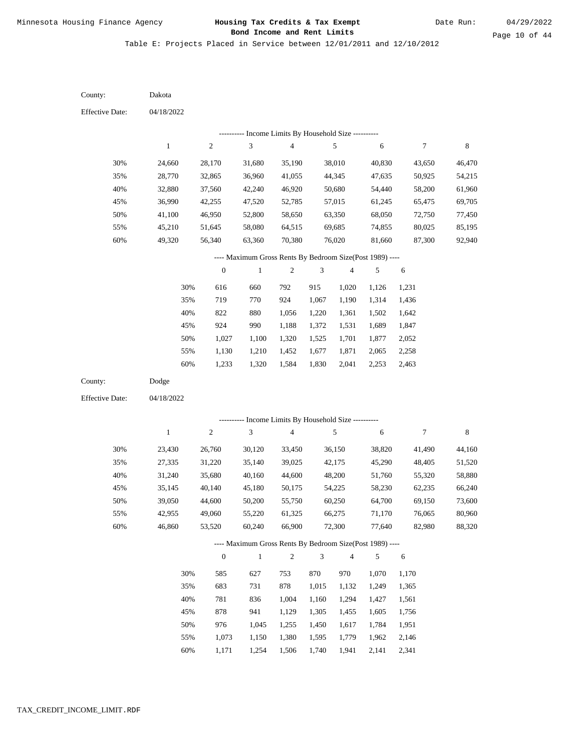Minnesota Housing Finance Agency

**Housing Tax Credits & Tax Exempt Bond Income and Rent Limits**

Date Run: 04/29/2022

Table E: Projects Placed in Service between 12/01/2011 and 12/10/2012

County: Dakota

Effective Date: 04/18/2022

---------- Income Limits By Household Size ----------

| | 1 | 2 | 3 | 4 | 5 | 6 | 7 | 8 |
|---|---|---|---|---|---|---|---|---|
| 30% | 24,660 | 28,170 | 31,680 | 35,190 | 38,010 | 40,830 | 43,650 | 46,470 |
| 35% | 28,770 | 32,865 | 36,960 | 41,055 | 44,345 | 47,635 | 50,925 | 54,215 |
| 40% | 32,880 | 37,560 | 42,240 | 46,920 | 50,680 | 54,440 | 58,200 | 61,960 |
| 45% | 36,990 | 42,255 | 47,520 | 52,785 | 57,015 | 61,245 | 65,475 | 69,705 |
| 50% | 41,100 | 46,950 | 52,800 | 58,650 | 63,350 | 68,050 | 72,750 | 77,450 |
| 55% | 45,210 | 51,645 | 58,080 | 64,515 | 69,685 | 74,855 | 80,025 | 85,195 |
| 60% | 49,320 | 56,340 | 63,360 | 70,380 | 76,020 | 81,660 | 87,300 | 92,940 |

---- Maximum Gross Rents By Bedroom Size(Post 1989) ----

| | 0 | 1 | 2 | 3 | 4 | 5 | 6 |
|---|---|---|---|---|---|---|---|
| 30% | 616 | 660 | 792 | 915 | 1,020 | 1,126 | 1,231 |
| 35% | 719 | 770 | 924 | 1,067 | 1,190 | 1,314 | 1,436 |
| 40% | 822 | 880 | 1,056 | 1,220 | 1,361 | 1,502 | 1,642 |
| 45% | 924 | 990 | 1,188 | 1,372 | 1,531 | 1,689 | 1,847 |
| 50% | 1,027 | 1,100 | 1,320 | 1,525 | 1,701 | 1,877 | 2,052 |
| 55% | 1,130 | 1,210 | 1,452 | 1,677 | 1,871 | 2,065 | 2,258 |
| 60% | 1,233 | 1,320 | 1,584 | 1,830 | 2,041 | 2,253 | 2,463 |

County: Dodge

Effective Date: 04/18/2022

---------- Income Limits By Household Size ----------

| | 1 | 2 | 3 | 4 | 5 | 6 | 7 | 8 |
|---|---|---|---|---|---|---|---|---|
| 30% | 23,430 | 26,760 | 30,120 | 33,450 | 36,150 | 38,820 | 41,490 | 44,160 |
| 35% | 27,335 | 31,220 | 35,140 | 39,025 | 42,175 | 45,290 | 48,405 | 51,520 |
| 40% | 31,240 | 35,680 | 40,160 | 44,600 | 48,200 | 51,760 | 55,320 | 58,880 |
| 45% | 35,145 | 40,140 | 45,180 | 50,175 | 54,225 | 58,230 | 62,235 | 66,240 |
| 50% | 39,050 | 44,600 | 50,200 | 55,750 | 60,250 | 64,700 | 69,150 | 73,600 |
| 55% | 42,955 | 49,060 | 55,220 | 61,325 | 66,275 | 71,170 | 76,065 | 80,960 |
| 60% | 46,860 | 53,520 | 60,240 | 66,900 | 72,300 | 77,640 | 82,980 | 88,320 |

---- Maximum Gross Rents By Bedroom Size(Post 1989) ----

| | 0 | 1 | 2 | 3 | 4 | 5 | 6 |
|---|---|---|---|---|---|---|---|
| 30% | 585 | 627 | 753 | 870 | 970 | 1,070 | 1,170 |
| 35% | 683 | 731 | 878 | 1,015 | 1,132 | 1,249 | 1,365 |
| 40% | 781 | 836 | 1,004 | 1,160 | 1,294 | 1,427 | 1,561 |
| 45% | 878 | 941 | 1,129 | 1,305 | 1,455 | 1,605 | 1,756 |
| 50% | 976 | 1,045 | 1,255 | 1,450 | 1,617 | 1,784 | 1,951 |
| 55% | 1,073 | 1,150 | 1,380 | 1,595 | 1,779 | 1,962 | 2,146 |
| 60% | 1,171 | 1,254 | 1,506 | 1,740 | 1,941 | 2,141 | 2,341 |

TAX_CREDIT_INCOME_LIMIT.RDF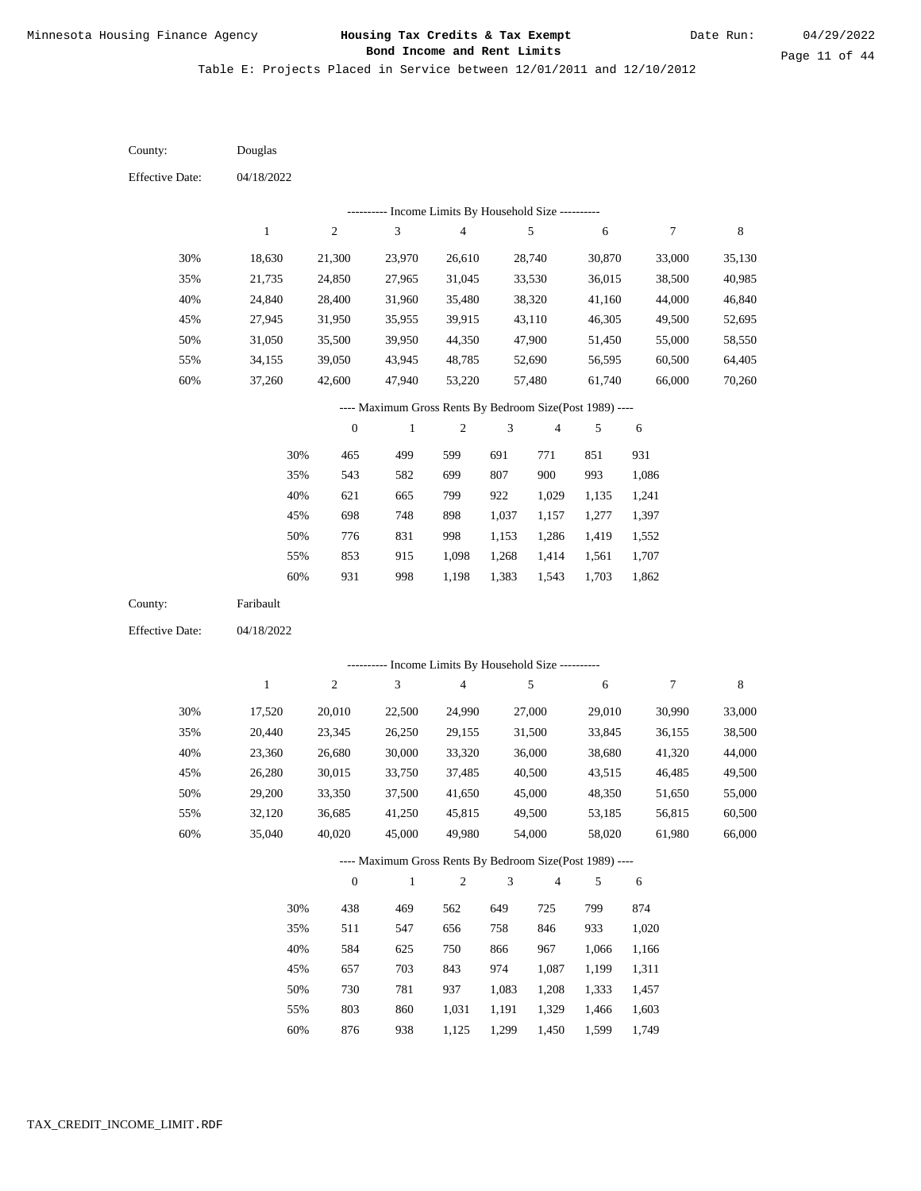Minnesota Housing Finance Agency

**Housing Tax Credits & Tax Exempt Bond Income and Rent Limits**

Date Run: 04/29/2022

Table E: Projects Placed in Service between 12/01/2011 and 12/10/2012

County: Douglas

Effective Date: 04/18/2022

---------- Income Limits By Household Size ----------

| | 1 | 2 | 3 | 4 | 5 | 6 | 7 | 8 |
|---|---|---|---|---|---|---|---|---|
| 30% | 18,630 | 21,300 | 23,970 | 26,610 | 28,740 | 30,870 | 33,000 | 35,130 |
| 35% | 21,735 | 24,850 | 27,965 | 31,045 | 33,530 | 36,015 | 38,500 | 40,985 |
| 40% | 24,840 | 28,400 | 31,960 | 35,480 | 38,320 | 41,160 | 44,000 | 46,840 |
| 45% | 27,945 | 31,950 | 35,955 | 39,915 | 43,110 | 46,305 | 49,500 | 52,695 |
| 50% | 31,050 | 35,500 | 39,950 | 44,350 | 47,900 | 51,450 | 55,000 | 58,550 |
| 55% | 34,155 | 39,050 | 43,945 | 48,785 | 52,690 | 56,595 | 60,500 | 64,405 |
| 60% | 37,260 | 42,600 | 47,940 | 53,220 | 57,480 | 61,740 | 66,000 | 70,260 |

---- Maximum Gross Rents By Bedroom Size(Post 1989) ----

| | 0 | 1 | 2 | 3 | 4 | 5 | 6 |
|---|---|---|---|---|---|---|---|
| 30% | 465 | 499 | 599 | 691 | 771 | 851 | 931 |
| 35% | 543 | 582 | 699 | 807 | 900 | 993 | 1,086 |
| 40% | 621 | 665 | 799 | 922 | 1,029 | 1,135 | 1,241 |
| 45% | 698 | 748 | 898 | 1,037 | 1,157 | 1,277 | 1,397 |
| 50% | 776 | 831 | 998 | 1,153 | 1,286 | 1,419 | 1,552 |
| 55% | 853 | 915 | 1,098 | 1,268 | 1,414 | 1,561 | 1,707 |
| 60% | 931 | 998 | 1,198 | 1,383 | 1,543 | 1,703 | 1,862 |

County: Faribault

Effective Date: 04/18/2022

---------- Income Limits By Household Size ----------

| | 1 | 2 | 3 | 4 | 5 | 6 | 7 | 8 |
|---|---|---|---|---|---|---|---|---|
| 30% | 17,520 | 20,010 | 22,500 | 24,990 | 27,000 | 29,010 | 30,990 | 33,000 |
| 35% | 20,440 | 23,345 | 26,250 | 29,155 | 31,500 | 33,845 | 36,155 | 38,500 |
| 40% | 23,360 | 26,680 | 30,000 | 33,320 | 36,000 | 38,680 | 41,320 | 44,000 |
| 45% | 26,280 | 30,015 | 33,750 | 37,485 | 40,500 | 43,515 | 46,485 | 49,500 |
| 50% | 29,200 | 33,350 | 37,500 | 41,650 | 45,000 | 48,350 | 51,650 | 55,000 |
| 55% | 32,120 | 36,685 | 41,250 | 45,815 | 49,500 | 53,185 | 56,815 | 60,500 |
| 60% | 35,040 | 40,020 | 45,000 | 49,980 | 54,000 | 58,020 | 61,980 | 66,000 |

---- Maximum Gross Rents By Bedroom Size(Post 1989) ----

| | 0 | 1 | 2 | 3 | 4 | 5 | 6 |
|---|---|---|---|---|---|---|---|
| 30% | 438 | 469 | 562 | 649 | 725 | 799 | 874 |
| 35% | 511 | 547 | 656 | 758 | 846 | 933 | 1,020 |
| 40% | 584 | 625 | 750 | 866 | 967 | 1,066 | 1,166 |
| 45% | 657 | 703 | 843 | 974 | 1,087 | 1,199 | 1,311 |
| 50% | 730 | 781 | 937 | 1,083 | 1,208 | 1,333 | 1,457 |
| 55% | 803 | 860 | 1,031 | 1,191 | 1,329 | 1,466 | 1,603 |
| 60% | 876 | 938 | 1,125 | 1,299 | 1,450 | 1,599 | 1,749 |

TAX_CREDIT_INCOME_LIMIT.RDF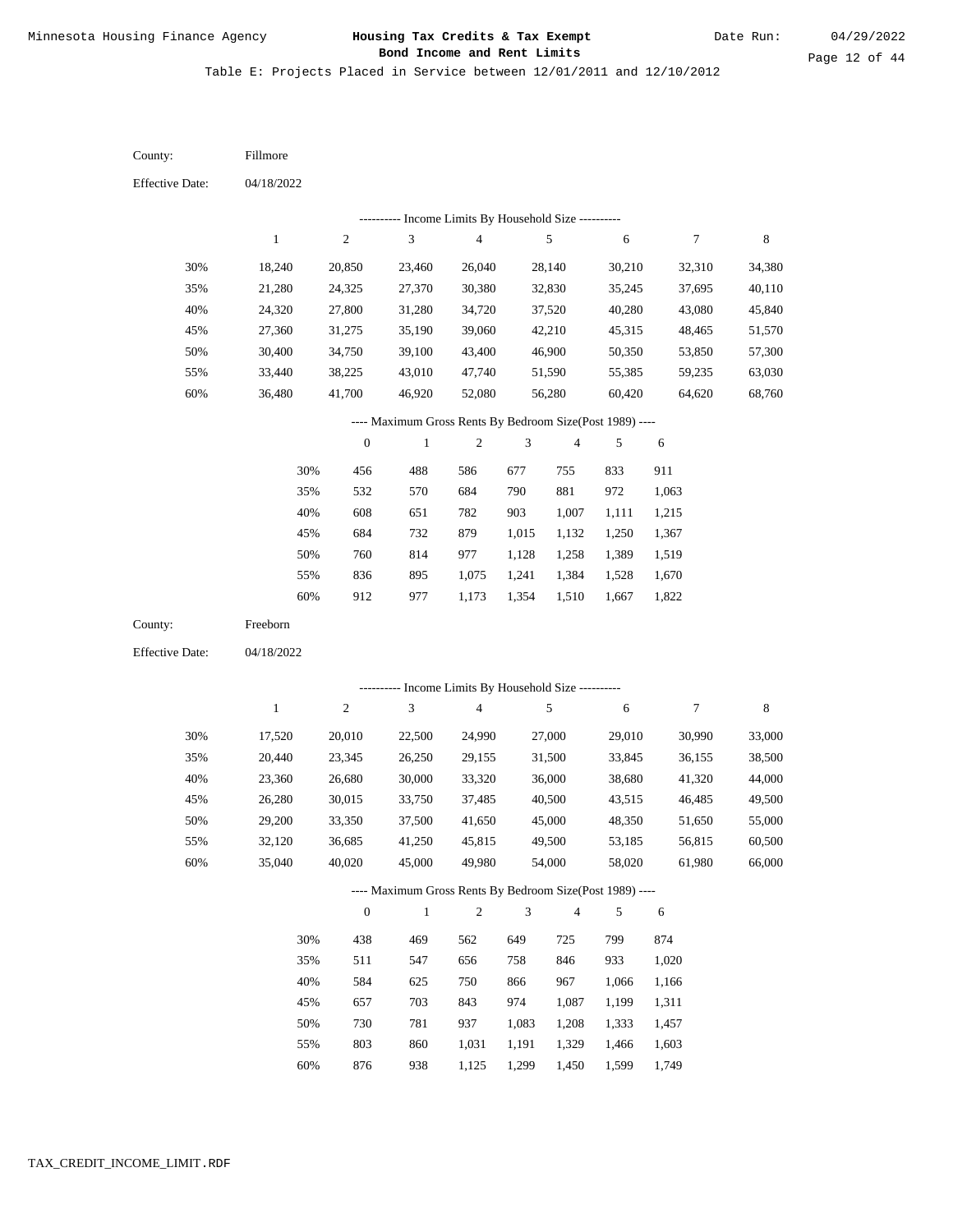# Housing Tax Credits & Tax Exempt Bond Income and Rent Limits

Minnesota Housing Finance Agency

Date Run: 04/29/2022

Table E: Projects Placed in Service between 12/01/2011 and 12/10/2012

County: Fillmore

Effective Date: 04/18/2022

---------- Income Limits By Household Size ----------

| | 1 | 2 | 3 | 4 | 5 | 6 | 7 | 8 |
|---|---|---|---|---|---|---|---|---|
| 30% | 18,240 | 20,850 | 23,460 | 26,040 | 28,140 | 30,210 | 32,310 | 34,380 |
| 35% | 21,280 | 24,325 | 27,370 | 30,380 | 32,830 | 35,245 | 37,695 | 40,110 |
| 40% | 24,320 | 27,800 | 31,280 | 34,720 | 37,520 | 40,280 | 43,080 | 45,840 |
| 45% | 27,360 | 31,275 | 35,190 | 39,060 | 42,210 | 45,315 | 48,465 | 51,570 |
| 50% | 30,400 | 34,750 | 39,100 | 43,400 | 46,900 | 50,350 | 53,850 | 57,300 |
| 55% | 33,440 | 38,225 | 43,010 | 47,740 | 51,590 | 55,385 | 59,235 | 63,030 |
| 60% | 36,480 | 41,700 | 46,920 | 52,080 | 56,280 | 60,420 | 64,620 | 68,760 |

---- Maximum Gross Rents By Bedroom Size(Post 1989) ----

| | 0 | 1 | 2 | 3 | 4 | 5 | 6 |
|---|---|---|---|---|---|---|---|
| 30% | 456 | 488 | 586 | 677 | 755 | 833 | 911 |
| 35% | 532 | 570 | 684 | 790 | 881 | 972 | 1,063 |
| 40% | 608 | 651 | 782 | 903 | 1,007 | 1,111 | 1,215 |
| 45% | 684 | 732 | 879 | 1,015 | 1,132 | 1,250 | 1,367 |
| 50% | 760 | 814 | 977 | 1,128 | 1,258 | 1,389 | 1,519 |
| 55% | 836 | 895 | 1,075 | 1,241 | 1,384 | 1,528 | 1,670 |
| 60% | 912 | 977 | 1,173 | 1,354 | 1,510 | 1,667 | 1,822 |

County: Freeborn

Effective Date: 04/18/2022

---------- Income Limits By Household Size ----------

| | 1 | 2 | 3 | 4 | 5 | 6 | 7 | 8 |
|---|---|---|---|---|---|---|---|---|
| 30% | 17,520 | 20,010 | 22,500 | 24,990 | 27,000 | 29,010 | 30,990 | 33,000 |
| 35% | 20,440 | 23,345 | 26,250 | 29,155 | 31,500 | 33,845 | 36,155 | 38,500 |
| 40% | 23,360 | 26,680 | 30,000 | 33,320 | 36,000 | 38,680 | 41,320 | 44,000 |
| 45% | 26,280 | 30,015 | 33,750 | 37,485 | 40,500 | 43,515 | 46,485 | 49,500 |
| 50% | 29,200 | 33,350 | 37,500 | 41,650 | 45,000 | 48,350 | 51,650 | 55,000 |
| 55% | 32,120 | 36,685 | 41,250 | 45,815 | 49,500 | 53,185 | 56,815 | 60,500 |
| 60% | 35,040 | 40,020 | 45,000 | 49,980 | 54,000 | 58,020 | 61,980 | 66,000 |

---- Maximum Gross Rents By Bedroom Size(Post 1989) ----

| | 0 | 1 | 2 | 3 | 4 | 5 | 6 |
|---|---|---|---|---|---|---|---|
| 30% | 438 | 469 | 562 | 649 | 725 | 799 | 874 |
| 35% | 511 | 547 | 656 | 758 | 846 | 933 | 1,020 |
| 40% | 584 | 625 | 750 | 866 | 967 | 1,066 | 1,166 |
| 45% | 657 | 703 | 843 | 974 | 1,087 | 1,199 | 1,311 |
| 50% | 730 | 781 | 937 | 1,083 | 1,208 | 1,333 | 1,457 |
| 55% | 803 | 860 | 1,031 | 1,191 | 1,329 | 1,466 | 1,603 |
| 60% | 876 | 938 | 1,125 | 1,299 | 1,450 | 1,599 | 1,749 |

TAX_CREDIT_INCOME_LIMIT.RDF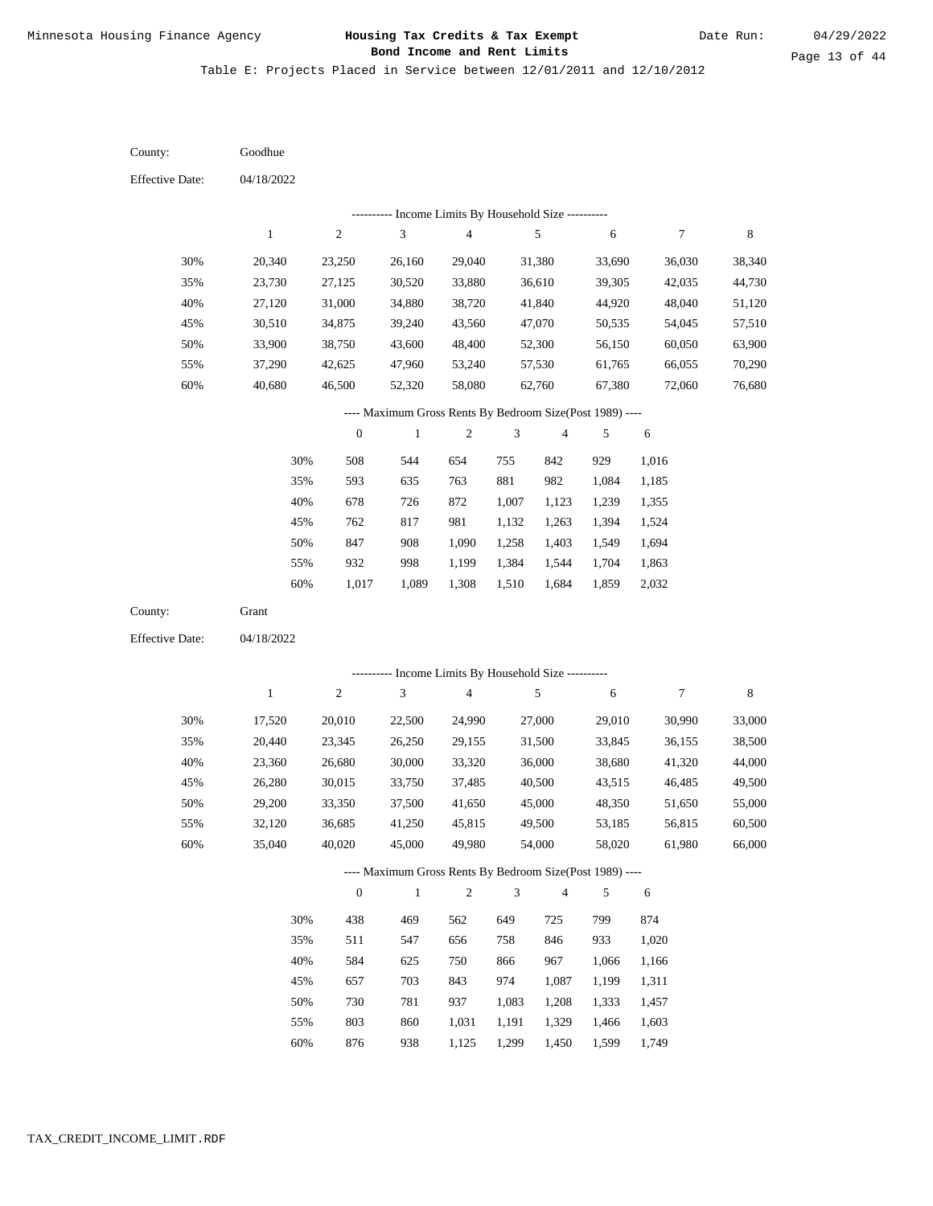Table E: Projects Placed in Service between 12/01/2011 and 12/10/2012

County: Goodhue

Effective Date: 04/18/2022

---------- Income Limits By Household Size ----------

| | 1 | 2 | 3 | 4 | 5 | 6 | 7 | 8 |
|---|---|---|---|---|---|---|---|---|
| 30% | 20,340 | 23,250 | 26,160 | 29,040 | 31,380 | 33,690 | 36,030 | 38,340 |
| 35% | 23,730 | 27,125 | 30,520 | 33,880 | 36,610 | 39,305 | 42,035 | 44,730 |
| 40% | 27,120 | 31,000 | 34,880 | 38,720 | 41,840 | 44,920 | 48,040 | 51,120 |
| 45% | 30,510 | 34,875 | 39,240 | 43,560 | 47,070 | 50,535 | 54,045 | 57,510 |
| 50% | 33,900 | 38,750 | 43,600 | 48,400 | 52,300 | 56,150 | 60,050 | 63,900 |
| 55% | 37,290 | 42,625 | 47,960 | 53,240 | 57,530 | 61,765 | 66,055 | 70,290 |
| 60% | 40,680 | 46,500 | 52,320 | 58,080 | 62,760 | 67,380 | 72,060 | 76,680 |

---- Maximum Gross Rents By Bedroom Size(Post 1989) ----

| | 0 | 1 | 2 | 3 | 4 | 5 | 6 |
|---|---|---|---|---|---|---|---|
| 30% | 508 | 544 | 654 | 755 | 842 | 929 | 1,016 |
| 35% | 593 | 635 | 763 | 881 | 982 | 1,084 | 1,185 |
| 40% | 678 | 726 | 872 | 1,007 | 1,123 | 1,239 | 1,355 |
| 45% | 762 | 817 | 981 | 1,132 | 1,263 | 1,394 | 1,524 |
| 50% | 847 | 908 | 1,090 | 1,258 | 1,403 | 1,549 | 1,694 |
| 55% | 932 | 998 | 1,199 | 1,384 | 1,544 | 1,704 | 1,863 |
| 60% | 1,017 | 1,089 | 1,308 | 1,510 | 1,684 | 1,859 | 2,032 |

County: Grant

Effective Date: 04/18/2022

---------- Income Limits By Household Size ----------

| | 1 | 2 | 3 | 4 | 5 | 6 | 7 | 8 |
|---|---|---|---|---|---|---|---|---|
| 30% | 17,520 | 20,010 | 22,500 | 24,990 | 27,000 | 29,010 | 30,990 | 33,000 |
| 35% | 20,440 | 23,345 | 26,250 | 29,155 | 31,500 | 33,845 | 36,155 | 38,500 |
| 40% | 23,360 | 26,680 | 30,000 | 33,320 | 36,000 | 38,680 | 41,320 | 44,000 |
| 45% | 26,280 | 30,015 | 33,750 | 37,485 | 40,500 | 43,515 | 46,485 | 49,500 |
| 50% | 29,200 | 33,350 | 37,500 | 41,650 | 45,000 | 48,350 | 51,650 | 55,000 |
| 55% | 32,120 | 36,685 | 41,250 | 45,815 | 49,500 | 53,185 | 56,815 | 60,500 |
| 60% | 35,040 | 40,020 | 45,000 | 49,980 | 54,000 | 58,020 | 61,980 | 66,000 |

---- Maximum Gross Rents By Bedroom Size(Post 1989) ----

| | 0 | 1 | 2 | 3 | 4 | 5 | 6 |
|---|---|---|---|---|---|---|---|
| 30% | 438 | 469 | 562 | 649 | 725 | 799 | 874 |
| 35% | 511 | 547 | 656 | 758 | 846 | 933 | 1,020 |
| 40% | 584 | 625 | 750 | 866 | 967 | 1,066 | 1,166 |
| 45% | 657 | 703 | 843 | 974 | 1,087 | 1,199 | 1,311 |
| 50% | 730 | 781 | 937 | 1,083 | 1,208 | 1,333 | 1,457 |
| 55% | 803 | 860 | 1,031 | 1,191 | 1,329 | 1,466 | 1,603 |
| 60% | 876 | 938 | 1,125 | 1,299 | 1,450 | 1,599 | 1,749 |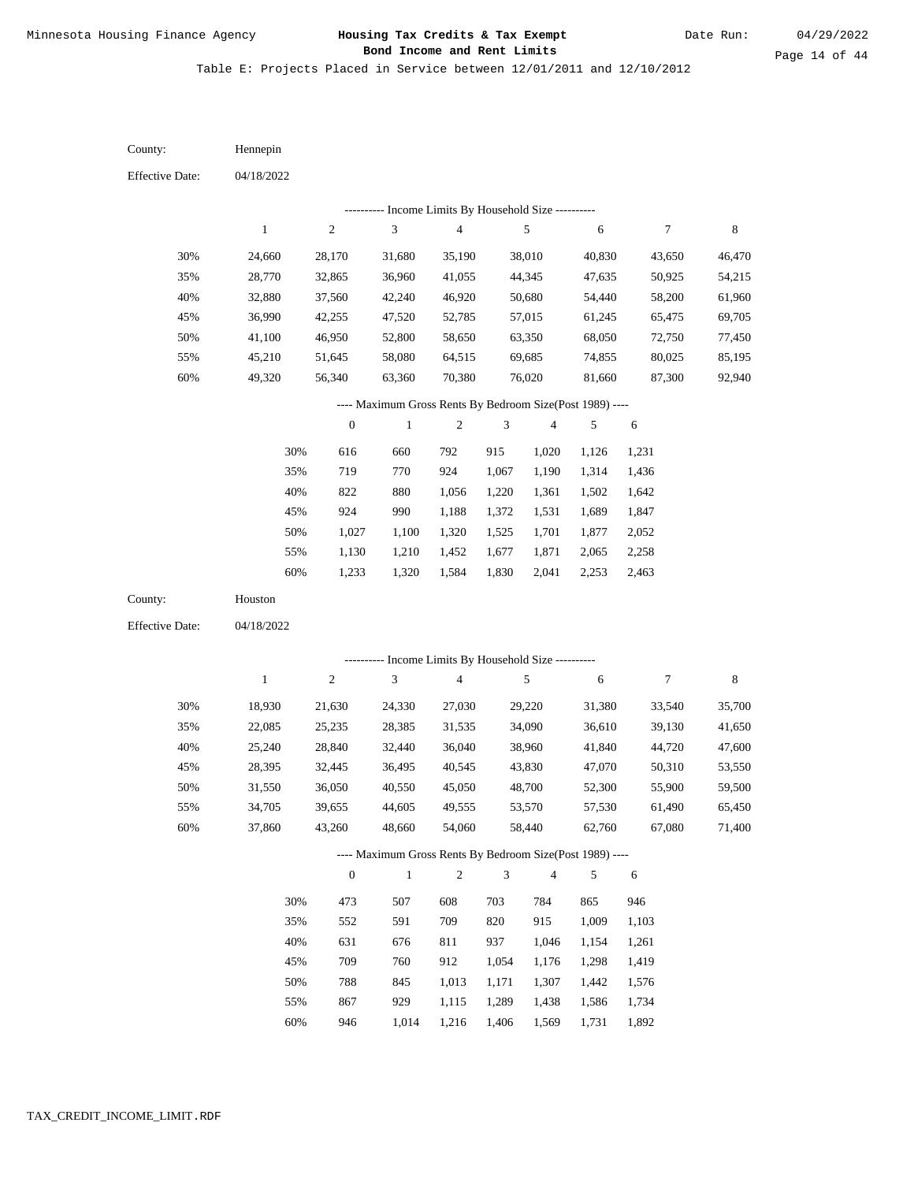Minnesota Housing Finance Agency

**Housing Tax Credits & Tax Exempt Bond Income and Rent Limits**

Date Run: 04/29/2022

Table E: Projects Placed in Service between 12/01/2011 and 12/10/2012

County: Hennepin

Effective Date: 04/18/2022

---------- Income Limits By Household Size ----------

| | 1 | 2 | 3 | 4 | 5 | 6 | 7 | 8 |
|---|---|---|---|---|---|---|---|---|
| 30% | 24,660 | 28,170 | 31,680 | 35,190 | 38,010 | 40,830 | 43,650 | 46,470 |
| 35% | 28,770 | 32,865 | 36,960 | 41,055 | 44,345 | 47,635 | 50,925 | 54,215 |
| 40% | 32,880 | 37,560 | 42,240 | 46,920 | 50,680 | 54,440 | 58,200 | 61,960 |
| 45% | 36,990 | 42,255 | 47,520 | 52,785 | 57,015 | 61,245 | 65,475 | 69,705 |
| 50% | 41,100 | 46,950 | 52,800 | 58,650 | 63,350 | 68,050 | 72,750 | 77,450 |
| 55% | 45,210 | 51,645 | 58,080 | 64,515 | 69,685 | 74,855 | 80,025 | 85,195 |
| 60% | 49,320 | 56,340 | 63,360 | 70,380 | 76,020 | 81,660 | 87,300 | 92,940 |

---- Maximum Gross Rents By Bedroom Size(Post 1989) ----

| | 0 | 1 | 2 | 3 | 4 | 5 | 6 |
|---|---|---|---|---|---|---|---|
| 30% | 616 | 660 | 792 | 915 | 1,020 | 1,126 | 1,231 |
| 35% | 719 | 770 | 924 | 1,067 | 1,190 | 1,314 | 1,436 |
| 40% | 822 | 880 | 1,056 | 1,220 | 1,361 | 1,502 | 1,642 |
| 45% | 924 | 990 | 1,188 | 1,372 | 1,531 | 1,689 | 1,847 |
| 50% | 1,027 | 1,100 | 1,320 | 1,525 | 1,701 | 1,877 | 2,052 |
| 55% | 1,130 | 1,210 | 1,452 | 1,677 | 1,871 | 2,065 | 2,258 |
| 60% | 1,233 | 1,320 | 1,584 | 1,830 | 2,041 | 2,253 | 2,463 |

County: Houston

Effective Date: 04/18/2022

---------- Income Limits By Household Size ----------

| | 1 | 2 | 3 | 4 | 5 | 6 | 7 | 8 |
|---|---|---|---|---|---|---|---|---|
| 30% | 18,930 | 21,630 | 24,330 | 27,030 | 29,220 | 31,380 | 33,540 | 35,700 |
| 35% | 22,085 | 25,235 | 28,385 | 31,535 | 34,090 | 36,610 | 39,130 | 41,650 |
| 40% | 25,240 | 28,840 | 32,440 | 36,040 | 38,960 | 41,840 | 44,720 | 47,600 |
| 45% | 28,395 | 32,445 | 36,495 | 40,545 | 43,830 | 47,070 | 50,310 | 53,550 |
| 50% | 31,550 | 36,050 | 40,550 | 45,050 | 48,700 | 52,300 | 55,900 | 59,500 |
| 55% | 34,705 | 39,655 | 44,605 | 49,555 | 53,570 | 57,530 | 61,490 | 65,450 |
| 60% | 37,860 | 43,260 | 48,660 | 54,060 | 58,440 | 62,760 | 67,080 | 71,400 |

---- Maximum Gross Rents By Bedroom Size(Post 1989) ----

| | 0 | 1 | 2 | 3 | 4 | 5 | 6 |
|---|---|---|---|---|---|---|---|
| 30% | 473 | 507 | 608 | 703 | 784 | 865 | 946 |
| 35% | 552 | 591 | 709 | 820 | 915 | 1,009 | 1,103 |
| 40% | 631 | 676 | 811 | 937 | 1,046 | 1,154 | 1,261 |
| 45% | 709 | 760 | 912 | 1,054 | 1,176 | 1,298 | 1,419 |
| 50% | 788 | 845 | 1,013 | 1,171 | 1,307 | 1,442 | 1,576 |
| 55% | 867 | 929 | 1,115 | 1,289 | 1,438 | 1,586 | 1,734 |
| 60% | 946 | 1,014 | 1,216 | 1,406 | 1,569 | 1,731 | 1,892 |

TAX_CREDIT_INCOME_LIMIT.RDF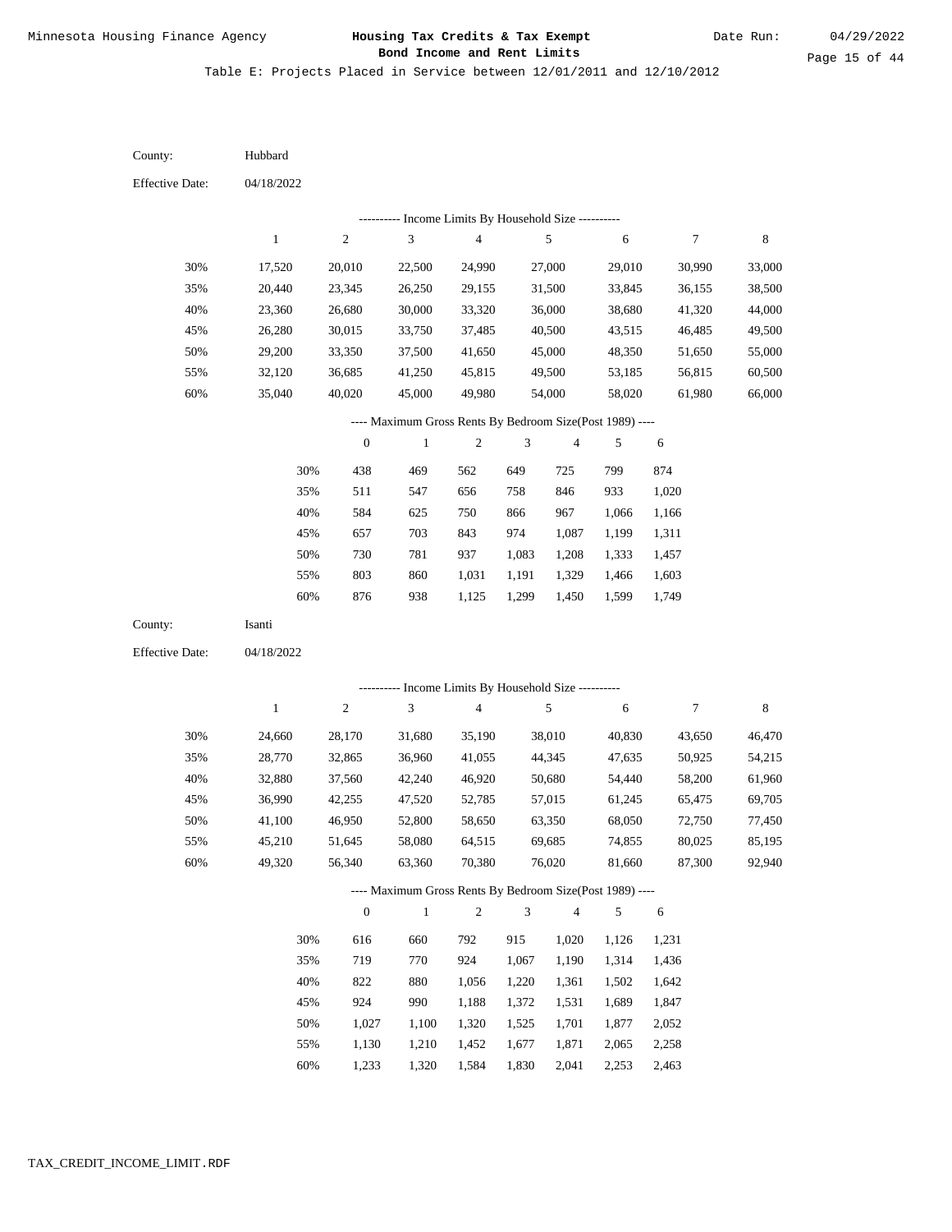Minnesota Housing Finance Agency

# Housing Tax Credits & Tax Exempt Bond Income and Rent Limits

Date Run: 04/29/2022

Table E: Projects Placed in Service between 12/01/2011 and 12/10/2012

County: Hubbard

Effective Date: 04/18/2022

---------- Income Limits By Household Size ----------

| | 1 | 2 | 3 | 4 | 5 | 6 | 7 | 8 |
|---|---|---|---|---|---|---|---|---|
| 30% | 17,520 | 20,010 | 22,500 | 24,990 | 27,000 | 29,010 | 30,990 | 33,000 |
| 35% | 20,440 | 23,345 | 26,250 | 29,155 | 31,500 | 33,845 | 36,155 | 38,500 |
| 40% | 23,360 | 26,680 | 30,000 | 33,320 | 36,000 | 38,680 | 41,320 | 44,000 |
| 45% | 26,280 | 30,015 | 33,750 | 37,485 | 40,500 | 43,515 | 46,485 | 49,500 |
| 50% | 29,200 | 33,350 | 37,500 | 41,650 | 45,000 | 48,350 | 51,650 | 55,000 |
| 55% | 32,120 | 36,685 | 41,250 | 45,815 | 49,500 | 53,185 | 56,815 | 60,500 |
| 60% | 35,040 | 40,020 | 45,000 | 49,980 | 54,000 | 58,020 | 61,980 | 66,000 |

---- Maximum Gross Rents By Bedroom Size(Post 1989) ----

| | 0 | 1 | 2 | 3 | 4 | 5 | 6 |
|---|---|---|---|---|---|---|---|
| 30% | 438 | 469 | 562 | 649 | 725 | 799 | 874 |
| 35% | 511 | 547 | 656 | 758 | 846 | 933 | 1,020 |
| 40% | 584 | 625 | 750 | 866 | 967 | 1,066 | 1,166 |
| 45% | 657 | 703 | 843 | 974 | 1,087 | 1,199 | 1,311 |
| 50% | 730 | 781 | 937 | 1,083 | 1,208 | 1,333 | 1,457 |
| 55% | 803 | 860 | 1,031 | 1,191 | 1,329 | 1,466 | 1,603 |
| 60% | 876 | 938 | 1,125 | 1,299 | 1,450 | 1,599 | 1,749 |

County: Isanti

Effective Date: 04/18/2022

---------- Income Limits By Household Size ----------

| | 1 | 2 | 3 | 4 | 5 | 6 | 7 | 8 |
|---|---|---|---|---|---|---|---|---|
| 30% | 24,660 | 28,170 | 31,680 | 35,190 | 38,010 | 40,830 | 43,650 | 46,470 |
| 35% | 28,770 | 32,865 | 36,960 | 41,055 | 44,345 | 47,635 | 50,925 | 54,215 |
| 40% | 32,880 | 37,560 | 42,240 | 46,920 | 50,680 | 54,440 | 58,200 | 61,960 |
| 45% | 36,990 | 42,255 | 47,520 | 52,785 | 57,015 | 61,245 | 65,475 | 69,705 |
| 50% | 41,100 | 46,950 | 52,800 | 58,650 | 63,350 | 68,050 | 72,750 | 77,450 |
| 55% | 45,210 | 51,645 | 58,080 | 64,515 | 69,685 | 74,855 | 80,025 | 85,195 |
| 60% | 49,320 | 56,340 | 63,360 | 70,380 | 76,020 | 81,660 | 87,300 | 92,940 |

---- Maximum Gross Rents By Bedroom Size(Post 1989) ----

| | 0 | 1 | 2 | 3 | 4 | 5 | 6 |
|---|---|---|---|---|---|---|---|
| 30% | 616 | 660 | 792 | 915 | 1,020 | 1,126 | 1,231 |
| 35% | 719 | 770 | 924 | 1,067 | 1,190 | 1,314 | 1,436 |
| 40% | 822 | 880 | 1,056 | 1,220 | 1,361 | 1,502 | 1,642 |
| 45% | 924 | 990 | 1,188 | 1,372 | 1,531 | 1,689 | 1,847 |
| 50% | 1,027 | 1,100 | 1,320 | 1,525 | 1,701 | 1,877 | 2,052 |
| 55% | 1,130 | 1,210 | 1,452 | 1,677 | 1,871 | 2,065 | 2,258 |
| 60% | 1,233 | 1,320 | 1,584 | 1,830 | 2,041 | 2,253 | 2,463 |

TAX_CREDIT_INCOME_LIMIT.RDF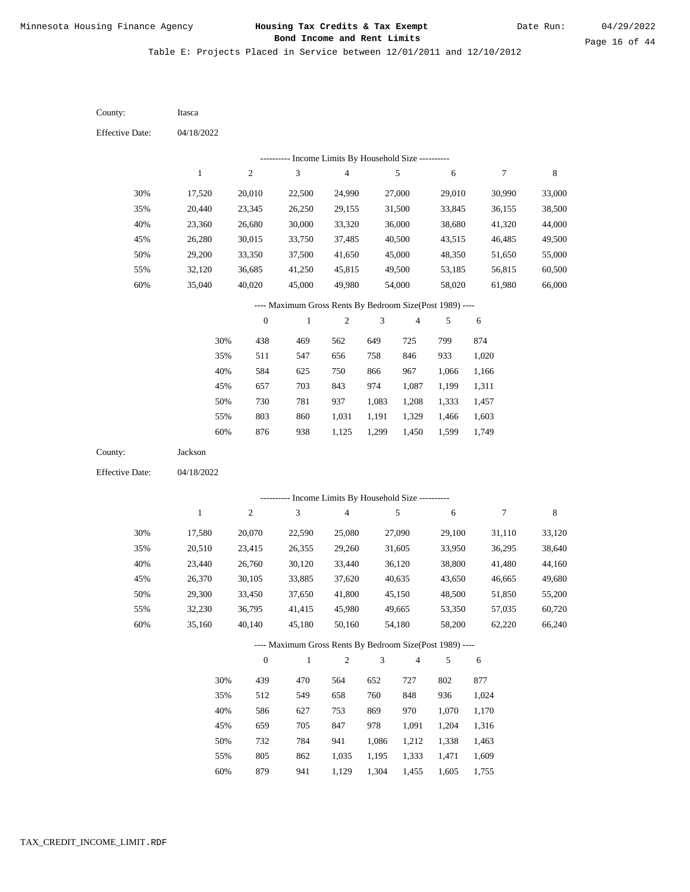# Housing Tax Credits & Tax Exempt Bond Income and Rent Limits

Minnesota Housing Finance Agency

Date Run: 04/29/2022

Table E: Projects Placed in Service between 12/01/2011 and 12/10/2012

County: Itasca

Effective Date: 04/18/2022

---------- Income Limits By Household Size ----------

| | 1 | 2 | 3 | 4 | 5 | 6 | 7 | 8 |
|---|---|---|---|---|---|---|---|---|
| 30% | 17,520 | 20,010 | 22,500 | 24,990 | 27,000 | 29,010 | 30,990 | 33,000 |
| 35% | 20,440 | 23,345 | 26,250 | 29,155 | 31,500 | 33,845 | 36,155 | 38,500 |
| 40% | 23,360 | 26,680 | 30,000 | 33,320 | 36,000 | 38,680 | 41,320 | 44,000 |
| 45% | 26,280 | 30,015 | 33,750 | 37,485 | 40,500 | 43,515 | 46,485 | 49,500 |
| 50% | 29,200 | 33,350 | 37,500 | 41,650 | 45,000 | 48,350 | 51,650 | 55,000 |
| 55% | 32,120 | 36,685 | 41,250 | 45,815 | 49,500 | 53,185 | 56,815 | 60,500 |
| 60% | 35,040 | 40,020 | 45,000 | 49,980 | 54,000 | 58,020 | 61,980 | 66,000 |

---- Maximum Gross Rents By Bedroom Size(Post 1989) ----

| | 0 | 1 | 2 | 3 | 4 | 5 | 6 |
|---|---|---|---|---|---|---|---|
| 30% | 438 | 469 | 562 | 649 | 725 | 799 | 874 |
| 35% | 511 | 547 | 656 | 758 | 846 | 933 | 1,020 |
| 40% | 584 | 625 | 750 | 866 | 967 | 1,066 | 1,166 |
| 45% | 657 | 703 | 843 | 974 | 1,087 | 1,199 | 1,311 |
| 50% | 730 | 781 | 937 | 1,083 | 1,208 | 1,333 | 1,457 |
| 55% | 803 | 860 | 1,031 | 1,191 | 1,329 | 1,466 | 1,603 |
| 60% | 876 | 938 | 1,125 | 1,299 | 1,450 | 1,599 | 1,749 |

County: Jackson

Effective Date: 04/18/2022

---------- Income Limits By Household Size ----------

| | 1 | 2 | 3 | 4 | 5 | 6 | 7 | 8 |
|---|---|---|---|---|---|---|---|---|
| 30% | 17,580 | 20,070 | 22,590 | 25,080 | 27,090 | 29,100 | 31,110 | 33,120 |
| 35% | 20,510 | 23,415 | 26,355 | 29,260 | 31,605 | 33,950 | 36,295 | 38,640 |
| 40% | 23,440 | 26,760 | 30,120 | 33,440 | 36,120 | 38,800 | 41,480 | 44,160 |
| 45% | 26,370 | 30,105 | 33,885 | 37,620 | 40,635 | 43,650 | 46,665 | 49,680 |
| 50% | 29,300 | 33,450 | 37,650 | 41,800 | 45,150 | 48,500 | 51,850 | 55,200 |
| 55% | 32,230 | 36,795 | 41,415 | 45,980 | 49,665 | 53,350 | 57,035 | 60,720 |
| 60% | 35,160 | 40,140 | 45,180 | 50,160 | 54,180 | 58,200 | 62,220 | 66,240 |

---- Maximum Gross Rents By Bedroom Size(Post 1989) ----

| | 0 | 1 | 2 | 3 | 4 | 5 | 6 |
|---|---|---|---|---|---|---|---|
| 30% | 439 | 470 | 564 | 652 | 727 | 802 | 877 |
| 35% | 512 | 549 | 658 | 760 | 848 | 936 | 1,024 |
| 40% | 586 | 627 | 753 | 869 | 970 | 1,070 | 1,170 |
| 45% | 659 | 705 | 847 | 978 | 1,091 | 1,204 | 1,316 |
| 50% | 732 | 784 | 941 | 1,086 | 1,212 | 1,338 | 1,463 |
| 55% | 805 | 862 | 1,035 | 1,195 | 1,333 | 1,471 | 1,609 |
| 60% | 879 | 941 | 1,129 | 1,304 | 1,455 | 1,605 | 1,755 |

TAX_CREDIT_INCOME_LIMIT.RDF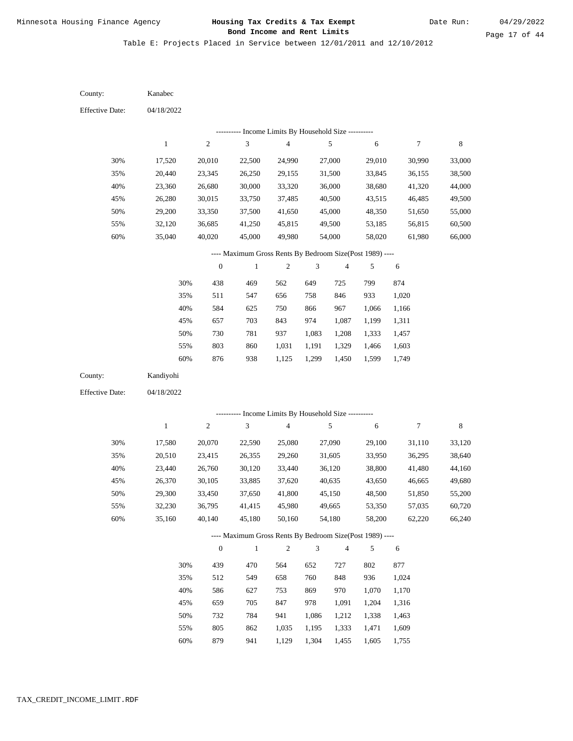Table E: Projects Placed in Service between 12/01/2011 and 12/10/2012

County: Kanabec

Effective Date: 04/18/2022

---------- Income Limits By Household Size ----------

| | 1 | 2 | 3 | 4 | 5 | 6 | 7 | 8 |
|---|---|---|---|---|---|---|---|---|
| 30% | 17,520 | 20,010 | 22,500 | 24,990 | 27,000 | 29,010 | 30,990 | 33,000 |
| 35% | 20,440 | 23,345 | 26,250 | 29,155 | 31,500 | 33,845 | 36,155 | 38,500 |
| 40% | 23,360 | 26,680 | 30,000 | 33,320 | 36,000 | 38,680 | 41,320 | 44,000 |
| 45% | 26,280 | 30,015 | 33,750 | 37,485 | 40,500 | 43,515 | 46,485 | 49,500 |
| 50% | 29,200 | 33,350 | 37,500 | 41,650 | 45,000 | 48,350 | 51,650 | 55,000 |
| 55% | 32,120 | 36,685 | 41,250 | 45,815 | 49,500 | 53,185 | 56,815 | 60,500 |
| 60% | 35,040 | 40,020 | 45,000 | 49,980 | 54,000 | 58,020 | 61,980 | 66,000 |

---- Maximum Gross Rents By Bedroom Size(Post 1989) ----

| | 0 | 1 | 2 | 3 | 4 | 5 | 6 |
|---|---|---|---|---|---|---|---|
| 30% | 438 | 469 | 562 | 649 | 725 | 799 | 874 |
| 35% | 511 | 547 | 656 | 758 | 846 | 933 | 1,020 |
| 40% | 584 | 625 | 750 | 866 | 967 | 1,066 | 1,166 |
| 45% | 657 | 703 | 843 | 974 | 1,087 | 1,199 | 1,311 |
| 50% | 730 | 781 | 937 | 1,083 | 1,208 | 1,333 | 1,457 |
| 55% | 803 | 860 | 1,031 | 1,191 | 1,329 | 1,466 | 1,603 |
| 60% | 876 | 938 | 1,125 | 1,299 | 1,450 | 1,599 | 1,749 |

County: Kandiyohi

Effective Date: 04/18/2022

---------- Income Limits By Household Size ----------

| | 1 | 2 | 3 | 4 | 5 | 6 | 7 | 8 |
|---|---|---|---|---|---|---|---|---|
| 30% | 17,580 | 20,070 | 22,590 | 25,080 | 27,090 | 29,100 | 31,110 | 33,120 |
| 35% | 20,510 | 23,415 | 26,355 | 29,260 | 31,605 | 33,950 | 36,295 | 38,640 |
| 40% | 23,440 | 26,760 | 30,120 | 33,440 | 36,120 | 38,800 | 41,480 | 44,160 |
| 45% | 26,370 | 30,105 | 33,885 | 37,620 | 40,635 | 43,650 | 46,665 | 49,680 |
| 50% | 29,300 | 33,450 | 37,650 | 41,800 | 45,150 | 48,500 | 51,850 | 55,200 |
| 55% | 32,230 | 36,795 | 41,415 | 45,980 | 49,665 | 53,350 | 57,035 | 60,720 |
| 60% | 35,160 | 40,140 | 45,180 | 50,160 | 54,180 | 58,200 | 62,220 | 66,240 |

---- Maximum Gross Rents By Bedroom Size(Post 1989) ----

| | 0 | 1 | 2 | 3 | 4 | 5 | 6 |
|---|---|---|---|---|---|---|---|
| 30% | 439 | 470 | 564 | 652 | 727 | 802 | 877 |
| 35% | 512 | 549 | 658 | 760 | 848 | 936 | 1,024 |
| 40% | 586 | 627 | 753 | 869 | 970 | 1,070 | 1,170 |
| 45% | 659 | 705 | 847 | 978 | 1,091 | 1,204 | 1,316 |
| 50% | 732 | 784 | 941 | 1,086 | 1,212 | 1,338 | 1,463 |
| 55% | 805 | 862 | 1,035 | 1,195 | 1,333 | 1,471 | 1,609 |
| 60% | 879 | 941 | 1,129 | 1,304 | 1,455 | 1,605 | 1,755 |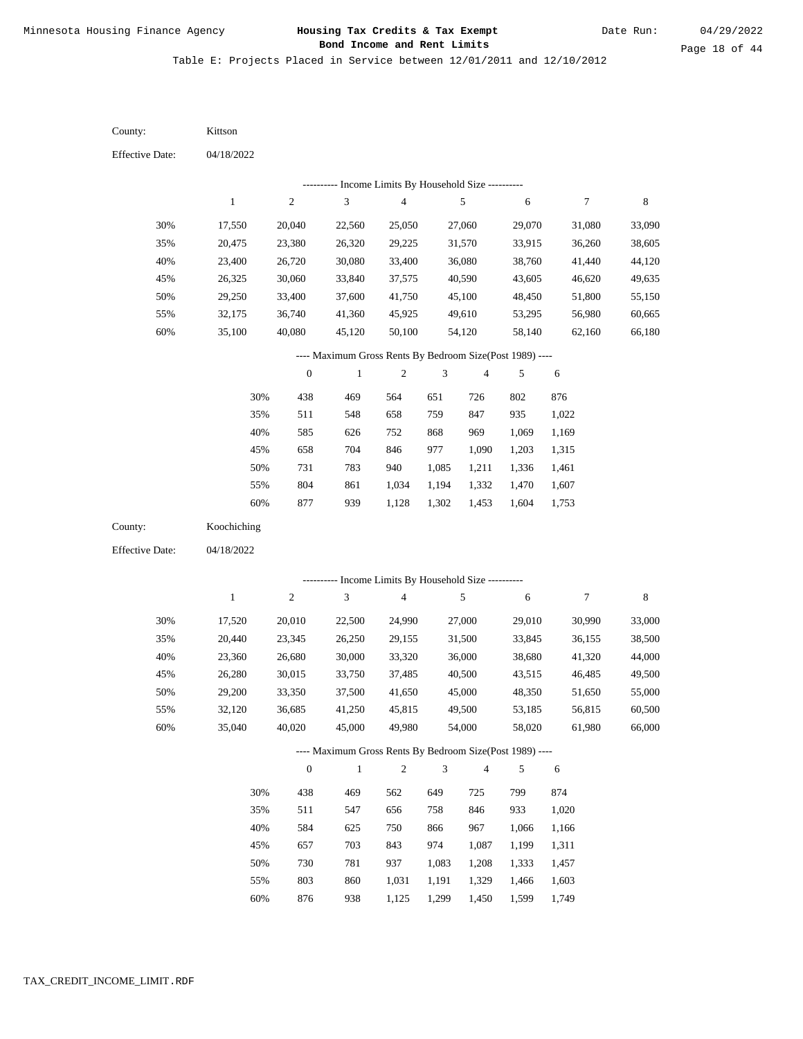Minnesota Housing Finance Agency

# Housing Tax Credits & Tax Exempt Bond Income and Rent Limits

Date Run: 04/29/2022

Table E: Projects Placed in Service between 12/01/2011 and 12/10/2012

County: Kittson

Effective Date: 04/18/2022

---------- Income Limits By Household Size ----------

| | 1 | 2 | 3 | 4 | 5 | 6 | 7 | 8 |
|---|---|---|---|---|---|---|---|---|
| 30% | 17,550 | 20,040 | 22,560 | 25,050 | 27,060 | 29,070 | 31,080 | 33,090 |
| 35% | 20,475 | 23,380 | 26,320 | 29,225 | 31,570 | 33,915 | 36,260 | 38,605 |
| 40% | 23,400 | 26,720 | 30,080 | 33,400 | 36,080 | 38,760 | 41,440 | 44,120 |
| 45% | 26,325 | 30,060 | 33,840 | 37,575 | 40,590 | 43,605 | 46,620 | 49,635 |
| 50% | 29,250 | 33,400 | 37,600 | 41,750 | 45,100 | 48,450 | 51,800 | 55,150 |
| 55% | 32,175 | 36,740 | 41,360 | 45,925 | 49,610 | 53,295 | 56,980 | 60,665 |
| 60% | 35,100 | 40,080 | 45,120 | 50,100 | 54,120 | 58,140 | 62,160 | 66,180 |

---- Maximum Gross Rents By Bedroom Size(Post 1989) ----

| | 0 | 1 | 2 | 3 | 4 | 5 | 6 |
|---|---|---|---|---|---|---|---|
| 30% | 438 | 469 | 564 | 651 | 726 | 802 | 876 |
| 35% | 511 | 548 | 658 | 759 | 847 | 935 | 1,022 |
| 40% | 585 | 626 | 752 | 868 | 969 | 1,069 | 1,169 |
| 45% | 658 | 704 | 846 | 977 | 1,090 | 1,203 | 1,315 |
| 50% | 731 | 783 | 940 | 1,085 | 1,211 | 1,336 | 1,461 |
| 55% | 804 | 861 | 1,034 | 1,194 | 1,332 | 1,470 | 1,607 |
| 60% | 877 | 939 | 1,128 | 1,302 | 1,453 | 1,604 | 1,753 |

County: Koochiching

Effective Date: 04/18/2022

---------- Income Limits By Household Size ----------

| | 1 | 2 | 3 | 4 | 5 | 6 | 7 | 8 |
|---|---|---|---|---|---|---|---|---|
| 30% | 17,520 | 20,010 | 22,500 | 24,990 | 27,000 | 29,010 | 30,990 | 33,000 |
| 35% | 20,440 | 23,345 | 26,250 | 29,155 | 31,500 | 33,845 | 36,155 | 38,500 |
| 40% | 23,360 | 26,680 | 30,000 | 33,320 | 36,000 | 38,680 | 41,320 | 44,000 |
| 45% | 26,280 | 30,015 | 33,750 | 37,485 | 40,500 | 43,515 | 46,485 | 49,500 |
| 50% | 29,200 | 33,350 | 37,500 | 41,650 | 45,000 | 48,350 | 51,650 | 55,000 |
| 55% | 32,120 | 36,685 | 41,250 | 45,815 | 49,500 | 53,185 | 56,815 | 60,500 |
| 60% | 35,040 | 40,020 | 45,000 | 49,980 | 54,000 | 58,020 | 61,980 | 66,000 |

---- Maximum Gross Rents By Bedroom Size(Post 1989) ----

| | 0 | 1 | 2 | 3 | 4 | 5 | 6 |
|---|---|---|---|---|---|---|---|
| 30% | 438 | 469 | 562 | 649 | 725 | 799 | 874 |
| 35% | 511 | 547 | 656 | 758 | 846 | 933 | 1,020 |
| 40% | 584 | 625 | 750 | 866 | 967 | 1,066 | 1,166 |
| 45% | 657 | 703 | 843 | 974 | 1,087 | 1,199 | 1,311 |
| 50% | 730 | 781 | 937 | 1,083 | 1,208 | 1,333 | 1,457 |
| 55% | 803 | 860 | 1,031 | 1,191 | 1,329 | 1,466 | 1,603 |
| 60% | 876 | 938 | 1,125 | 1,299 | 1,450 | 1,599 | 1,749 |

TAX_CREDIT_INCOME_LIMIT.RDF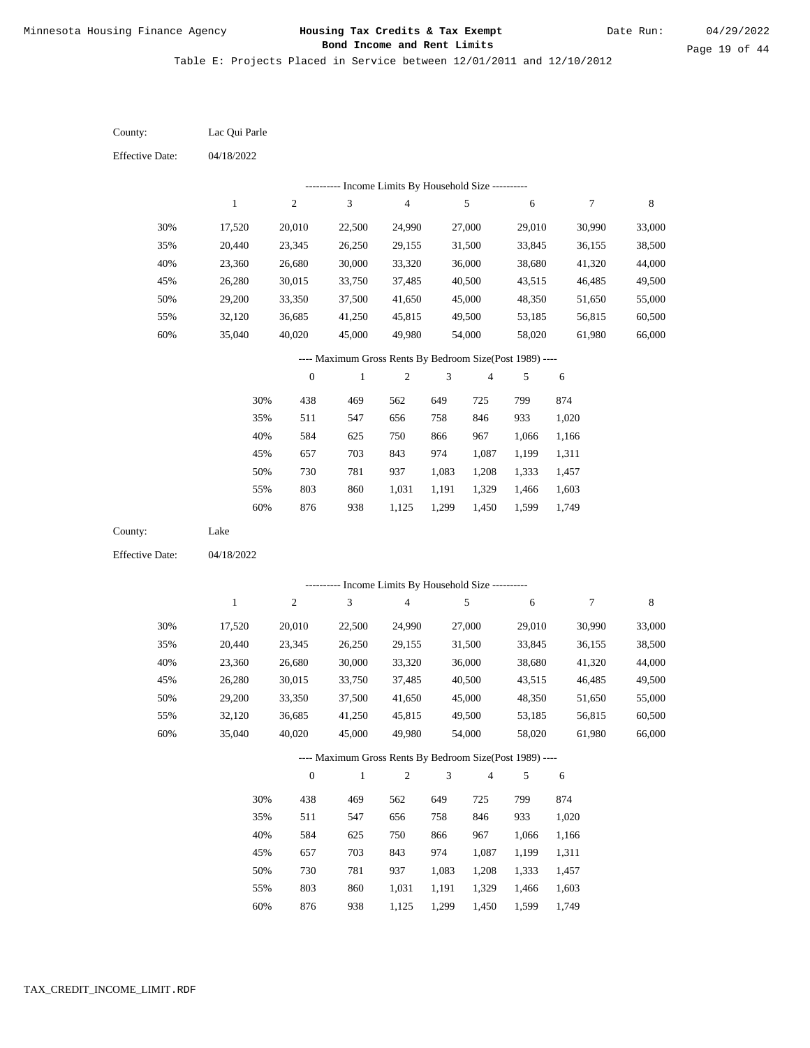Minnesota Housing Finance Agency

**Housing Tax Credits & Tax Exempt Bond Income and Rent Limits**

Date Run: 04/29/2022

Table E: Projects Placed in Service between 12/01/2011 and 12/10/2012

County: Lac Qui Parle

Effective Date: 04/18/2022

---------- Income Limits By Household Size ----------

| | 1 | 2 | 3 | 4 | 5 | 6 | 7 | 8 |
|---|---|---|---|---|---|---|---|---|
| 30% | 17,520 | 20,010 | 22,500 | 24,990 | 27,000 | 29,010 | 30,990 | 33,000 |
| 35% | 20,440 | 23,345 | 26,250 | 29,155 | 31,500 | 33,845 | 36,155 | 38,500 |
| 40% | 23,360 | 26,680 | 30,000 | 33,320 | 36,000 | 38,680 | 41,320 | 44,000 |
| 45% | 26,280 | 30,015 | 33,750 | 37,485 | 40,500 | 43,515 | 46,485 | 49,500 |
| 50% | 29,200 | 33,350 | 37,500 | 41,650 | 45,000 | 48,350 | 51,650 | 55,000 |
| 55% | 32,120 | 36,685 | 41,250 | 45,815 | 49,500 | 53,185 | 56,815 | 60,500 |
| 60% | 35,040 | 40,020 | 45,000 | 49,980 | 54,000 | 58,020 | 61,980 | 66,000 |

---- Maximum Gross Rents By Bedroom Size(Post 1989) ----

| | 0 | 1 | 2 | 3 | 4 | 5 | 6 |
|---|---|---|---|---|---|---|---|
| 30% | 438 | 469 | 562 | 649 | 725 | 799 | 874 |
| 35% | 511 | 547 | 656 | 758 | 846 | 933 | 1,020 |
| 40% | 584 | 625 | 750 | 866 | 967 | 1,066 | 1,166 |
| 45% | 657 | 703 | 843 | 974 | 1,087 | 1,199 | 1,311 |
| 50% | 730 | 781 | 937 | 1,083 | 1,208 | 1,333 | 1,457 |
| 55% | 803 | 860 | 1,031 | 1,191 | 1,329 | 1,466 | 1,603 |
| 60% | 876 | 938 | 1,125 | 1,299 | 1,450 | 1,599 | 1,749 |

County: Lake

Effective Date: 04/18/2022

---------- Income Limits By Household Size ----------

| | 1 | 2 | 3 | 4 | 5 | 6 | 7 | 8 |
|---|---|---|---|---|---|---|---|---|
| 30% | 17,520 | 20,010 | 22,500 | 24,990 | 27,000 | 29,010 | 30,990 | 33,000 |
| 35% | 20,440 | 23,345 | 26,250 | 29,155 | 31,500 | 33,845 | 36,155 | 38,500 |
| 40% | 23,360 | 26,680 | 30,000 | 33,320 | 36,000 | 38,680 | 41,320 | 44,000 |
| 45% | 26,280 | 30,015 | 33,750 | 37,485 | 40,500 | 43,515 | 46,485 | 49,500 |
| 50% | 29,200 | 33,350 | 37,500 | 41,650 | 45,000 | 48,350 | 51,650 | 55,000 |
| 55% | 32,120 | 36,685 | 41,250 | 45,815 | 49,500 | 53,185 | 56,815 | 60,500 |
| 60% | 35,040 | 40,020 | 45,000 | 49,980 | 54,000 | 58,020 | 61,980 | 66,000 |

---- Maximum Gross Rents By Bedroom Size(Post 1989) ----

| | 0 | 1 | 2 | 3 | 4 | 5 | 6 |
|---|---|---|---|---|---|---|---|
| 30% | 438 | 469 | 562 | 649 | 725 | 799 | 874 |
| 35% | 511 | 547 | 656 | 758 | 846 | 933 | 1,020 |
| 40% | 584 | 625 | 750 | 866 | 967 | 1,066 | 1,166 |
| 45% | 657 | 703 | 843 | 974 | 1,087 | 1,199 | 1,311 |
| 50% | 730 | 781 | 937 | 1,083 | 1,208 | 1,333 | 1,457 |
| 55% | 803 | 860 | 1,031 | 1,191 | 1,329 | 1,466 | 1,603 |
| 60% | 876 | 938 | 1,125 | 1,299 | 1,450 | 1,599 | 1,749 |

TAX_CREDIT_INCOME_LIMIT.RDF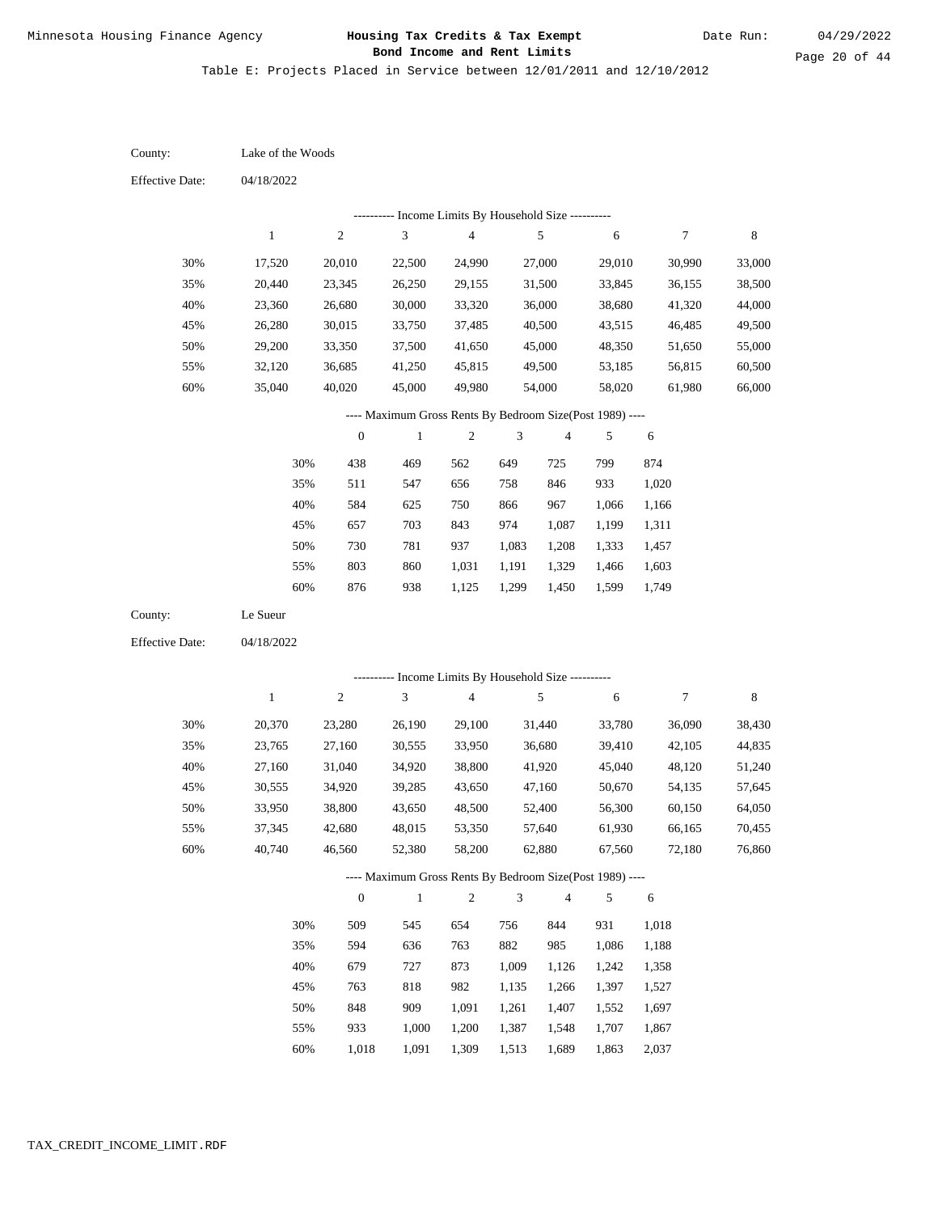Minnesota Housing Finance Agency

**Housing Tax Credits & Tax Exempt Bond Income and Rent Limits**

Date Run: 04/29/2022

Table E: Projects Placed in Service between 12/01/2011 and 12/10/2012

County: Lake of the Woods

Effective Date: 04/18/2022

---------- Income Limits By Household Size ----------

| | 1 | 2 | 3 | 4 | 5 | 6 | 7 | 8 |
|---|---|---|---|---|---|---|---|---|
| 30% | 17,520 | 20,010 | 22,500 | 24,990 | 27,000 | 29,010 | 30,990 | 33,000 |
| 35% | 20,440 | 23,345 | 26,250 | 29,155 | 31,500 | 33,845 | 36,155 | 38,500 |
| 40% | 23,360 | 26,680 | 30,000 | 33,320 | 36,000 | 38,680 | 41,320 | 44,000 |
| 45% | 26,280 | 30,015 | 33,750 | 37,485 | 40,500 | 43,515 | 46,485 | 49,500 |
| 50% | 29,200 | 33,350 | 37,500 | 41,650 | 45,000 | 48,350 | 51,650 | 55,000 |
| 55% | 32,120 | 36,685 | 41,250 | 45,815 | 49,500 | 53,185 | 56,815 | 60,500 |
| 60% | 35,040 | 40,020 | 45,000 | 49,980 | 54,000 | 58,020 | 61,980 | 66,000 |

---- Maximum Gross Rents By Bedroom Size(Post 1989) ----

| | 0 | 1 | 2 | 3 | 4 | 5 | 6 |
|---|---|---|---|---|---|---|---|
| 30% | 438 | 469 | 562 | 649 | 725 | 799 | 874 |
| 35% | 511 | 547 | 656 | 758 | 846 | 933 | 1,020 |
| 40% | 584 | 625 | 750 | 866 | 967 | 1,066 | 1,166 |
| 45% | 657 | 703 | 843 | 974 | 1,087 | 1,199 | 1,311 |
| 50% | 730 | 781 | 937 | 1,083 | 1,208 | 1,333 | 1,457 |
| 55% | 803 | 860 | 1,031 | 1,191 | 1,329 | 1,466 | 1,603 |
| 60% | 876 | 938 | 1,125 | 1,299 | 1,450 | 1,599 | 1,749 |

County: Le Sueur

Effective Date: 04/18/2022

---------- Income Limits By Household Size ----------

| | 1 | 2 | 3 | 4 | 5 | 6 | 7 | 8 |
|---|---|---|---|---|---|---|---|---|
| 30% | 20,370 | 23,280 | 26,190 | 29,100 | 31,440 | 33,780 | 36,090 | 38,430 |
| 35% | 23,765 | 27,160 | 30,555 | 33,950 | 36,680 | 39,410 | 42,105 | 44,835 |
| 40% | 27,160 | 31,040 | 34,920 | 38,800 | 41,920 | 45,040 | 48,120 | 51,240 |
| 45% | 30,555 | 34,920 | 39,285 | 43,650 | 47,160 | 50,670 | 54,135 | 57,645 |
| 50% | 33,950 | 38,800 | 43,650 | 48,500 | 52,400 | 56,300 | 60,150 | 64,050 |
| 55% | 37,345 | 42,680 | 48,015 | 53,350 | 57,640 | 61,930 | 66,165 | 70,455 |
| 60% | 40,740 | 46,560 | 52,380 | 58,200 | 62,880 | 67,560 | 72,180 | 76,860 |

---- Maximum Gross Rents By Bedroom Size(Post 1989) ----

| | 0 | 1 | 2 | 3 | 4 | 5 | 6 |
|---|---|---|---|---|---|---|---|
| 30% | 509 | 545 | 654 | 756 | 844 | 931 | 1,018 |
| 35% | 594 | 636 | 763 | 882 | 985 | 1,086 | 1,188 |
| 40% | 679 | 727 | 873 | 1,009 | 1,126 | 1,242 | 1,358 |
| 45% | 763 | 818 | 982 | 1,135 | 1,266 | 1,397 | 1,527 |
| 50% | 848 | 909 | 1,091 | 1,261 | 1,407 | 1,552 | 1,697 |
| 55% | 933 | 1,000 | 1,200 | 1,387 | 1,548 | 1,707 | 1,867 |
| 60% | 1,018 | 1,091 | 1,309 | 1,513 | 1,689 | 1,863 | 2,037 |

TAX_CREDIT_INCOME_LIMIT.RDF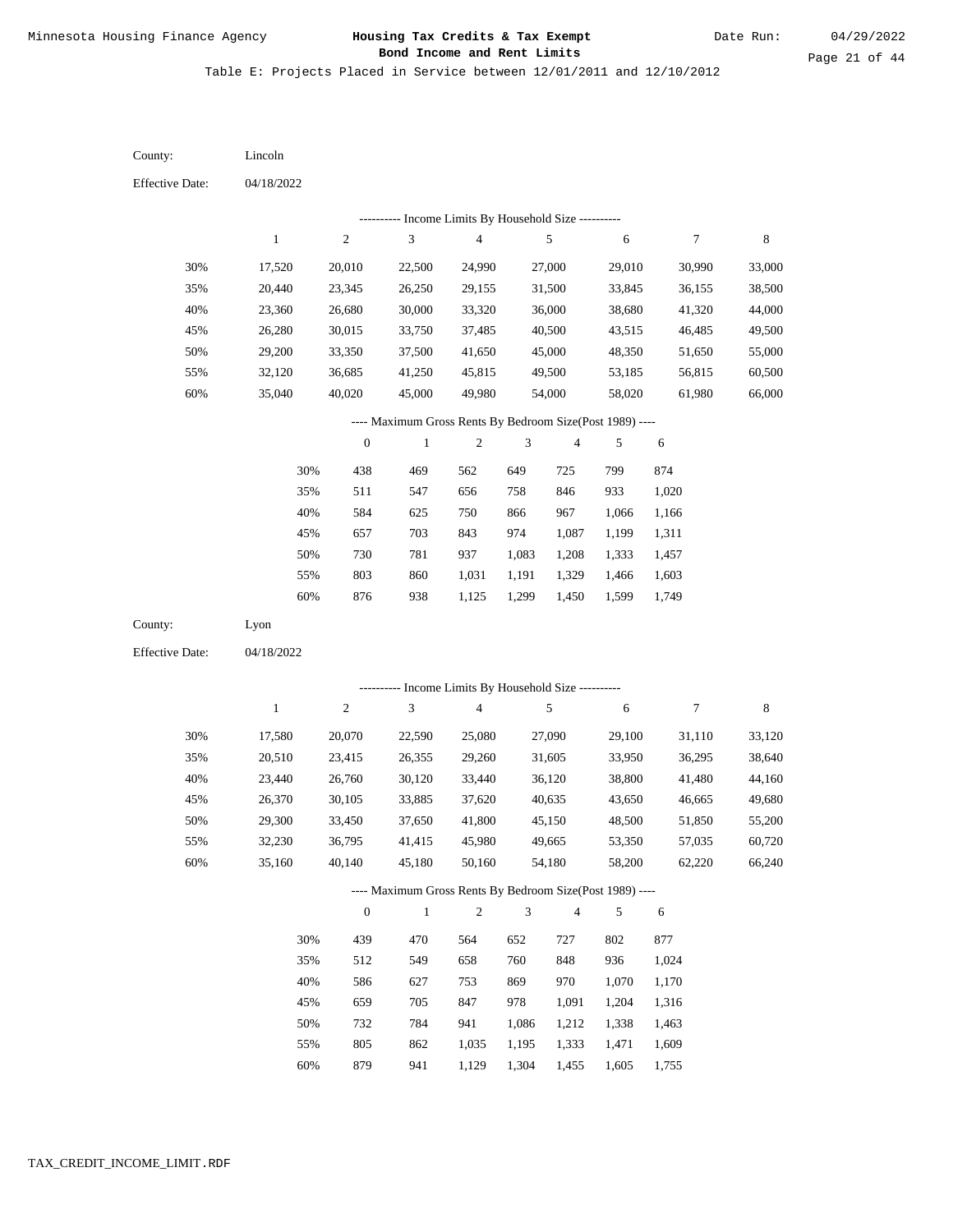Minnesota Housing Finance Agency

**Housing Tax Credits & Tax Exempt Bond Income and Rent Limits**

Date Run: 04/29/2022

Table E: Projects Placed in Service between 12/01/2011 and 12/10/2012

County: Lincoln

Effective Date: 04/18/2022

---------- Income Limits By Household Size ----------

| | 1 | 2 | 3 | 4 | 5 | 6 | 7 | 8 |
|---|---|---|---|---|---|---|---|---|
| 30% | 17,520 | 20,010 | 22,500 | 24,990 | 27,000 | 29,010 | 30,990 | 33,000 |
| 35% | 20,440 | 23,345 | 26,250 | 29,155 | 31,500 | 33,845 | 36,155 | 38,500 |
| 40% | 23,360 | 26,680 | 30,000 | 33,320 | 36,000 | 38,680 | 41,320 | 44,000 |
| 45% | 26,280 | 30,015 | 33,750 | 37,485 | 40,500 | 43,515 | 46,485 | 49,500 |
| 50% | 29,200 | 33,350 | 37,500 | 41,650 | 45,000 | 48,350 | 51,650 | 55,000 |
| 55% | 32,120 | 36,685 | 41,250 | 45,815 | 49,500 | 53,185 | 56,815 | 60,500 |
| 60% | 35,040 | 40,020 | 45,000 | 49,980 | 54,000 | 58,020 | 61,980 | 66,000 |

---- Maximum Gross Rents By Bedroom Size(Post 1989) ----

| | 0 | 1 | 2 | 3 | 4 | 5 | 6 |
|---|---|---|---|---|---|---|---|
| 30% | 438 | 469 | 562 | 649 | 725 | 799 | 874 |
| 35% | 511 | 547 | 656 | 758 | 846 | 933 | 1,020 |
| 40% | 584 | 625 | 750 | 866 | 967 | 1,066 | 1,166 |
| 45% | 657 | 703 | 843 | 974 | 1,087 | 1,199 | 1,311 |
| 50% | 730 | 781 | 937 | 1,083 | 1,208 | 1,333 | 1,457 |
| 55% | 803 | 860 | 1,031 | 1,191 | 1,329 | 1,466 | 1,603 |
| 60% | 876 | 938 | 1,125 | 1,299 | 1,450 | 1,599 | 1,749 |

County: Lyon

Effective Date: 04/18/2022

---------- Income Limits By Household Size ----------

| | 1 | 2 | 3 | 4 | 5 | 6 | 7 | 8 |
|---|---|---|---|---|---|---|---|---|
| 30% | 17,580 | 20,070 | 22,590 | 25,080 | 27,090 | 29,100 | 31,110 | 33,120 |
| 35% | 20,510 | 23,415 | 26,355 | 29,260 | 31,605 | 33,950 | 36,295 | 38,640 |
| 40% | 23,440 | 26,760 | 30,120 | 33,440 | 36,120 | 38,800 | 41,480 | 44,160 |
| 45% | 26,370 | 30,105 | 33,885 | 37,620 | 40,635 | 43,650 | 46,665 | 49,680 |
| 50% | 29,300 | 33,450 | 37,650 | 41,800 | 45,150 | 48,500 | 51,850 | 55,200 |
| 55% | 32,230 | 36,795 | 41,415 | 45,980 | 49,665 | 53,350 | 57,035 | 60,720 |
| 60% | 35,160 | 40,140 | 45,180 | 50,160 | 54,180 | 58,200 | 62,220 | 66,240 |

---- Maximum Gross Rents By Bedroom Size(Post 1989) ----

| | 0 | 1 | 2 | 3 | 4 | 5 | 6 |
|---|---|---|---|---|---|---|---|
| 30% | 439 | 470 | 564 | 652 | 727 | 802 | 877 |
| 35% | 512 | 549 | 658 | 760 | 848 | 936 | 1,024 |
| 40% | 586 | 627 | 753 | 869 | 970 | 1,070 | 1,170 |
| 45% | 659 | 705 | 847 | 978 | 1,091 | 1,204 | 1,316 |
| 50% | 732 | 784 | 941 | 1,086 | 1,212 | 1,338 | 1,463 |
| 55% | 805 | 862 | 1,035 | 1,195 | 1,333 | 1,471 | 1,609 |
| 60% | 879 | 941 | 1,129 | 1,304 | 1,455 | 1,605 | 1,755 |

TAX_CREDIT_INCOME_LIMIT.RDF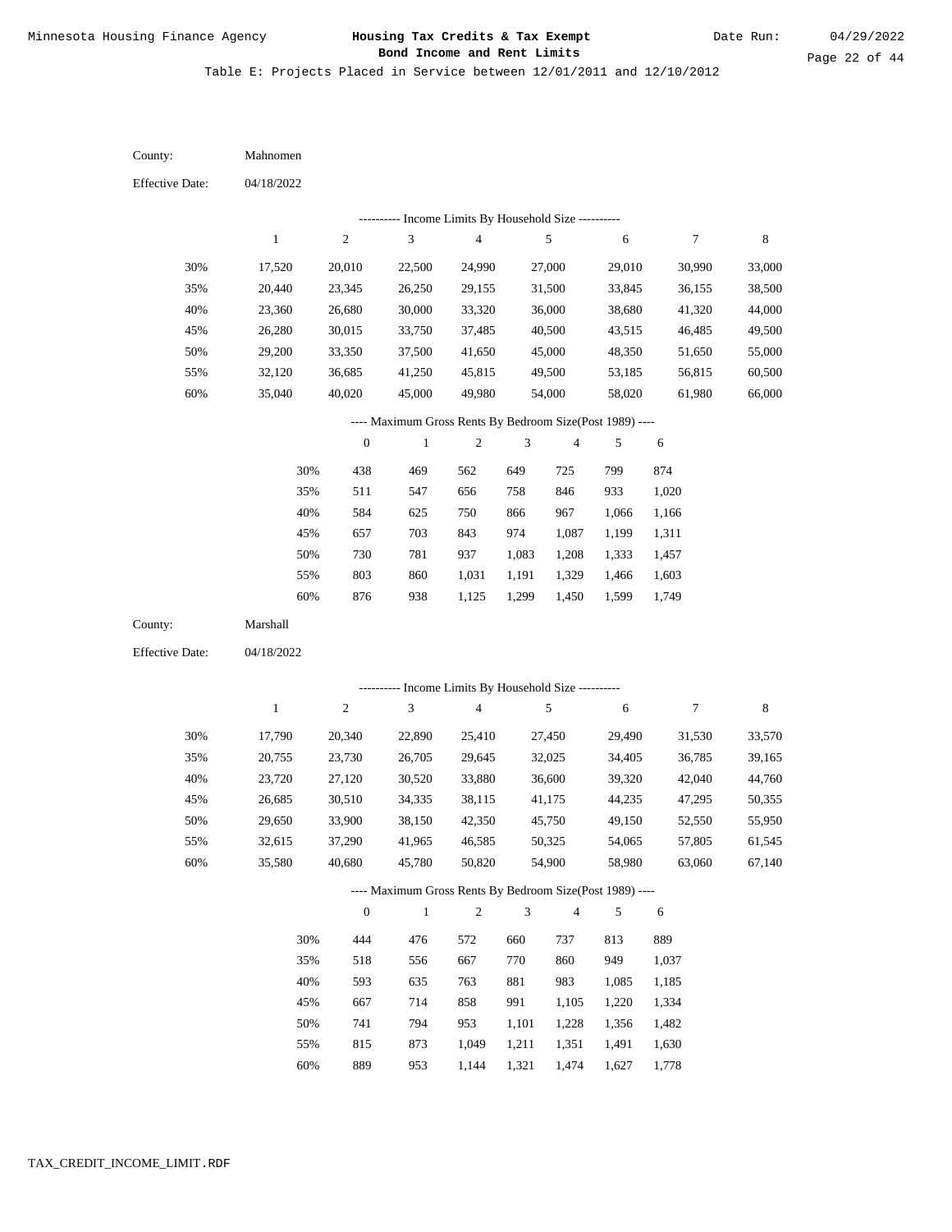Table E: Projects Placed in Service between 12/01/2011 and 12/10/2012

County: Mahnomen

Effective Date: 04/18/2022

---------- Income Limits By Household Size ----------

| | 1 | 2 | 3 | 4 | 5 | 6 | 7 | 8 |
|---|---|---|---|---|---|---|---|---|
| 30% | 17,520 | 20,010 | 22,500 | 24,990 | 27,000 | 29,010 | 30,990 | 33,000 |
| 35% | 20,440 | 23,345 | 26,250 | 29,155 | 31,500 | 33,845 | 36,155 | 38,500 |
| 40% | 23,360 | 26,680 | 30,000 | 33,320 | 36,000 | 38,680 | 41,320 | 44,000 |
| 45% | 26,280 | 30,015 | 33,750 | 37,485 | 40,500 | 43,515 | 46,485 | 49,500 |
| 50% | 29,200 | 33,350 | 37,500 | 41,650 | 45,000 | 48,350 | 51,650 | 55,000 |
| 55% | 32,120 | 36,685 | 41,250 | 45,815 | 49,500 | 53,185 | 56,815 | 60,500 |
| 60% | 35,040 | 40,020 | 45,000 | 49,980 | 54,000 | 58,020 | 61,980 | 66,000 |

---- Maximum Gross Rents By Bedroom Size(Post 1989) ----

| | 0 | 1 | 2 | 3 | 4 | 5 | 6 |
|---|---|---|---|---|---|---|---|
| 30% | 438 | 469 | 562 | 649 | 725 | 799 | 874 |
| 35% | 511 | 547 | 656 | 758 | 846 | 933 | 1,020 |
| 40% | 584 | 625 | 750 | 866 | 967 | 1,066 | 1,166 |
| 45% | 657 | 703 | 843 | 974 | 1,087 | 1,199 | 1,311 |
| 50% | 730 | 781 | 937 | 1,083 | 1,208 | 1,333 | 1,457 |
| 55% | 803 | 860 | 1,031 | 1,191 | 1,329 | 1,466 | 1,603 |
| 60% | 876 | 938 | 1,125 | 1,299 | 1,450 | 1,599 | 1,749 |

County: Marshall

Effective Date: 04/18/2022

---------- Income Limits By Household Size ----------

| | 1 | 2 | 3 | 4 | 5 | 6 | 7 | 8 |
|---|---|---|---|---|---|---|---|---|
| 30% | 17,790 | 20,340 | 22,890 | 25,410 | 27,450 | 29,490 | 31,530 | 33,570 |
| 35% | 20,755 | 23,730 | 26,705 | 29,645 | 32,025 | 34,405 | 36,785 | 39,165 |
| 40% | 23,720 | 27,120 | 30,520 | 33,880 | 36,600 | 39,320 | 42,040 | 44,760 |
| 45% | 26,685 | 30,510 | 34,335 | 38,115 | 41,175 | 44,235 | 47,295 | 50,355 |
| 50% | 29,650 | 33,900 | 38,150 | 42,350 | 45,750 | 49,150 | 52,550 | 55,950 |
| 55% | 32,615 | 37,290 | 41,965 | 46,585 | 50,325 | 54,065 | 57,805 | 61,545 |
| 60% | 35,580 | 40,680 | 45,780 | 50,820 | 54,900 | 58,980 | 63,060 | 67,140 |

---- Maximum Gross Rents By Bedroom Size(Post 1989) ----

| | 0 | 1 | 2 | 3 | 4 | 5 | 6 |
|---|---|---|---|---|---|---|---|
| 30% | 444 | 476 | 572 | 660 | 737 | 813 | 889 |
| 35% | 518 | 556 | 667 | 770 | 860 | 949 | 1,037 |
| 40% | 593 | 635 | 763 | 881 | 983 | 1,085 | 1,185 |
| 45% | 667 | 714 | 858 | 991 | 1,105 | 1,220 | 1,334 |
| 50% | 741 | 794 | 953 | 1,101 | 1,228 | 1,356 | 1,482 |
| 55% | 815 | 873 | 1,049 | 1,211 | 1,351 | 1,491 | 1,630 |
| 60% | 889 | 953 | 1,144 | 1,321 | 1,474 | 1,627 | 1,778 |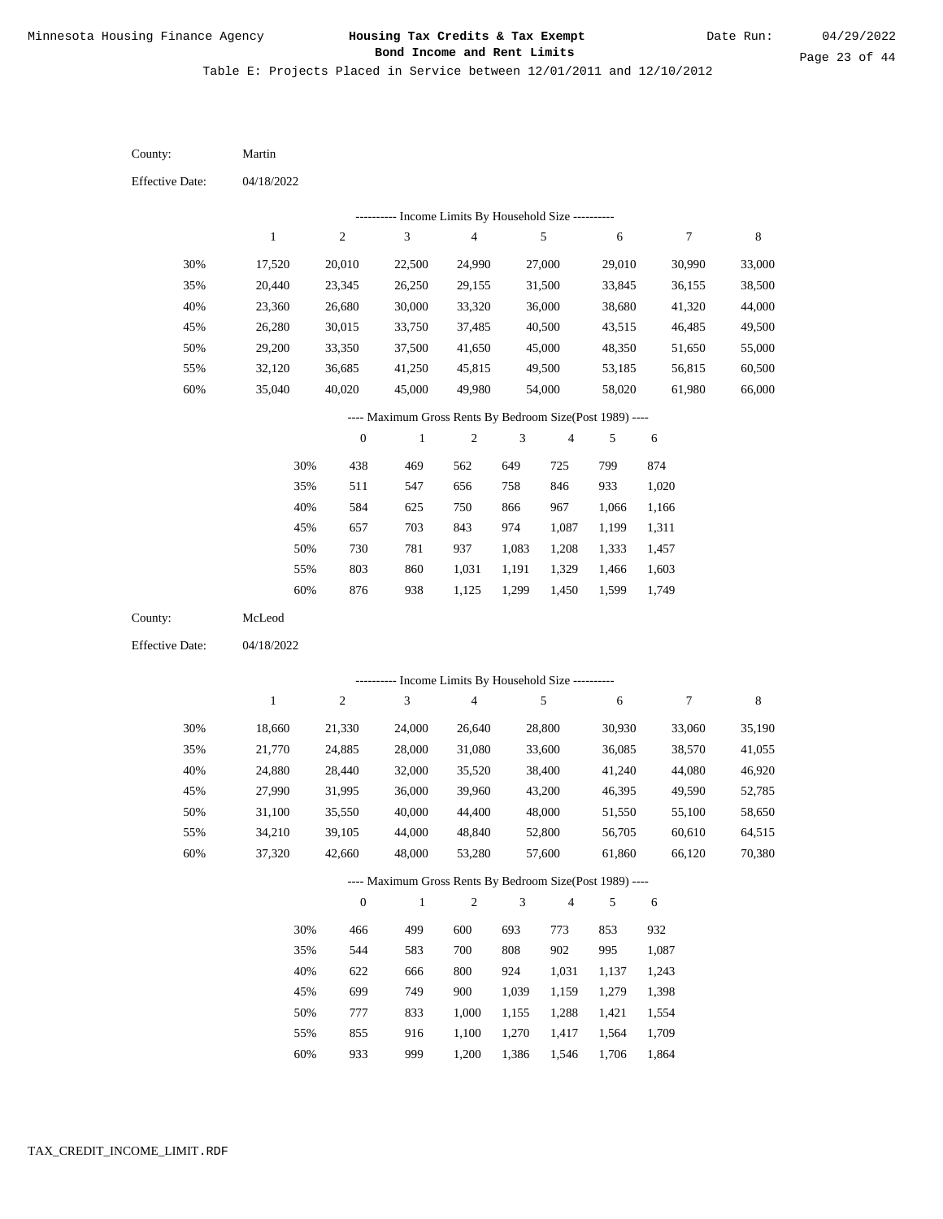Minnesota Housing Finance Agency

**Housing Tax Credits & Tax Exempt Bond Income and Rent Limits**

Date Run: 04/29/2022

Table E: Projects Placed in Service between 12/01/2011 and 12/10/2012

County: Martin

Effective Date: 04/18/2022

---------- Income Limits By Household Size ----------

| | 1 | 2 | 3 | 4 | 5 | 6 | 7 | 8 |
|---|---|---|---|---|---|---|---|---|
| 30% | 17,520 | 20,010 | 22,500 | 24,990 | 27,000 | 29,010 | 30,990 | 33,000 |
| 35% | 20,440 | 23,345 | 26,250 | 29,155 | 31,500 | 33,845 | 36,155 | 38,500 |
| 40% | 23,360 | 26,680 | 30,000 | 33,320 | 36,000 | 38,680 | 41,320 | 44,000 |
| 45% | 26,280 | 30,015 | 33,750 | 37,485 | 40,500 | 43,515 | 46,485 | 49,500 |
| 50% | 29,200 | 33,350 | 37,500 | 41,650 | 45,000 | 48,350 | 51,650 | 55,000 |
| 55% | 32,120 | 36,685 | 41,250 | 45,815 | 49,500 | 53,185 | 56,815 | 60,500 |
| 60% | 35,040 | 40,020 | 45,000 | 49,980 | 54,000 | 58,020 | 61,980 | 66,000 |

---- Maximum Gross Rents By Bedroom Size(Post 1989) ----

| | 0 | 1 | 2 | 3 | 4 | 5 | 6 |
|---|---|---|---|---|---|---|---|
| 30% | 438 | 469 | 562 | 649 | 725 | 799 | 874 |
| 35% | 511 | 547 | 656 | 758 | 846 | 933 | 1,020 |
| 40% | 584 | 625 | 750 | 866 | 967 | 1,066 | 1,166 |
| 45% | 657 | 703 | 843 | 974 | 1,087 | 1,199 | 1,311 |
| 50% | 730 | 781 | 937 | 1,083 | 1,208 | 1,333 | 1,457 |
| 55% | 803 | 860 | 1,031 | 1,191 | 1,329 | 1,466 | 1,603 |
| 60% | 876 | 938 | 1,125 | 1,299 | 1,450 | 1,599 | 1,749 |

County: McLeod

Effective Date: 04/18/2022

---------- Income Limits By Household Size ----------

| | 1 | 2 | 3 | 4 | 5 | 6 | 7 | 8 |
|---|---|---|---|---|---|---|---|---|
| 30% | 18,660 | 21,330 | 24,000 | 26,640 | 28,800 | 30,930 | 33,060 | 35,190 |
| 35% | 21,770 | 24,885 | 28,000 | 31,080 | 33,600 | 36,085 | 38,570 | 41,055 |
| 40% | 24,880 | 28,440 | 32,000 | 35,520 | 38,400 | 41,240 | 44,080 | 46,920 |
| 45% | 27,990 | 31,995 | 36,000 | 39,960 | 43,200 | 46,395 | 49,590 | 52,785 |
| 50% | 31,100 | 35,550 | 40,000 | 44,400 | 48,000 | 51,550 | 55,100 | 58,650 |
| 55% | 34,210 | 39,105 | 44,000 | 48,840 | 52,800 | 56,705 | 60,610 | 64,515 |
| 60% | 37,320 | 42,660 | 48,000 | 53,280 | 57,600 | 61,860 | 66,120 | 70,380 |

---- Maximum Gross Rents By Bedroom Size(Post 1989) ----

| | 0 | 1 | 2 | 3 | 4 | 5 | 6 |
|---|---|---|---|---|---|---|---|
| 30% | 466 | 499 | 600 | 693 | 773 | 853 | 932 |
| 35% | 544 | 583 | 700 | 808 | 902 | 995 | 1,087 |
| 40% | 622 | 666 | 800 | 924 | 1,031 | 1,137 | 1,243 |
| 45% | 699 | 749 | 900 | 1,039 | 1,159 | 1,279 | 1,398 |
| 50% | 777 | 833 | 1,000 | 1,155 | 1,288 | 1,421 | 1,554 |
| 55% | 855 | 916 | 1,100 | 1,270 | 1,417 | 1,564 | 1,709 |
| 60% | 933 | 999 | 1,200 | 1,386 | 1,546 | 1,706 | 1,864 |

TAX_CREDIT_INCOME_LIMIT.RDF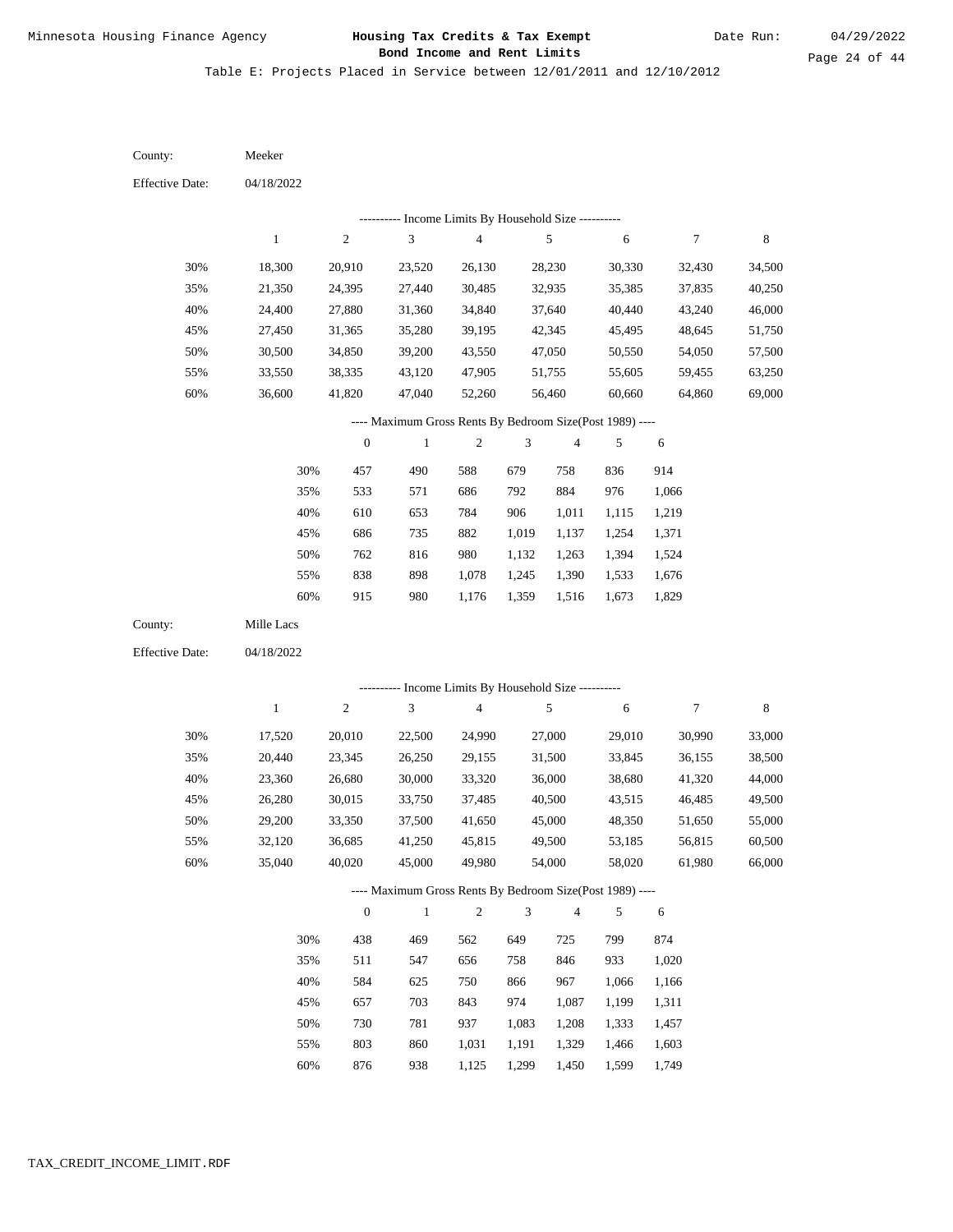Minnesota Housing Finance Agency

**Housing Tax Credits & Tax Exempt Bond Income and Rent Limits**

Date Run: 04/29/2022

Table E: Projects Placed in Service between 12/01/2011 and 12/10/2012

County: Meeker

Effective Date: 04/18/2022

---------- Income Limits By Household Size ----------

| | 1 | 2 | 3 | 4 | 5 | 6 | 7 | 8 |
|---|---|---|---|---|---|---|---|---|
| 30% | 18,300 | 20,910 | 23,520 | 26,130 | 28,230 | 30,330 | 32,430 | 34,500 |
| 35% | 21,350 | 24,395 | 27,440 | 30,485 | 32,935 | 35,385 | 37,835 | 40,250 |
| 40% | 24,400 | 27,880 | 31,360 | 34,840 | 37,640 | 40,440 | 43,240 | 46,000 |
| 45% | 27,450 | 31,365 | 35,280 | 39,195 | 42,345 | 45,495 | 48,645 | 51,750 |
| 50% | 30,500 | 34,850 | 39,200 | 43,550 | 47,050 | 50,550 | 54,050 | 57,500 |
| 55% | 33,550 | 38,335 | 43,120 | 47,905 | 51,755 | 55,605 | 59,455 | 63,250 |
| 60% | 36,600 | 41,820 | 47,040 | 52,260 | 56,460 | 60,660 | 64,860 | 69,000 |

---- Maximum Gross Rents By Bedroom Size(Post 1989) ----

| | 0 | 1 | 2 | 3 | 4 | 5 | 6 |
|---|---|---|---|---|---|---|---|
| 30% | 457 | 490 | 588 | 679 | 758 | 836 | 914 |
| 35% | 533 | 571 | 686 | 792 | 884 | 976 | 1,066 |
| 40% | 610 | 653 | 784 | 906 | 1,011 | 1,115 | 1,219 |
| 45% | 686 | 735 | 882 | 1,019 | 1,137 | 1,254 | 1,371 |
| 50% | 762 | 816 | 980 | 1,132 | 1,263 | 1,394 | 1,524 |
| 55% | 838 | 898 | 1,078 | 1,245 | 1,390 | 1,533 | 1,676 |
| 60% | 915 | 980 | 1,176 | 1,359 | 1,516 | 1,673 | 1,829 |

County: Mille Lacs

Effective Date: 04/18/2022

---------- Income Limits By Household Size ----------

| | 1 | 2 | 3 | 4 | 5 | 6 | 7 | 8 |
|---|---|---|---|---|---|---|---|---|
| 30% | 17,520 | 20,010 | 22,500 | 24,990 | 27,000 | 29,010 | 30,990 | 33,000 |
| 35% | 20,440 | 23,345 | 26,250 | 29,155 | 31,500 | 33,845 | 36,155 | 38,500 |
| 40% | 23,360 | 26,680 | 30,000 | 33,320 | 36,000 | 38,680 | 41,320 | 44,000 |
| 45% | 26,280 | 30,015 | 33,750 | 37,485 | 40,500 | 43,515 | 46,485 | 49,500 |
| 50% | 29,200 | 33,350 | 37,500 | 41,650 | 45,000 | 48,350 | 51,650 | 55,000 |
| 55% | 32,120 | 36,685 | 41,250 | 45,815 | 49,500 | 53,185 | 56,815 | 60,500 |
| 60% | 35,040 | 40,020 | 45,000 | 49,980 | 54,000 | 58,020 | 61,980 | 66,000 |

---- Maximum Gross Rents By Bedroom Size(Post 1989) ----

| | 0 | 1 | 2 | 3 | 4 | 5 | 6 |
|---|---|---|---|---|---|---|---|
| 30% | 438 | 469 | 562 | 649 | 725 | 799 | 874 |
| 35% | 511 | 547 | 656 | 758 | 846 | 933 | 1,020 |
| 40% | 584 | 625 | 750 | 866 | 967 | 1,066 | 1,166 |
| 45% | 657 | 703 | 843 | 974 | 1,087 | 1,199 | 1,311 |
| 50% | 730 | 781 | 937 | 1,083 | 1,208 | 1,333 | 1,457 |
| 55% | 803 | 860 | 1,031 | 1,191 | 1,329 | 1,466 | 1,603 |
| 60% | 876 | 938 | 1,125 | 1,299 | 1,450 | 1,599 | 1,749 |

TAX_CREDIT_INCOME_LIMIT.RDF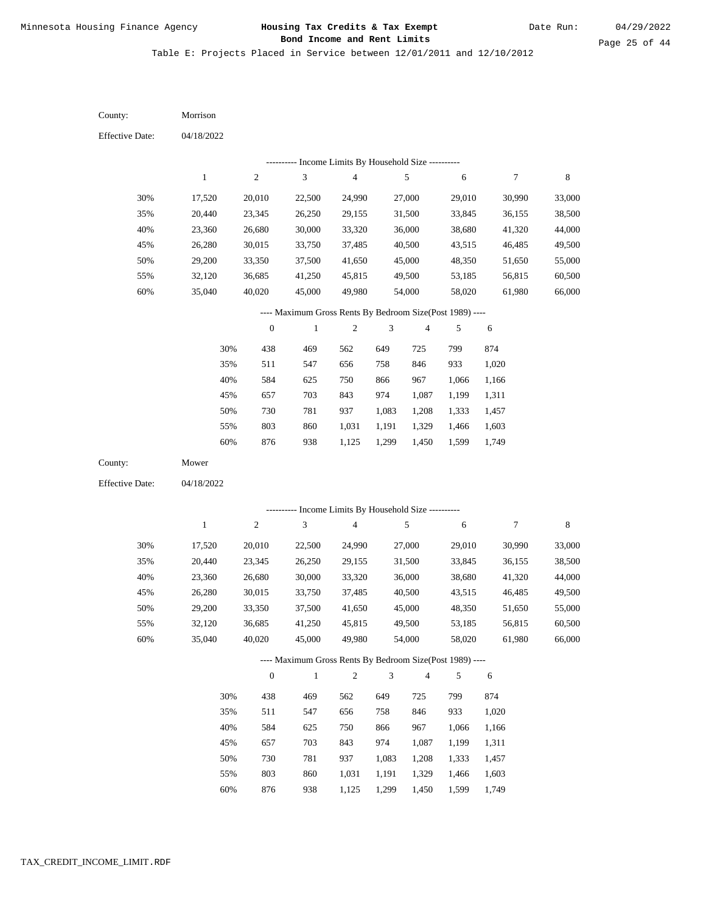Minnesota Housing Finance Agency

**Housing Tax Credits & Tax Exempt Bond Income and Rent Limits**

Date Run: 04/29/2022

Table E: Projects Placed in Service between 12/01/2011 and 12/10/2012

County: Morrison

Effective Date: 04/18/2022

---------- Income Limits By Household Size ----------

| | 1 | 2 | 3 | 4 | 5 | 6 | 7 | 8 |
|---|---|---|---|---|---|---|---|---|
| 30% | 17,520 | 20,010 | 22,500 | 24,990 | 27,000 | 29,010 | 30,990 | 33,000 |
| 35% | 20,440 | 23,345 | 26,250 | 29,155 | 31,500 | 33,845 | 36,155 | 38,500 |
| 40% | 23,360 | 26,680 | 30,000 | 33,320 | 36,000 | 38,680 | 41,320 | 44,000 |
| 45% | 26,280 | 30,015 | 33,750 | 37,485 | 40,500 | 43,515 | 46,485 | 49,500 |
| 50% | 29,200 | 33,350 | 37,500 | 41,650 | 45,000 | 48,350 | 51,650 | 55,000 |
| 55% | 32,120 | 36,685 | 41,250 | 45,815 | 49,500 | 53,185 | 56,815 | 60,500 |
| 60% | 35,040 | 40,020 | 45,000 | 49,980 | 54,000 | 58,020 | 61,980 | 66,000 |

---- Maximum Gross Rents By Bedroom Size(Post 1989) ----

| | 0 | 1 | 2 | 3 | 4 | 5 | 6 |
|---|---|---|---|---|---|---|---|
| 30% | 438 | 469 | 562 | 649 | 725 | 799 | 874 |
| 35% | 511 | 547 | 656 | 758 | 846 | 933 | 1,020 |
| 40% | 584 | 625 | 750 | 866 | 967 | 1,066 | 1,166 |
| 45% | 657 | 703 | 843 | 974 | 1,087 | 1,199 | 1,311 |
| 50% | 730 | 781 | 937 | 1,083 | 1,208 | 1,333 | 1,457 |
| 55% | 803 | 860 | 1,031 | 1,191 | 1,329 | 1,466 | 1,603 |
| 60% | 876 | 938 | 1,125 | 1,299 | 1,450 | 1,599 | 1,749 |

County: Mower

Effective Date: 04/18/2022

---------- Income Limits By Household Size ----------

| | 1 | 2 | 3 | 4 | 5 | 6 | 7 | 8 |
|---|---|---|---|---|---|---|---|---|
| 30% | 17,520 | 20,010 | 22,500 | 24,990 | 27,000 | 29,010 | 30,990 | 33,000 |
| 35% | 20,440 | 23,345 | 26,250 | 29,155 | 31,500 | 33,845 | 36,155 | 38,500 |
| 40% | 23,360 | 26,680 | 30,000 | 33,320 | 36,000 | 38,680 | 41,320 | 44,000 |
| 45% | 26,280 | 30,015 | 33,750 | 37,485 | 40,500 | 43,515 | 46,485 | 49,500 |
| 50% | 29,200 | 33,350 | 37,500 | 41,650 | 45,000 | 48,350 | 51,650 | 55,000 |
| 55% | 32,120 | 36,685 | 41,250 | 45,815 | 49,500 | 53,185 | 56,815 | 60,500 |
| 60% | 35,040 | 40,020 | 45,000 | 49,980 | 54,000 | 58,020 | 61,980 | 66,000 |

---- Maximum Gross Rents By Bedroom Size(Post 1989) ----

| | 0 | 1 | 2 | 3 | 4 | 5 | 6 |
|---|---|---|---|---|---|---|---|
| 30% | 438 | 469 | 562 | 649 | 725 | 799 | 874 |
| 35% | 511 | 547 | 656 | 758 | 846 | 933 | 1,020 |
| 40% | 584 | 625 | 750 | 866 | 967 | 1,066 | 1,166 |
| 45% | 657 | 703 | 843 | 974 | 1,087 | 1,199 | 1,311 |
| 50% | 730 | 781 | 937 | 1,083 | 1,208 | 1,333 | 1,457 |
| 55% | 803 | 860 | 1,031 | 1,191 | 1,329 | 1,466 | 1,603 |
| 60% | 876 | 938 | 1,125 | 1,299 | 1,450 | 1,599 | 1,749 |

TAX_CREDIT_INCOME_LIMIT.RDF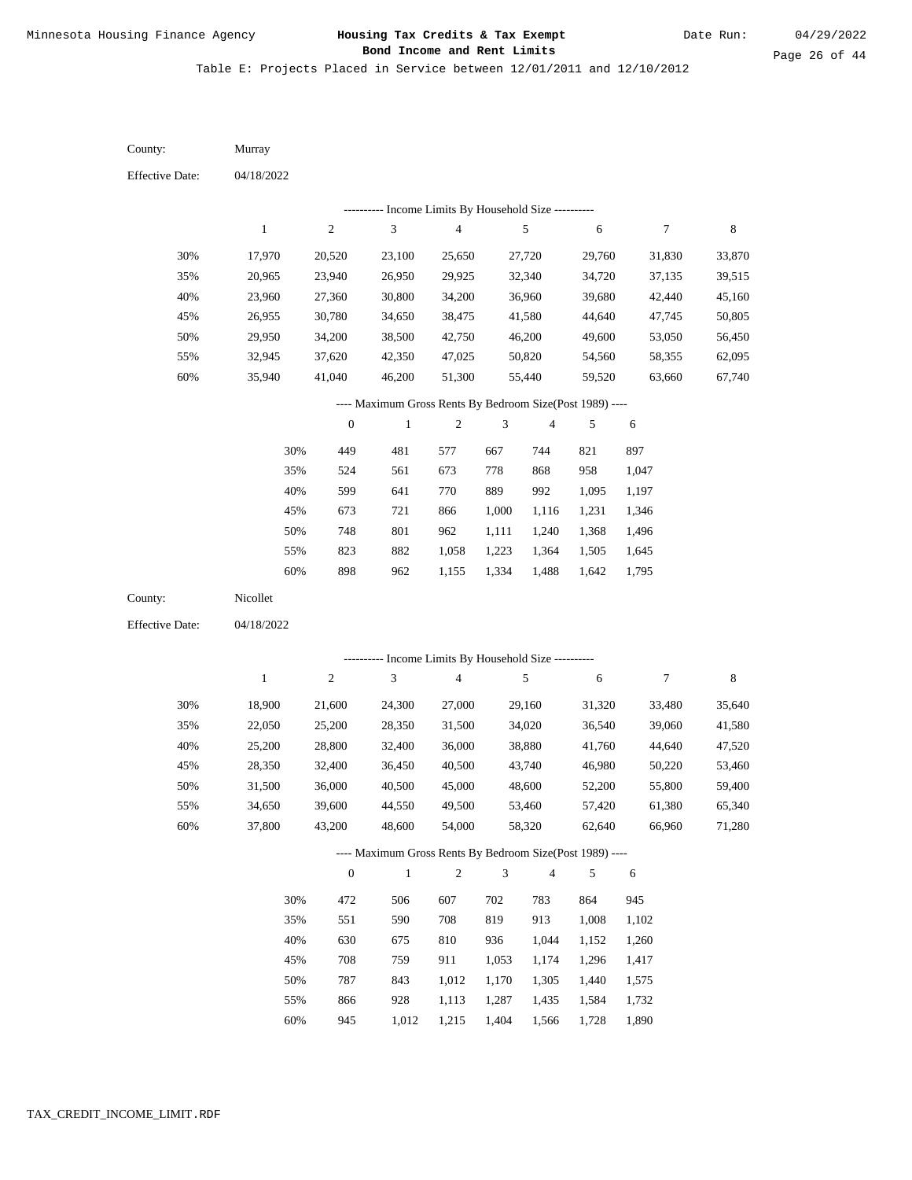Table E: Projects Placed in Service between 12/01/2011 and 12/10/2012

County: Murray

Effective Date: 04/18/2022

---------- Income Limits By Household Size ----------

| | 1 | 2 | 3 | 4 | 5 | 6 | 7 | 8 |
|---|---|---|---|---|---|---|---|---|
| 30% | 17,970 | 20,520 | 23,100 | 25,650 | 27,720 | 29,760 | 31,830 | 33,870 |
| 35% | 20,965 | 23,940 | 26,950 | 29,925 | 32,340 | 34,720 | 37,135 | 39,515 |
| 40% | 23,960 | 27,360 | 30,800 | 34,200 | 36,960 | 39,680 | 42,440 | 45,160 |
| 45% | 26,955 | 30,780 | 34,650 | 38,475 | 41,580 | 44,640 | 47,745 | 50,805 |
| 50% | 29,950 | 34,200 | 38,500 | 42,750 | 46,200 | 49,600 | 53,050 | 56,450 |
| 55% | 32,945 | 37,620 | 42,350 | 47,025 | 50,820 | 54,560 | 58,355 | 62,095 |
| 60% | 35,940 | 41,040 | 46,200 | 51,300 | 55,440 | 59,520 | 63,660 | 67,740 |

---- Maximum Gross Rents By Bedroom Size(Post 1989) ----

| | 0 | 1 | 2 | 3 | 4 | 5 | 6 |
|---|---|---|---|---|---|---|---|
| 30% | 449 | 481 | 577 | 667 | 744 | 821 | 897 |
| 35% | 524 | 561 | 673 | 778 | 868 | 958 | 1,047 |
| 40% | 599 | 641 | 770 | 889 | 992 | 1,095 | 1,197 |
| 45% | 673 | 721 | 866 | 1,000 | 1,116 | 1,231 | 1,346 |
| 50% | 748 | 801 | 962 | 1,111 | 1,240 | 1,368 | 1,496 |
| 55% | 823 | 882 | 1,058 | 1,223 | 1,364 | 1,505 | 1,645 |
| 60% | 898 | 962 | 1,155 | 1,334 | 1,488 | 1,642 | 1,795 |

County: Nicollet

Effective Date: 04/18/2022

---------- Income Limits By Household Size ----------

| | 1 | 2 | 3 | 4 | 5 | 6 | 7 | 8 |
|---|---|---|---|---|---|---|---|---|
| 30% | 18,900 | 21,600 | 24,300 | 27,000 | 29,160 | 31,320 | 33,480 | 35,640 |
| 35% | 22,050 | 25,200 | 28,350 | 31,500 | 34,020 | 36,540 | 39,060 | 41,580 |
| 40% | 25,200 | 28,800 | 32,400 | 36,000 | 38,880 | 41,760 | 44,640 | 47,520 |
| 45% | 28,350 | 32,400 | 36,450 | 40,500 | 43,740 | 46,980 | 50,220 | 53,460 |
| 50% | 31,500 | 36,000 | 40,500 | 45,000 | 48,600 | 52,200 | 55,800 | 59,400 |
| 55% | 34,650 | 39,600 | 44,550 | 49,500 | 53,460 | 57,420 | 61,380 | 65,340 |
| 60% | 37,800 | 43,200 | 48,600 | 54,000 | 58,320 | 62,640 | 66,960 | 71,280 |

---- Maximum Gross Rents By Bedroom Size(Post 1989) ----

| | 0 | 1 | 2 | 3 | 4 | 5 | 6 |
|---|---|---|---|---|---|---|---|
| 30% | 472 | 506 | 607 | 702 | 783 | 864 | 945 |
| 35% | 551 | 590 | 708 | 819 | 913 | 1,008 | 1,102 |
| 40% | 630 | 675 | 810 | 936 | 1,044 | 1,152 | 1,260 |
| 45% | 708 | 759 | 911 | 1,053 | 1,174 | 1,296 | 1,417 |
| 50% | 787 | 843 | 1,012 | 1,170 | 1,305 | 1,440 | 1,575 |
| 55% | 866 | 928 | 1,113 | 1,287 | 1,435 | 1,584 | 1,732 |
| 60% | 945 | 1,012 | 1,215 | 1,404 | 1,566 | 1,728 | 1,890 |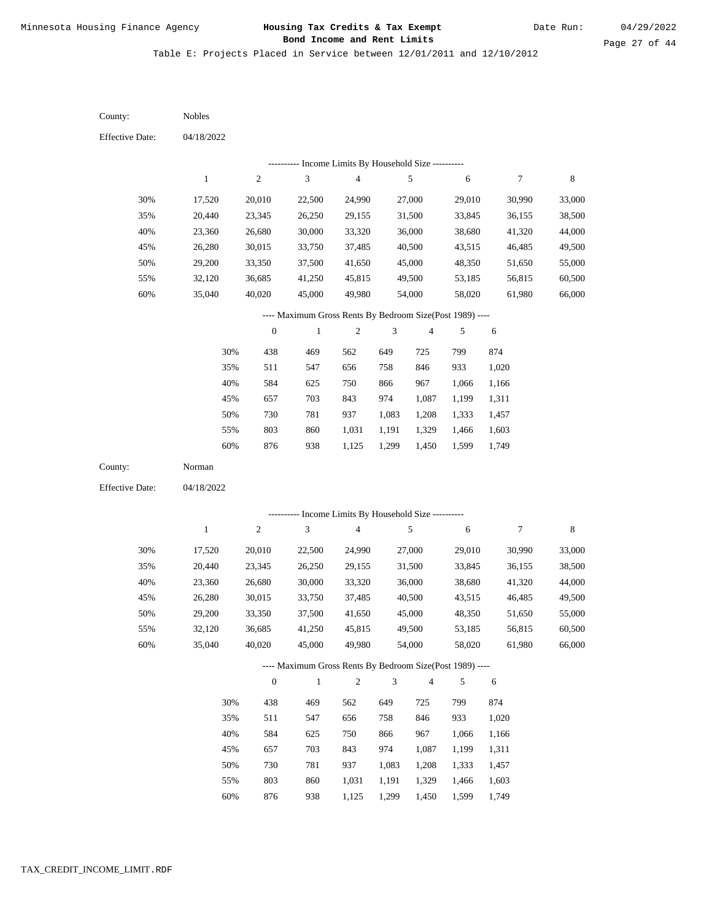Minnesota Housing Finance Agency

**Housing Tax Credits & Tax Exempt Bond Income and Rent Limits**

Date Run: 04/29/2022

Table E: Projects Placed in Service between 12/01/2011 and 12/10/2012

County: Nobles

Effective Date: 04/18/2022

---------- Income Limits By Household Size ----------

| | 1 | 2 | 3 | 4 | 5 | 6 | 7 | 8 |
|---|---|---|---|---|---|---|---|---|
| 30% | 17,520 | 20,010 | 22,500 | 24,990 | 27,000 | 29,010 | 30,990 | 33,000 |
| 35% | 20,440 | 23,345 | 26,250 | 29,155 | 31,500 | 33,845 | 36,155 | 38,500 |
| 40% | 23,360 | 26,680 | 30,000 | 33,320 | 36,000 | 38,680 | 41,320 | 44,000 |
| 45% | 26,280 | 30,015 | 33,750 | 37,485 | 40,500 | 43,515 | 46,485 | 49,500 |
| 50% | 29,200 | 33,350 | 37,500 | 41,650 | 45,000 | 48,350 | 51,650 | 55,000 |
| 55% | 32,120 | 36,685 | 41,250 | 45,815 | 49,500 | 53,185 | 56,815 | 60,500 |
| 60% | 35,040 | 40,020 | 45,000 | 49,980 | 54,000 | 58,020 | 61,980 | 66,000 |

---- Maximum Gross Rents By Bedroom Size(Post 1989) ----

| | 0 | 1 | 2 | 3 | 4 | 5 | 6 |
|---|---|---|---|---|---|---|---|
| 30% | 438 | 469 | 562 | 649 | 725 | 799 | 874 |
| 35% | 511 | 547 | 656 | 758 | 846 | 933 | 1,020 |
| 40% | 584 | 625 | 750 | 866 | 967 | 1,066 | 1,166 |
| 45% | 657 | 703 | 843 | 974 | 1,087 | 1,199 | 1,311 |
| 50% | 730 | 781 | 937 | 1,083 | 1,208 | 1,333 | 1,457 |
| 55% | 803 | 860 | 1,031 | 1,191 | 1,329 | 1,466 | 1,603 |
| 60% | 876 | 938 | 1,125 | 1,299 | 1,450 | 1,599 | 1,749 |

County: Norman

Effective Date: 04/18/2022

---------- Income Limits By Household Size ----------

| | 1 | 2 | 3 | 4 | 5 | 6 | 7 | 8 |
|---|---|---|---|---|---|---|---|---|
| 30% | 17,520 | 20,010 | 22,500 | 24,990 | 27,000 | 29,010 | 30,990 | 33,000 |
| 35% | 20,440 | 23,345 | 26,250 | 29,155 | 31,500 | 33,845 | 36,155 | 38,500 |
| 40% | 23,360 | 26,680 | 30,000 | 33,320 | 36,000 | 38,680 | 41,320 | 44,000 |
| 45% | 26,280 | 30,015 | 33,750 | 37,485 | 40,500 | 43,515 | 46,485 | 49,500 |
| 50% | 29,200 | 33,350 | 37,500 | 41,650 | 45,000 | 48,350 | 51,650 | 55,000 |
| 55% | 32,120 | 36,685 | 41,250 | 45,815 | 49,500 | 53,185 | 56,815 | 60,500 |
| 60% | 35,040 | 40,020 | 45,000 | 49,980 | 54,000 | 58,020 | 61,980 | 66,000 |

---- Maximum Gross Rents By Bedroom Size(Post 1989) ----

| | 0 | 1 | 2 | 3 | 4 | 5 | 6 |
|---|---|---|---|---|---|---|---|
| 30% | 438 | 469 | 562 | 649 | 725 | 799 | 874 |
| 35% | 511 | 547 | 656 | 758 | 846 | 933 | 1,020 |
| 40% | 584 | 625 | 750 | 866 | 967 | 1,066 | 1,166 |
| 45% | 657 | 703 | 843 | 974 | 1,087 | 1,199 | 1,311 |
| 50% | 730 | 781 | 937 | 1,083 | 1,208 | 1,333 | 1,457 |
| 55% | 803 | 860 | 1,031 | 1,191 | 1,329 | 1,466 | 1,603 |
| 60% | 876 | 938 | 1,125 | 1,299 | 1,450 | 1,599 | 1,749 |

TAX_CREDIT_INCOME_LIMIT.RDF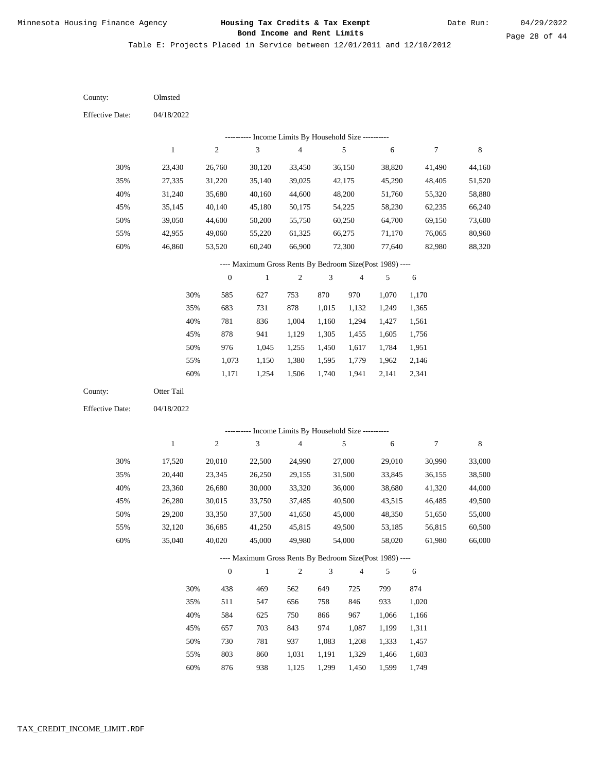Minnesota Housing Finance Agency

**Housing Tax Credits & Tax Exempt Bond Income and Rent Limits**

Date Run: 04/29/2022

Table E: Projects Placed in Service between 12/01/2011 and 12/10/2012

County: Olmsted

Effective Date: 04/18/2022

---------- Income Limits By Household Size ----------

| | 1 | 2 | 3 | 4 | 5 | 6 | 7 | 8 |
|---|---|---|---|---|---|---|---|---|
| 30% | 23,430 | 26,760 | 30,120 | 33,450 | 36,150 | 38,820 | 41,490 | 44,160 |
| 35% | 27,335 | 31,220 | 35,140 | 39,025 | 42,175 | 45,290 | 48,405 | 51,520 |
| 40% | 31,240 | 35,680 | 40,160 | 44,600 | 48,200 | 51,760 | 55,320 | 58,880 |
| 45% | 35,145 | 40,140 | 45,180 | 50,175 | 54,225 | 58,230 | 62,235 | 66,240 |
| 50% | 39,050 | 44,600 | 50,200 | 55,750 | 60,250 | 64,700 | 69,150 | 73,600 |
| 55% | 42,955 | 49,060 | 55,220 | 61,325 | 66,275 | 71,170 | 76,065 | 80,960 |
| 60% | 46,860 | 53,520 | 60,240 | 66,900 | 72,300 | 77,640 | 82,980 | 88,320 |

---- Maximum Gross Rents By Bedroom Size(Post 1989) ----

| | 0 | 1 | 2 | 3 | 4 | 5 | 6 |
|---|---|---|---|---|---|---|---|
| 30% | 585 | 627 | 753 | 870 | 970 | 1,070 | 1,170 |
| 35% | 683 | 731 | 878 | 1,015 | 1,132 | 1,249 | 1,365 |
| 40% | 781 | 836 | 1,004 | 1,160 | 1,294 | 1,427 | 1,561 |
| 45% | 878 | 941 | 1,129 | 1,305 | 1,455 | 1,605 | 1,756 |
| 50% | 976 | 1,045 | 1,255 | 1,450 | 1,617 | 1,784 | 1,951 |
| 55% | 1,073 | 1,150 | 1,380 | 1,595 | 1,779 | 1,962 | 2,146 |
| 60% | 1,171 | 1,254 | 1,506 | 1,740 | 1,941 | 2,141 | 2,341 |

County: Otter Tail

Effective Date: 04/18/2022

---------- Income Limits By Household Size ----------

| | 1 | 2 | 3 | 4 | 5 | 6 | 7 | 8 |
|---|---|---|---|---|---|---|---|---|
| 30% | 17,520 | 20,010 | 22,500 | 24,990 | 27,000 | 29,010 | 30,990 | 33,000 |
| 35% | 20,440 | 23,345 | 26,250 | 29,155 | 31,500 | 33,845 | 36,155 | 38,500 |
| 40% | 23,360 | 26,680 | 30,000 | 33,320 | 36,000 | 38,680 | 41,320 | 44,000 |
| 45% | 26,280 | 30,015 | 33,750 | 37,485 | 40,500 | 43,515 | 46,485 | 49,500 |
| 50% | 29,200 | 33,350 | 37,500 | 41,650 | 45,000 | 48,350 | 51,650 | 55,000 |
| 55% | 32,120 | 36,685 | 41,250 | 45,815 | 49,500 | 53,185 | 56,815 | 60,500 |
| 60% | 35,040 | 40,020 | 45,000 | 49,980 | 54,000 | 58,020 | 61,980 | 66,000 |

---- Maximum Gross Rents By Bedroom Size(Post 1989) ----

| | 0 | 1 | 2 | 3 | 4 | 5 | 6 |
|---|---|---|---|---|---|---|---|
| 30% | 438 | 469 | 562 | 649 | 725 | 799 | 874 |
| 35% | 511 | 547 | 656 | 758 | 846 | 933 | 1,020 |
| 40% | 584 | 625 | 750 | 866 | 967 | 1,066 | 1,166 |
| 45% | 657 | 703 | 843 | 974 | 1,087 | 1,199 | 1,311 |
| 50% | 730 | 781 | 937 | 1,083 | 1,208 | 1,333 | 1,457 |
| 55% | 803 | 860 | 1,031 | 1,191 | 1,329 | 1,466 | 1,603 |
| 60% | 876 | 938 | 1,125 | 1,299 | 1,450 | 1,599 | 1,749 |

TAX_CREDIT_INCOME_LIMIT.RDF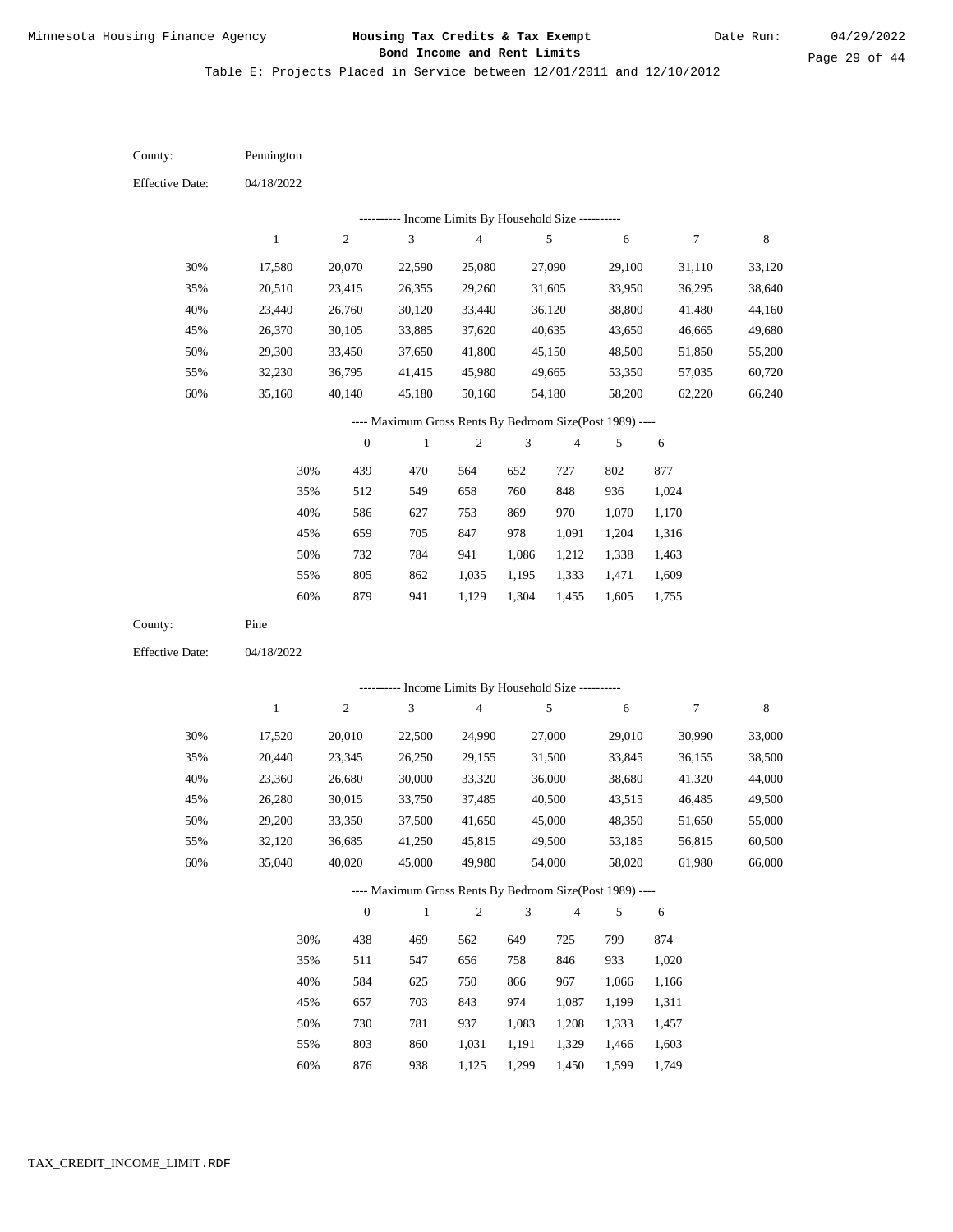Minnesota Housing Finance Agency

# Housing Tax Credits & Tax Exempt Bond Income and Rent Limits

Date Run: 04/29/2022

Table E: Projects Placed in Service between 12/01/2011 and 12/10/2012

County: Pennington

Effective Date: 04/18/2022

---------- Income Limits By Household Size ----------

| | 1 | 2 | 3 | 4 | 5 | 6 | 7 | 8 |
|---|---|---|---|---|---|---|---|---|
| 30% | 17,580 | 20,070 | 22,590 | 25,080 | 27,090 | 29,100 | 31,110 | 33,120 |
| 35% | 20,510 | 23,415 | 26,355 | 29,260 | 31,605 | 33,950 | 36,295 | 38,640 |
| 40% | 23,440 | 26,760 | 30,120 | 33,440 | 36,120 | 38,800 | 41,480 | 44,160 |
| 45% | 26,370 | 30,105 | 33,885 | 37,620 | 40,635 | 43,650 | 46,665 | 49,680 |
| 50% | 29,300 | 33,450 | 37,650 | 41,800 | 45,150 | 48,500 | 51,850 | 55,200 |
| 55% | 32,230 | 36,795 | 41,415 | 45,980 | 49,665 | 53,350 | 57,035 | 60,720 |
| 60% | 35,160 | 40,140 | 45,180 | 50,160 | 54,180 | 58,200 | 62,220 | 66,240 |

---- Maximum Gross Rents By Bedroom Size(Post 1989) ----

| | 0 | 1 | 2 | 3 | 4 | 5 | 6 |
|---|---|---|---|---|---|---|---|
| 30% | 439 | 470 | 564 | 652 | 727 | 802 | 877 |
| 35% | 512 | 549 | 658 | 760 | 848 | 936 | 1,024 |
| 40% | 586 | 627 | 753 | 869 | 970 | 1,070 | 1,170 |
| 45% | 659 | 705 | 847 | 978 | 1,091 | 1,204 | 1,316 |
| 50% | 732 | 784 | 941 | 1,086 | 1,212 | 1,338 | 1,463 |
| 55% | 805 | 862 | 1,035 | 1,195 | 1,333 | 1,471 | 1,609 |
| 60% | 879 | 941 | 1,129 | 1,304 | 1,455 | 1,605 | 1,755 |

County: Pine

Effective Date: 04/18/2022

---------- Income Limits By Household Size ----------

| | 1 | 2 | 3 | 4 | 5 | 6 | 7 | 8 |
|---|---|---|---|---|---|---|---|---|
| 30% | 17,520 | 20,010 | 22,500 | 24,990 | 27,000 | 29,010 | 30,990 | 33,000 |
| 35% | 20,440 | 23,345 | 26,250 | 29,155 | 31,500 | 33,845 | 36,155 | 38,500 |
| 40% | 23,360 | 26,680 | 30,000 | 33,320 | 36,000 | 38,680 | 41,320 | 44,000 |
| 45% | 26,280 | 30,015 | 33,750 | 37,485 | 40,500 | 43,515 | 46,485 | 49,500 |
| 50% | 29,200 | 33,350 | 37,500 | 41,650 | 45,000 | 48,350 | 51,650 | 55,000 |
| 55% | 32,120 | 36,685 | 41,250 | 45,815 | 49,500 | 53,185 | 56,815 | 60,500 |
| 60% | 35,040 | 40,020 | 45,000 | 49,980 | 54,000 | 58,020 | 61,980 | 66,000 |

---- Maximum Gross Rents By Bedroom Size(Post 1989) ----

| | 0 | 1 | 2 | 3 | 4 | 5 | 6 |
|---|---|---|---|---|---|---|---|
| 30% | 438 | 469 | 562 | 649 | 725 | 799 | 874 |
| 35% | 511 | 547 | 656 | 758 | 846 | 933 | 1,020 |
| 40% | 584 | 625 | 750 | 866 | 967 | 1,066 | 1,166 |
| 45% | 657 | 703 | 843 | 974 | 1,087 | 1,199 | 1,311 |
| 50% | 730 | 781 | 937 | 1,083 | 1,208 | 1,333 | 1,457 |
| 55% | 803 | 860 | 1,031 | 1,191 | 1,329 | 1,466 | 1,603 |
| 60% | 876 | 938 | 1,125 | 1,299 | 1,450 | 1,599 | 1,749 |

TAX_CREDIT_INCOME_LIMIT.RDF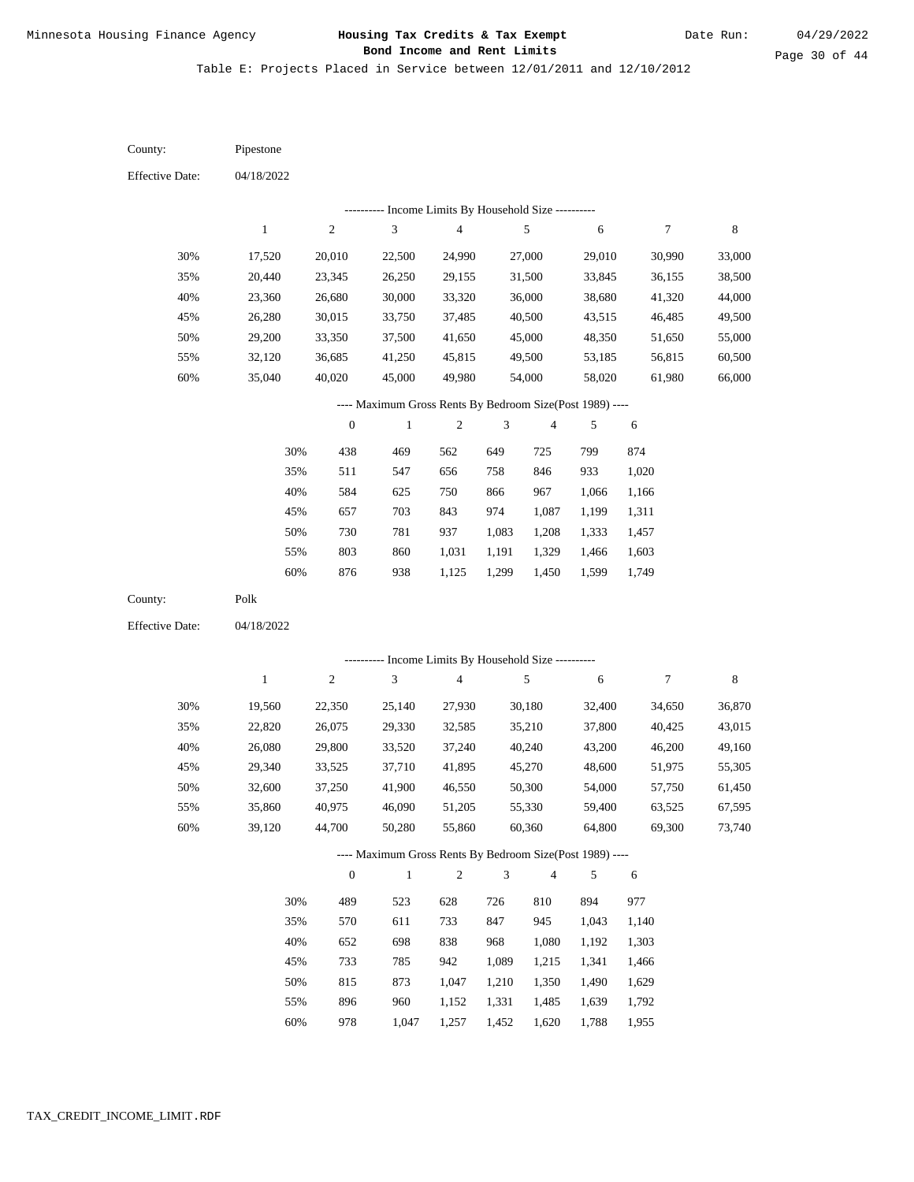Minnesota Housing Finance Agency

**Housing Tax Credits & Tax Exempt Bond Income and Rent Limits**

Date Run: 04/29/2022

Table E: Projects Placed in Service between 12/01/2011 and 12/10/2012

County: Pipestone

Effective Date: 04/18/2022

---------- Income Limits By Household Size ----------

| | 1 | 2 | 3 | 4 | 5 | 6 | 7 | 8 |
|---|---|---|---|---|---|---|---|---|
| 30% | 17,520 | 20,010 | 22,500 | 24,990 | 27,000 | 29,010 | 30,990 | 33,000 |
| 35% | 20,440 | 23,345 | 26,250 | 29,155 | 31,500 | 33,845 | 36,155 | 38,500 |
| 40% | 23,360 | 26,680 | 30,000 | 33,320 | 36,000 | 38,680 | 41,320 | 44,000 |
| 45% | 26,280 | 30,015 | 33,750 | 37,485 | 40,500 | 43,515 | 46,485 | 49,500 |
| 50% | 29,200 | 33,350 | 37,500 | 41,650 | 45,000 | 48,350 | 51,650 | 55,000 |
| 55% | 32,120 | 36,685 | 41,250 | 45,815 | 49,500 | 53,185 | 56,815 | 60,500 |
| 60% | 35,040 | 40,020 | 45,000 | 49,980 | 54,000 | 58,020 | 61,980 | 66,000 |

---- Maximum Gross Rents By Bedroom Size(Post 1989) ----

| | 0 | 1 | 2 | 3 | 4 | 5 | 6 |
|---|---|---|---|---|---|---|---|
| 30% | 438 | 469 | 562 | 649 | 725 | 799 | 874 |
| 35% | 511 | 547 | 656 | 758 | 846 | 933 | 1,020 |
| 40% | 584 | 625 | 750 | 866 | 967 | 1,066 | 1,166 |
| 45% | 657 | 703 | 843 | 974 | 1,087 | 1,199 | 1,311 |
| 50% | 730 | 781 | 937 | 1,083 | 1,208 | 1,333 | 1,457 |
| 55% | 803 | 860 | 1,031 | 1,191 | 1,329 | 1,466 | 1,603 |
| 60% | 876 | 938 | 1,125 | 1,299 | 1,450 | 1,599 | 1,749 |

County: Polk

Effective Date: 04/18/2022

---------- Income Limits By Household Size ----------

| | 1 | 2 | 3 | 4 | 5 | 6 | 7 | 8 |
|---|---|---|---|---|---|---|---|---|
| 30% | 19,560 | 22,350 | 25,140 | 27,930 | 30,180 | 32,400 | 34,650 | 36,870 |
| 35% | 22,820 | 26,075 | 29,330 | 32,585 | 35,210 | 37,800 | 40,425 | 43,015 |
| 40% | 26,080 | 29,800 | 33,520 | 37,240 | 40,240 | 43,200 | 46,200 | 49,160 |
| 45% | 29,340 | 33,525 | 37,710 | 41,895 | 45,270 | 48,600 | 51,975 | 55,305 |
| 50% | 32,600 | 37,250 | 41,900 | 46,550 | 50,300 | 54,000 | 57,750 | 61,450 |
| 55% | 35,860 | 40,975 | 46,090 | 51,205 | 55,330 | 59,400 | 63,525 | 67,595 |
| 60% | 39,120 | 44,700 | 50,280 | 55,860 | 60,360 | 64,800 | 69,300 | 73,740 |

---- Maximum Gross Rents By Bedroom Size(Post 1989) ----

| | 0 | 1 | 2 | 3 | 4 | 5 | 6 |
|---|---|---|---|---|---|---|---|
| 30% | 489 | 523 | 628 | 726 | 810 | 894 | 977 |
| 35% | 570 | 611 | 733 | 847 | 945 | 1,043 | 1,140 |
| 40% | 652 | 698 | 838 | 968 | 1,080 | 1,192 | 1,303 |
| 45% | 733 | 785 | 942 | 1,089 | 1,215 | 1,341 | 1,466 |
| 50% | 815 | 873 | 1,047 | 1,210 | 1,350 | 1,490 | 1,629 |
| 55% | 896 | 960 | 1,152 | 1,331 | 1,485 | 1,639 | 1,792 |
| 60% | 978 | 1,047 | 1,257 | 1,452 | 1,620 | 1,788 | 1,955 |

TAX_CREDIT_INCOME_LIMIT.RDF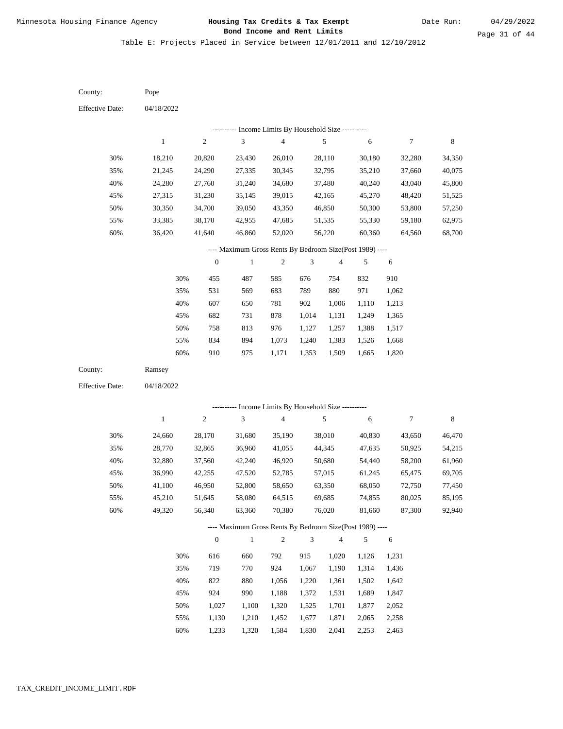Minnesota Housing Finance Agency

**Housing Tax Credits & Tax Exempt Bond Income and Rent Limits**

Date Run: 04/29/2022

Table E: Projects Placed in Service between 12/01/2011 and 12/10/2012

County: Pope

Effective Date: 04/18/2022

---------- Income Limits By Household Size ----------

| | 1 | 2 | 3 | 4 | 5 | 6 | 7 | 8 |
|---|---|---|---|---|---|---|---|---|
| 30% | 18,210 | 20,820 | 23,430 | 26,010 | 28,110 | 30,180 | 32,280 | 34,350 |
| 35% | 21,245 | 24,290 | 27,335 | 30,345 | 32,795 | 35,210 | 37,660 | 40,075 |
| 40% | 24,280 | 27,760 | 31,240 | 34,680 | 37,480 | 40,240 | 43,040 | 45,800 |
| 45% | 27,315 | 31,230 | 35,145 | 39,015 | 42,165 | 45,270 | 48,420 | 51,525 |
| 50% | 30,350 | 34,700 | 39,050 | 43,350 | 46,850 | 50,300 | 53,800 | 57,250 |
| 55% | 33,385 | 38,170 | 42,955 | 47,685 | 51,535 | 55,330 | 59,180 | 62,975 |
| 60% | 36,420 | 41,640 | 46,860 | 52,020 | 56,220 | 60,360 | 64,560 | 68,700 |

---- Maximum Gross Rents By Bedroom Size(Post 1989) ----

| | 0 | 1 | 2 | 3 | 4 | 5 | 6 |
|---|---|---|---|---|---|---|---|
| 30% | 455 | 487 | 585 | 676 | 754 | 832 | 910 |
| 35% | 531 | 569 | 683 | 789 | 880 | 971 | 1,062 |
| 40% | 607 | 650 | 781 | 902 | 1,006 | 1,110 | 1,213 |
| 45% | 682 | 731 | 878 | 1,014 | 1,131 | 1,249 | 1,365 |
| 50% | 758 | 813 | 976 | 1,127 | 1,257 | 1,388 | 1,517 |
| 55% | 834 | 894 | 1,073 | 1,240 | 1,383 | 1,526 | 1,668 |
| 60% | 910 | 975 | 1,171 | 1,353 | 1,509 | 1,665 | 1,820 |

County: Ramsey

Effective Date: 04/18/2022

---------- Income Limits By Household Size ----------

| | 1 | 2 | 3 | 4 | 5 | 6 | 7 | 8 |
|---|---|---|---|---|---|---|---|---|
| 30% | 24,660 | 28,170 | 31,680 | 35,190 | 38,010 | 40,830 | 43,650 | 46,470 |
| 35% | 28,770 | 32,865 | 36,960 | 41,055 | 44,345 | 47,635 | 50,925 | 54,215 |
| 40% | 32,880 | 37,560 | 42,240 | 46,920 | 50,680 | 54,440 | 58,200 | 61,960 |
| 45% | 36,990 | 42,255 | 47,520 | 52,785 | 57,015 | 61,245 | 65,475 | 69,705 |
| 50% | 41,100 | 46,950 | 52,800 | 58,650 | 63,350 | 68,050 | 72,750 | 77,450 |
| 55% | 45,210 | 51,645 | 58,080 | 64,515 | 69,685 | 74,855 | 80,025 | 85,195 |
| 60% | 49,320 | 56,340 | 63,360 | 70,380 | 76,020 | 81,660 | 87,300 | 92,940 |

---- Maximum Gross Rents By Bedroom Size(Post 1989) ----

| | 0 | 1 | 2 | 3 | 4 | 5 | 6 |
|---|---|---|---|---|---|---|---|
| 30% | 616 | 660 | 792 | 915 | 1,020 | 1,126 | 1,231 |
| 35% | 719 | 770 | 924 | 1,067 | 1,190 | 1,314 | 1,436 |
| 40% | 822 | 880 | 1,056 | 1,220 | 1,361 | 1,502 | 1,642 |
| 45% | 924 | 990 | 1,188 | 1,372 | 1,531 | 1,689 | 1,847 |
| 50% | 1,027 | 1,100 | 1,320 | 1,525 | 1,701 | 1,877 | 2,052 |
| 55% | 1,130 | 1,210 | 1,452 | 1,677 | 1,871 | 2,065 | 2,258 |
| 60% | 1,233 | 1,320 | 1,584 | 1,830 | 2,041 | 2,253 | 2,463 |

TAX_CREDIT_INCOME_LIMIT.RDF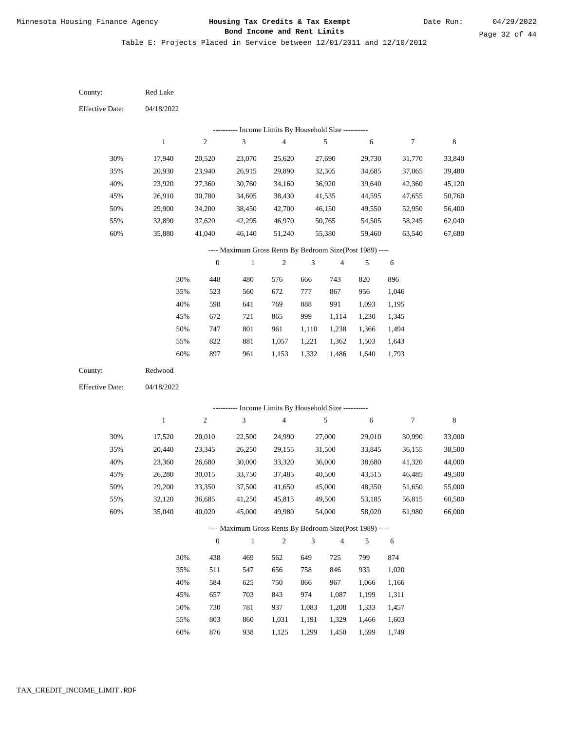Minnesota Housing Finance Agency

**Housing Tax Credits & Tax Exempt Bond Income and Rent Limits**

Date Run: 04/29/2022

Table E: Projects Placed in Service between 12/01/2011 and 12/10/2012

County: Red Lake

Effective Date: 04/18/2022

---------- Income Limits By Household Size ----------

| | 1 | 2 | 3 | 4 | 5 | 6 | 7 | 8 |
|---|---|---|---|---|---|---|---|---|
| 30% | 17,940 | 20,520 | 23,070 | 25,620 | 27,690 | 29,730 | 31,770 | 33,840 |
| 35% | 20,930 | 23,940 | 26,915 | 29,890 | 32,305 | 34,685 | 37,065 | 39,480 |
| 40% | 23,920 | 27,360 | 30,760 | 34,160 | 36,920 | 39,640 | 42,360 | 45,120 |
| 45% | 26,910 | 30,780 | 34,605 | 38,430 | 41,535 | 44,595 | 47,655 | 50,760 |
| 50% | 29,900 | 34,200 | 38,450 | 42,700 | 46,150 | 49,550 | 52,950 | 56,400 |
| 55% | 32,890 | 37,620 | 42,295 | 46,970 | 50,765 | 54,505 | 58,245 | 62,040 |
| 60% | 35,880 | 41,040 | 46,140 | 51,240 | 55,380 | 59,460 | 63,540 | 67,680 |

---- Maximum Gross Rents By Bedroom Size(Post 1989) ----

| | 0 | 1 | 2 | 3 | 4 | 5 | 6 |
|---|---|---|---|---|---|---|---|
| 30% | 448 | 480 | 576 | 666 | 743 | 820 | 896 |
| 35% | 523 | 560 | 672 | 777 | 867 | 956 | 1,046 |
| 40% | 598 | 641 | 769 | 888 | 991 | 1,093 | 1,195 |
| 45% | 672 | 721 | 865 | 999 | 1,114 | 1,230 | 1,345 |
| 50% | 747 | 801 | 961 | 1,110 | 1,238 | 1,366 | 1,494 |
| 55% | 822 | 881 | 1,057 | 1,221 | 1,362 | 1,503 | 1,643 |
| 60% | 897 | 961 | 1,153 | 1,332 | 1,486 | 1,640 | 1,793 |

County: Redwood

Effective Date: 04/18/2022

---------- Income Limits By Household Size ----------

| | 1 | 2 | 3 | 4 | 5 | 6 | 7 | 8 |
|---|---|---|---|---|---|---|---|---|
| 30% | 17,520 | 20,010 | 22,500 | 24,990 | 27,000 | 29,010 | 30,990 | 33,000 |
| 35% | 20,440 | 23,345 | 26,250 | 29,155 | 31,500 | 33,845 | 36,155 | 38,500 |
| 40% | 23,360 | 26,680 | 30,000 | 33,320 | 36,000 | 38,680 | 41,320 | 44,000 |
| 45% | 26,280 | 30,015 | 33,750 | 37,485 | 40,500 | 43,515 | 46,485 | 49,500 |
| 50% | 29,200 | 33,350 | 37,500 | 41,650 | 45,000 | 48,350 | 51,650 | 55,000 |
| 55% | 32,120 | 36,685 | 41,250 | 45,815 | 49,500 | 53,185 | 56,815 | 60,500 |
| 60% | 35,040 | 40,020 | 45,000 | 49,980 | 54,000 | 58,020 | 61,980 | 66,000 |

---- Maximum Gross Rents By Bedroom Size(Post 1989) ----

| | 0 | 1 | 2 | 3 | 4 | 5 | 6 |
|---|---|---|---|---|---|---|---|
| 30% | 438 | 469 | 562 | 649 | 725 | 799 | 874 |
| 35% | 511 | 547 | 656 | 758 | 846 | 933 | 1,020 |
| 40% | 584 | 625 | 750 | 866 | 967 | 1,066 | 1,166 |
| 45% | 657 | 703 | 843 | 974 | 1,087 | 1,199 | 1,311 |
| 50% | 730 | 781 | 937 | 1,083 | 1,208 | 1,333 | 1,457 |
| 55% | 803 | 860 | 1,031 | 1,191 | 1,329 | 1,466 | 1,603 |
| 60% | 876 | 938 | 1,125 | 1,299 | 1,450 | 1,599 | 1,749 |

TAX_CREDIT_INCOME_LIMIT.RDF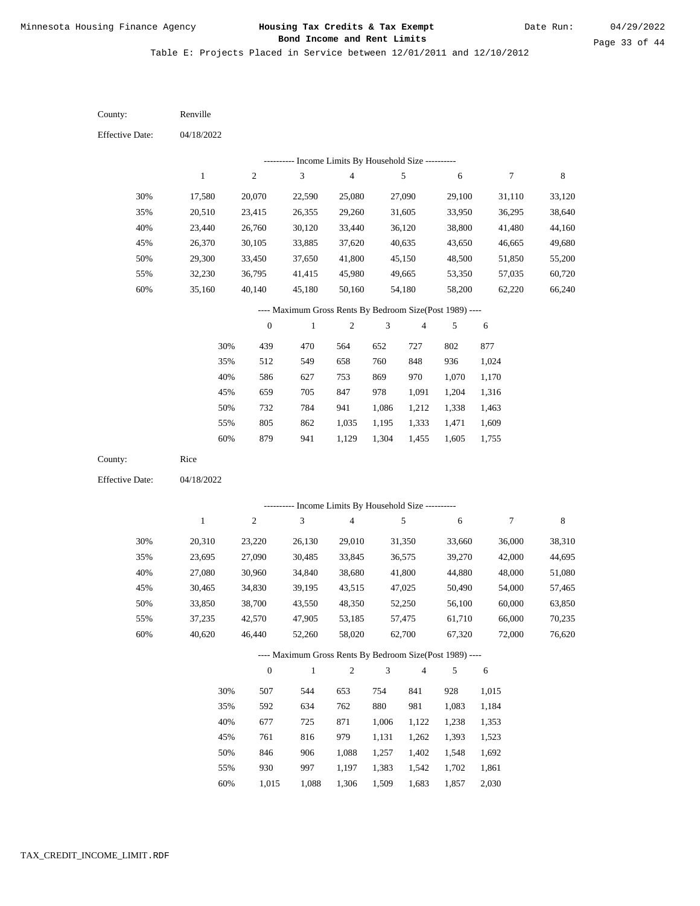Table E: Projects Placed in Service between 12/01/2011 and 12/10/2012

County: Renville

Effective Date: 04/18/2022

---------- Income Limits By Household Size ----------

| | 1 | 2 | 3 | 4 | 5 | 6 | 7 | 8 |
|---|---|---|---|---|---|---|---|---|
| 30% | 17,580 | 20,070 | 22,590 | 25,080 | 27,090 | 29,100 | 31,110 | 33,120 |
| 35% | 20,510 | 23,415 | 26,355 | 29,260 | 31,605 | 33,950 | 36,295 | 38,640 |
| 40% | 23,440 | 26,760 | 30,120 | 33,440 | 36,120 | 38,800 | 41,480 | 44,160 |
| 45% | 26,370 | 30,105 | 33,885 | 37,620 | 40,635 | 43,650 | 46,665 | 49,680 |
| 50% | 29,300 | 33,450 | 37,650 | 41,800 | 45,150 | 48,500 | 51,850 | 55,200 |
| 55% | 32,230 | 36,795 | 41,415 | 45,980 | 49,665 | 53,350 | 57,035 | 60,720 |
| 60% | 35,160 | 40,140 | 45,180 | 50,160 | 54,180 | 58,200 | 62,220 | 66,240 |

---- Maximum Gross Rents By Bedroom Size(Post 1989) ----

| | 0 | 1 | 2 | 3 | 4 | 5 | 6 |
|---|---|---|---|---|---|---|---|
| 30% | 439 | 470 | 564 | 652 | 727 | 802 | 877 |
| 35% | 512 | 549 | 658 | 760 | 848 | 936 | 1,024 |
| 40% | 586 | 627 | 753 | 869 | 970 | 1,070 | 1,170 |
| 45% | 659 | 705 | 847 | 978 | 1,091 | 1,204 | 1,316 |
| 50% | 732 | 784 | 941 | 1,086 | 1,212 | 1,338 | 1,463 |
| 55% | 805 | 862 | 1,035 | 1,195 | 1,333 | 1,471 | 1,609 |
| 60% | 879 | 941 | 1,129 | 1,304 | 1,455 | 1,605 | 1,755 |

County: Rice

Effective Date: 04/18/2022

---------- Income Limits By Household Size ----------

| | 1 | 2 | 3 | 4 | 5 | 6 | 7 | 8 |
|---|---|---|---|---|---|---|---|---|
| 30% | 20,310 | 23,220 | 26,130 | 29,010 | 31,350 | 33,660 | 36,000 | 38,310 |
| 35% | 23,695 | 27,090 | 30,485 | 33,845 | 36,575 | 39,270 | 42,000 | 44,695 |
| 40% | 27,080 | 30,960 | 34,840 | 38,680 | 41,800 | 44,880 | 48,000 | 51,080 |
| 45% | 30,465 | 34,830 | 39,195 | 43,515 | 47,025 | 50,490 | 54,000 | 57,465 |
| 50% | 33,850 | 38,700 | 43,550 | 48,350 | 52,250 | 56,100 | 60,000 | 63,850 |
| 55% | 37,235 | 42,570 | 47,905 | 53,185 | 57,475 | 61,710 | 66,000 | 70,235 |
| 60% | 40,620 | 46,440 | 52,260 | 58,020 | 62,700 | 67,320 | 72,000 | 76,620 |

---- Maximum Gross Rents By Bedroom Size(Post 1989) ----

| | 0 | 1 | 2 | 3 | 4 | 5 | 6 |
|---|---|---|---|---|---|---|---|
| 30% | 507 | 544 | 653 | 754 | 841 | 928 | 1,015 |
| 35% | 592 | 634 | 762 | 880 | 981 | 1,083 | 1,184 |
| 40% | 677 | 725 | 871 | 1,006 | 1,122 | 1,238 | 1,353 |
| 45% | 761 | 816 | 979 | 1,131 | 1,262 | 1,393 | 1,523 |
| 50% | 846 | 906 | 1,088 | 1,257 | 1,402 | 1,548 | 1,692 |
| 55% | 930 | 997 | 1,197 | 1,383 | 1,542 | 1,702 | 1,861 |
| 60% | 1,015 | 1,088 | 1,306 | 1,509 | 1,683 | 1,857 | 2,030 |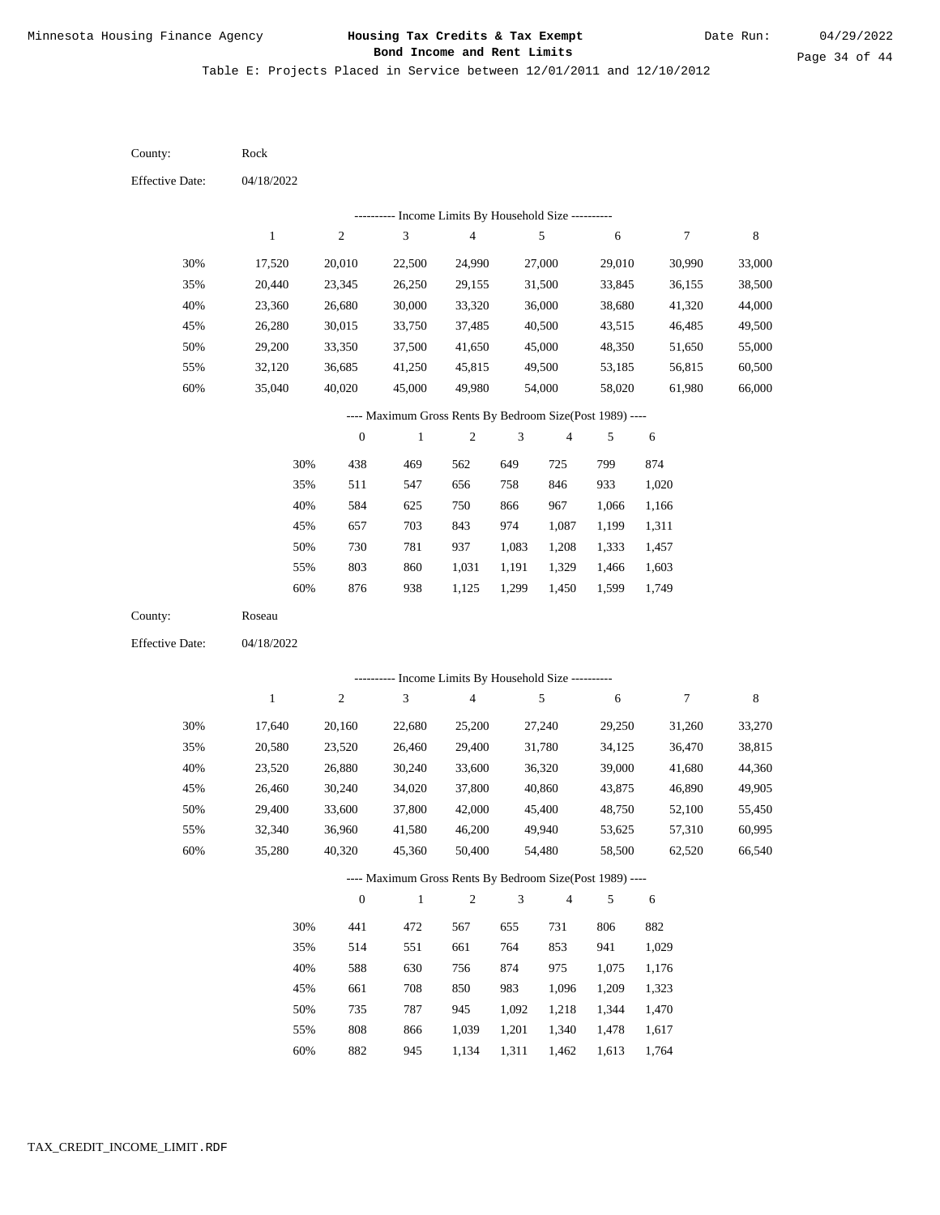Minnesota Housing Finance Agency

**Housing Tax Credits & Tax Exempt Bond Income and Rent Limits**

Date Run: 04/29/2022

Table E: Projects Placed in Service between 12/01/2011 and 12/10/2012

County: Rock

Effective Date: 04/18/2022

---------- Income Limits By Household Size ----------

| | 1 | 2 | 3 | 4 | 5 | 6 | 7 | 8 |
|---|---|---|---|---|---|---|---|---|
| 30% | 17,520 | 20,010 | 22,500 | 24,990 | 27,000 | 29,010 | 30,990 | 33,000 |
| 35% | 20,440 | 23,345 | 26,250 | 29,155 | 31,500 | 33,845 | 36,155 | 38,500 |
| 40% | 23,360 | 26,680 | 30,000 | 33,320 | 36,000 | 38,680 | 41,320 | 44,000 |
| 45% | 26,280 | 30,015 | 33,750 | 37,485 | 40,500 | 43,515 | 46,485 | 49,500 |
| 50% | 29,200 | 33,350 | 37,500 | 41,650 | 45,000 | 48,350 | 51,650 | 55,000 |
| 55% | 32,120 | 36,685 | 41,250 | 45,815 | 49,500 | 53,185 | 56,815 | 60,500 |
| 60% | 35,040 | 40,020 | 45,000 | 49,980 | 54,000 | 58,020 | 61,980 | 66,000 |

---- Maximum Gross Rents By Bedroom Size(Post 1989) ----

| | 0 | 1 | 2 | 3 | 4 | 5 | 6 |
|---|---|---|---|---|---|---|---|
| 30% | 438 | 469 | 562 | 649 | 725 | 799 | 874 |
| 35% | 511 | 547 | 656 | 758 | 846 | 933 | 1,020 |
| 40% | 584 | 625 | 750 | 866 | 967 | 1,066 | 1,166 |
| 45% | 657 | 703 | 843 | 974 | 1,087 | 1,199 | 1,311 |
| 50% | 730 | 781 | 937 | 1,083 | 1,208 | 1,333 | 1,457 |
| 55% | 803 | 860 | 1,031 | 1,191 | 1,329 | 1,466 | 1,603 |
| 60% | 876 | 938 | 1,125 | 1,299 | 1,450 | 1,599 | 1,749 |

County: Roseau

Effective Date: 04/18/2022

---------- Income Limits By Household Size ----------

| | 1 | 2 | 3 | 4 | 5 | 6 | 7 | 8 |
|---|---|---|---|---|---|---|---|---|
| 30% | 17,640 | 20,160 | 22,680 | 25,200 | 27,240 | 29,250 | 31,260 | 33,270 |
| 35% | 20,580 | 23,520 | 26,460 | 29,400 | 31,780 | 34,125 | 36,470 | 38,815 |
| 40% | 23,520 | 26,880 | 30,240 | 33,600 | 36,320 | 39,000 | 41,680 | 44,360 |
| 45% | 26,460 | 30,240 | 34,020 | 37,800 | 40,860 | 43,875 | 46,890 | 49,905 |
| 50% | 29,400 | 33,600 | 37,800 | 42,000 | 45,400 | 48,750 | 52,100 | 55,450 |
| 55% | 32,340 | 36,960 | 41,580 | 46,200 | 49,940 | 53,625 | 57,310 | 60,995 |
| 60% | 35,280 | 40,320 | 45,360 | 50,400 | 54,480 | 58,500 | 62,520 | 66,540 |

---- Maximum Gross Rents By Bedroom Size(Post 1989) ----

| | 0 | 1 | 2 | 3 | 4 | 5 | 6 |
|---|---|---|---|---|---|---|---|
| 30% | 441 | 472 | 567 | 655 | 731 | 806 | 882 |
| 35% | 514 | 551 | 661 | 764 | 853 | 941 | 1,029 |
| 40% | 588 | 630 | 756 | 874 | 975 | 1,075 | 1,176 |
| 45% | 661 | 708 | 850 | 983 | 1,096 | 1,209 | 1,323 |
| 50% | 735 | 787 | 945 | 1,092 | 1,218 | 1,344 | 1,470 |
| 55% | 808 | 866 | 1,039 | 1,201 | 1,340 | 1,478 | 1,617 |
| 60% | 882 | 945 | 1,134 | 1,311 | 1,462 | 1,613 | 1,764 |

TAX_CREDIT_INCOME_LIMIT.RDF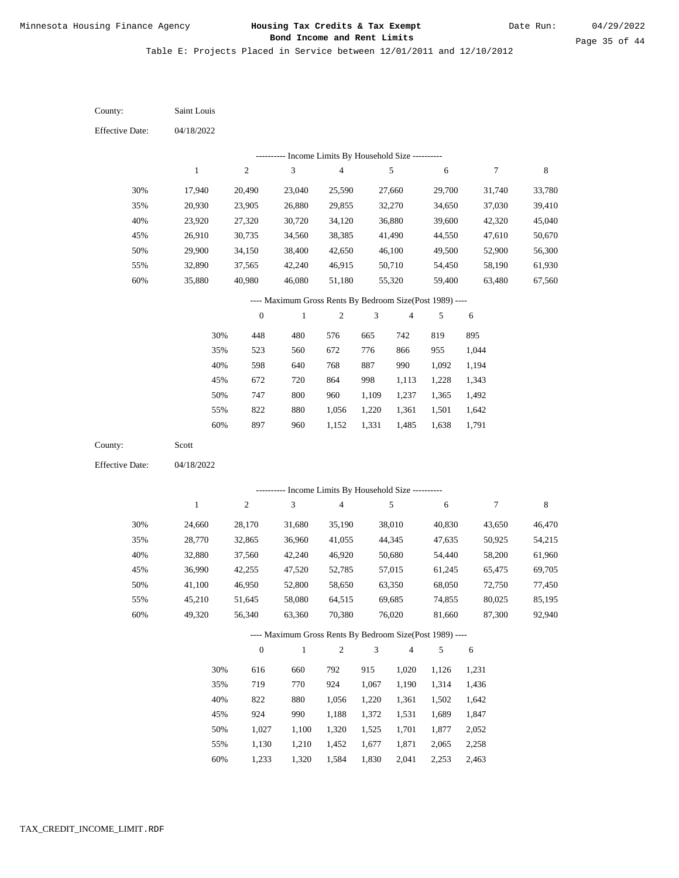Minnesota Housing Finance Agency

**Housing Tax Credits & Tax Exempt Bond Income and Rent Limits**

Date Run: 04/29/2022

Table E: Projects Placed in Service between 12/01/2011 and 12/10/2012

County: Saint Louis

Effective Date: 04/18/2022

---------- Income Limits By Household Size ----------

| | 1 | 2 | 3 | 4 | 5 | 6 | 7 | 8 |
|---|---|---|---|---|---|---|---|---|
| 30% | 17,940 | 20,490 | 23,040 | 25,590 | 27,660 | 29,700 | 31,740 | 33,780 |
| 35% | 20,930 | 23,905 | 26,880 | 29,855 | 32,270 | 34,650 | 37,030 | 39,410 |
| 40% | 23,920 | 27,320 | 30,720 | 34,120 | 36,880 | 39,600 | 42,320 | 45,040 |
| 45% | 26,910 | 30,735 | 34,560 | 38,385 | 41,490 | 44,550 | 47,610 | 50,670 |
| 50% | 29,900 | 34,150 | 38,400 | 42,650 | 46,100 | 49,500 | 52,900 | 56,300 |
| 55% | 32,890 | 37,565 | 42,240 | 46,915 | 50,710 | 54,450 | 58,190 | 61,930 |
| 60% | 35,880 | 40,980 | 46,080 | 51,180 | 55,320 | 59,400 | 63,480 | 67,560 |

---- Maximum Gross Rents By Bedroom Size(Post 1989) ----

| | 0 | 1 | 2 | 3 | 4 | 5 | 6 |
|---|---|---|---|---|---|---|---|
| 30% | 448 | 480 | 576 | 665 | 742 | 819 | 895 |
| 35% | 523 | 560 | 672 | 776 | 866 | 955 | 1,044 |
| 40% | 598 | 640 | 768 | 887 | 990 | 1,092 | 1,194 |
| 45% | 672 | 720 | 864 | 998 | 1,113 | 1,228 | 1,343 |
| 50% | 747 | 800 | 960 | 1,109 | 1,237 | 1,365 | 1,492 |
| 55% | 822 | 880 | 1,056 | 1,220 | 1,361 | 1,501 | 1,642 |
| 60% | 897 | 960 | 1,152 | 1,331 | 1,485 | 1,638 | 1,791 |

County: Scott

Effective Date: 04/18/2022

---------- Income Limits By Household Size ----------

| | 1 | 2 | 3 | 4 | 5 | 6 | 7 | 8 |
|---|---|---|---|---|---|---|---|---|
| 30% | 24,660 | 28,170 | 31,680 | 35,190 | 38,010 | 40,830 | 43,650 | 46,470 |
| 35% | 28,770 | 32,865 | 36,960 | 41,055 | 44,345 | 47,635 | 50,925 | 54,215 |
| 40% | 32,880 | 37,560 | 42,240 | 46,920 | 50,680 | 54,440 | 58,200 | 61,960 |
| 45% | 36,990 | 42,255 | 47,520 | 52,785 | 57,015 | 61,245 | 65,475 | 69,705 |
| 50% | 41,100 | 46,950 | 52,800 | 58,650 | 63,350 | 68,050 | 72,750 | 77,450 |
| 55% | 45,210 | 51,645 | 58,080 | 64,515 | 69,685 | 74,855 | 80,025 | 85,195 |
| 60% | 49,320 | 56,340 | 63,360 | 70,380 | 76,020 | 81,660 | 87,300 | 92,940 |

---- Maximum Gross Rents By Bedroom Size(Post 1989) ----

| | 0 | 1 | 2 | 3 | 4 | 5 | 6 |
|---|---|---|---|---|---|---|---|
| 30% | 616 | 660 | 792 | 915 | 1,020 | 1,126 | 1,231 |
| 35% | 719 | 770 | 924 | 1,067 | 1,190 | 1,314 | 1,436 |
| 40% | 822 | 880 | 1,056 | 1,220 | 1,361 | 1,502 | 1,642 |
| 45% | 924 | 990 | 1,188 | 1,372 | 1,531 | 1,689 | 1,847 |
| 50% | 1,027 | 1,100 | 1,320 | 1,525 | 1,701 | 1,877 | 2,052 |
| 55% | 1,130 | 1,210 | 1,452 | 1,677 | 1,871 | 2,065 | 2,258 |
| 60% | 1,233 | 1,320 | 1,584 | 1,830 | 2,041 | 2,253 | 2,463 |

TAX_CREDIT_INCOME_LIMIT.RDF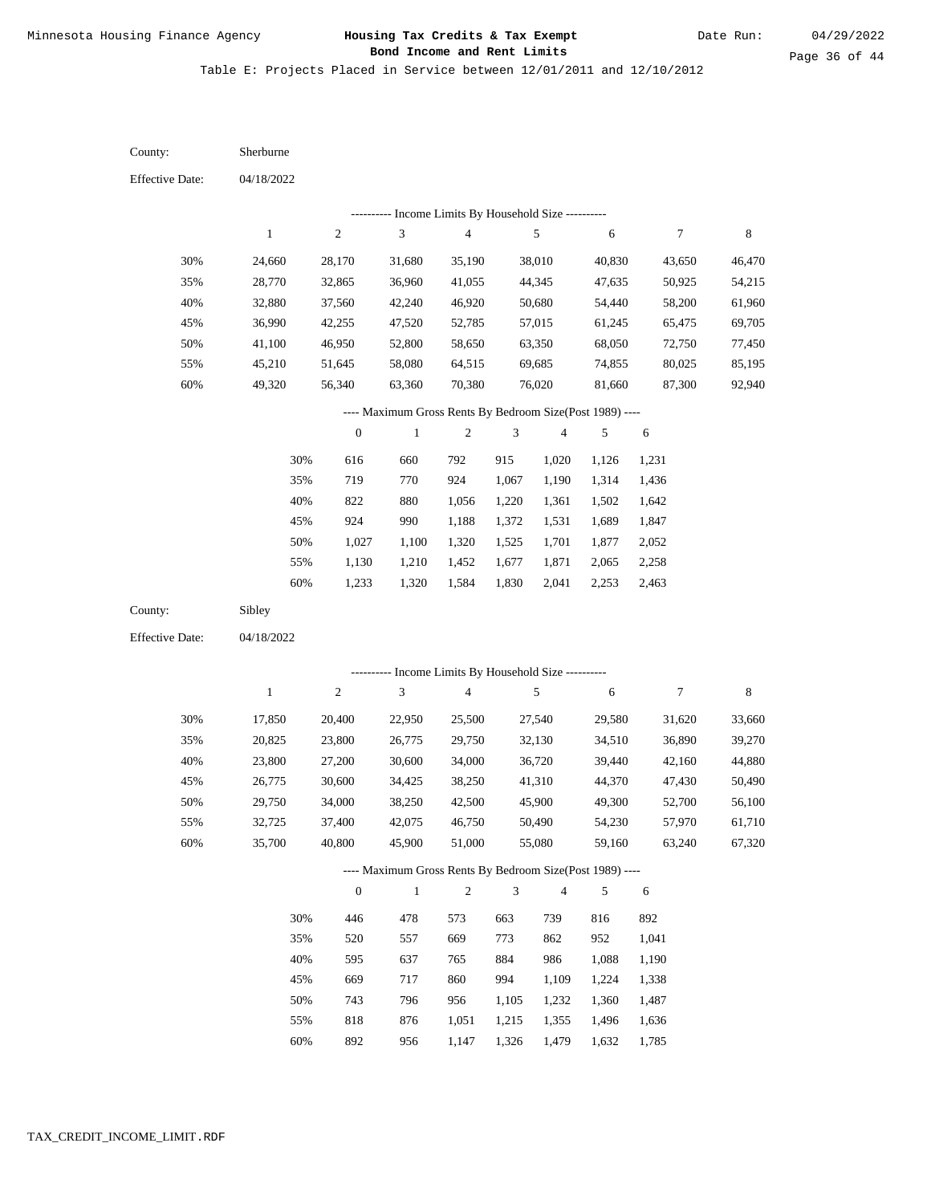Minnesota Housing Finance Agency

**Housing Tax Credits & Tax Exempt Bond Income and Rent Limits**

Date Run: 04/29/2022

Table E: Projects Placed in Service between 12/01/2011 and 12/10/2012

County: Sherburne

Effective Date: 04/18/2022

---------- Income Limits By Household Size ----------

| | 1 | 2 | 3 | 4 | 5 | 6 | 7 | 8 |
|---|---|---|---|---|---|---|---|---|
| 30% | 24,660 | 28,170 | 31,680 | 35,190 | 38,010 | 40,830 | 43,650 | 46,470 |
| 35% | 28,770 | 32,865 | 36,960 | 41,055 | 44,345 | 47,635 | 50,925 | 54,215 |
| 40% | 32,880 | 37,560 | 42,240 | 46,920 | 50,680 | 54,440 | 58,200 | 61,960 |
| 45% | 36,990 | 42,255 | 47,520 | 52,785 | 57,015 | 61,245 | 65,475 | 69,705 |
| 50% | 41,100 | 46,950 | 52,800 | 58,650 | 63,350 | 68,050 | 72,750 | 77,450 |
| 55% | 45,210 | 51,645 | 58,080 | 64,515 | 69,685 | 74,855 | 80,025 | 85,195 |
| 60% | 49,320 | 56,340 | 63,360 | 70,380 | 76,020 | 81,660 | 87,300 | 92,940 |

---- Maximum Gross Rents By Bedroom Size(Post 1989) ----

| | 0 | 1 | 2 | 3 | 4 | 5 | 6 |
|---|---|---|---|---|---|---|---|
| 30% | 616 | 660 | 792 | 915 | 1,020 | 1,126 | 1,231 |
| 35% | 719 | 770 | 924 | 1,067 | 1,190 | 1,314 | 1,436 |
| 40% | 822 | 880 | 1,056 | 1,220 | 1,361 | 1,502 | 1,642 |
| 45% | 924 | 990 | 1,188 | 1,372 | 1,531 | 1,689 | 1,847 |
| 50% | 1,027 | 1,100 | 1,320 | 1,525 | 1,701 | 1,877 | 2,052 |
| 55% | 1,130 | 1,210 | 1,452 | 1,677 | 1,871 | 2,065 | 2,258 |
| 60% | 1,233 | 1,320 | 1,584 | 1,830 | 2,041 | 2,253 | 2,463 |

County: Sibley

Effective Date: 04/18/2022

---------- Income Limits By Household Size ----------

| | 1 | 2 | 3 | 4 | 5 | 6 | 7 | 8 |
|---|---|---|---|---|---|---|---|---|
| 30% | 17,850 | 20,400 | 22,950 | 25,500 | 27,540 | 29,580 | 31,620 | 33,660 |
| 35% | 20,825 | 23,800 | 26,775 | 29,750 | 32,130 | 34,510 | 36,890 | 39,270 |
| 40% | 23,800 | 27,200 | 30,600 | 34,000 | 36,720 | 39,440 | 42,160 | 44,880 |
| 45% | 26,775 | 30,600 | 34,425 | 38,250 | 41,310 | 44,370 | 47,430 | 50,490 |
| 50% | 29,750 | 34,000 | 38,250 | 42,500 | 45,900 | 49,300 | 52,700 | 56,100 |
| 55% | 32,725 | 37,400 | 42,075 | 46,750 | 50,490 | 54,230 | 57,970 | 61,710 |
| 60% | 35,700 | 40,800 | 45,900 | 51,000 | 55,080 | 59,160 | 63,240 | 67,320 |

---- Maximum Gross Rents By Bedroom Size(Post 1989) ----

| | 0 | 1 | 2 | 3 | 4 | 5 | 6 |
|---|---|---|---|---|---|---|---|
| 30% | 446 | 478 | 573 | 663 | 739 | 816 | 892 |
| 35% | 520 | 557 | 669 | 773 | 862 | 952 | 1,041 |
| 40% | 595 | 637 | 765 | 884 | 986 | 1,088 | 1,190 |
| 45% | 669 | 717 | 860 | 994 | 1,109 | 1,224 | 1,338 |
| 50% | 743 | 796 | 956 | 1,105 | 1,232 | 1,360 | 1,487 |
| 55% | 818 | 876 | 1,051 | 1,215 | 1,355 | 1,496 | 1,636 |
| 60% | 892 | 956 | 1,147 | 1,326 | 1,479 | 1,632 | 1,785 |

TAX_CREDIT_INCOME_LIMIT.RDF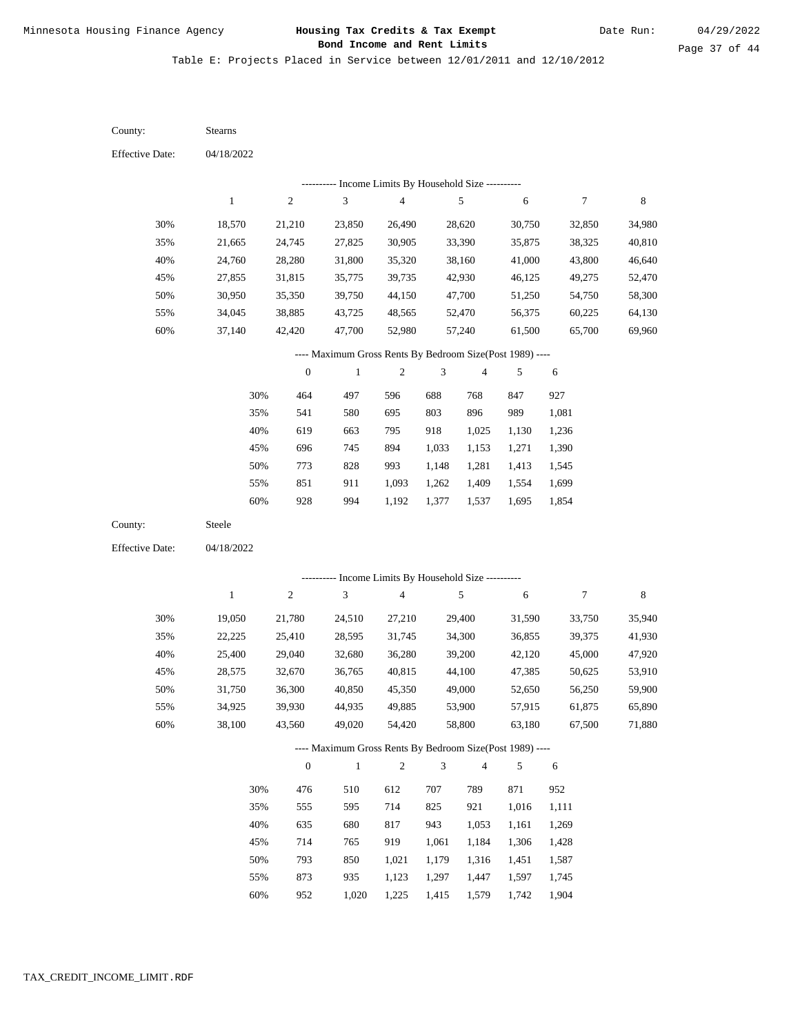Table E: Projects Placed in Service between 12/01/2011 and 12/10/2012

County: Stearns

Effective Date: 04/18/2022

---------- Income Limits By Household Size ----------

| | 1 | 2 | 3 | 4 | 5 | 6 | 7 | 8 |
|---|---|---|---|---|---|---|---|---|
| 30% | 18,570 | 21,210 | 23,850 | 26,490 | 28,620 | 30,750 | 32,850 | 34,980 |
| 35% | 21,665 | 24,745 | 27,825 | 30,905 | 33,390 | 35,875 | 38,325 | 40,810 |
| 40% | 24,760 | 28,280 | 31,800 | 35,320 | 38,160 | 41,000 | 43,800 | 46,640 |
| 45% | 27,855 | 31,815 | 35,775 | 39,735 | 42,930 | 46,125 | 49,275 | 52,470 |
| 50% | 30,950 | 35,350 | 39,750 | 44,150 | 47,700 | 51,250 | 54,750 | 58,300 |
| 55% | 34,045 | 38,885 | 43,725 | 48,565 | 52,470 | 56,375 | 60,225 | 64,130 |
| 60% | 37,140 | 42,420 | 47,700 | 52,980 | 57,240 | 61,500 | 65,700 | 69,960 |

---- Maximum Gross Rents By Bedroom Size(Post 1989) ----

| | 0 | 1 | 2 | 3 | 4 | 5 | 6 |
|---|---|---|---|---|---|---|---|
| 30% | 464 | 497 | 596 | 688 | 768 | 847 | 927 |
| 35% | 541 | 580 | 695 | 803 | 896 | 989 | 1,081 |
| 40% | 619 | 663 | 795 | 918 | 1,025 | 1,130 | 1,236 |
| 45% | 696 | 745 | 894 | 1,033 | 1,153 | 1,271 | 1,390 |
| 50% | 773 | 828 | 993 | 1,148 | 1,281 | 1,413 | 1,545 |
| 55% | 851 | 911 | 1,093 | 1,262 | 1,409 | 1,554 | 1,699 |
| 60% | 928 | 994 | 1,192 | 1,377 | 1,537 | 1,695 | 1,854 |

County: Steele

Effective Date: 04/18/2022

---------- Income Limits By Household Size ----------

| | 1 | 2 | 3 | 4 | 5 | 6 | 7 | 8 |
|---|---|---|---|---|---|---|---|---|
| 30% | 19,050 | 21,780 | 24,510 | 27,210 | 29,400 | 31,590 | 33,750 | 35,940 |
| 35% | 22,225 | 25,410 | 28,595 | 31,745 | 34,300 | 36,855 | 39,375 | 41,930 |
| 40% | 25,400 | 29,040 | 32,680 | 36,280 | 39,200 | 42,120 | 45,000 | 47,920 |
| 45% | 28,575 | 32,670 | 36,765 | 40,815 | 44,100 | 47,385 | 50,625 | 53,910 |
| 50% | 31,750 | 36,300 | 40,850 | 45,350 | 49,000 | 52,650 | 56,250 | 59,900 |
| 55% | 34,925 | 39,930 | 44,935 | 49,885 | 53,900 | 57,915 | 61,875 | 65,890 |
| 60% | 38,100 | 43,560 | 49,020 | 54,420 | 58,800 | 63,180 | 67,500 | 71,880 |

---- Maximum Gross Rents By Bedroom Size(Post 1989) ----

| | 0 | 1 | 2 | 3 | 4 | 5 | 6 |
|---|---|---|---|---|---|---|---|
| 30% | 476 | 510 | 612 | 707 | 789 | 871 | 952 |
| 35% | 555 | 595 | 714 | 825 | 921 | 1,016 | 1,111 |
| 40% | 635 | 680 | 817 | 943 | 1,053 | 1,161 | 1,269 |
| 45% | 714 | 765 | 919 | 1,061 | 1,184 | 1,306 | 1,428 |
| 50% | 793 | 850 | 1,021 | 1,179 | 1,316 | 1,451 | 1,587 |
| 55% | 873 | 935 | 1,123 | 1,297 | 1,447 | 1,597 | 1,745 |
| 60% | 952 | 1,020 | 1,225 | 1,415 | 1,579 | 1,742 | 1,904 |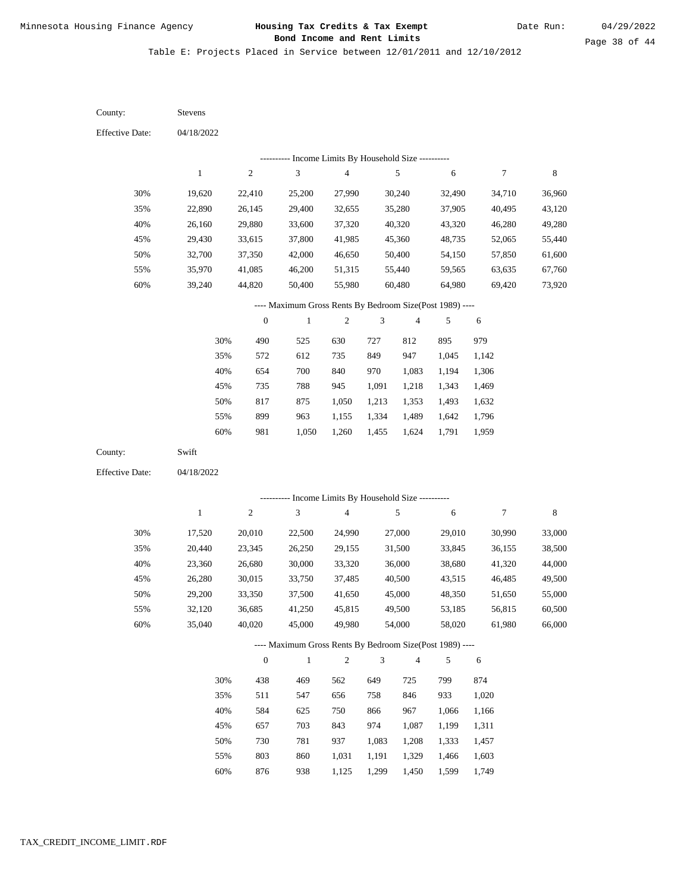Minnesota Housing Finance Agency

**Housing Tax Credits & Tax Exempt Bond Income and Rent Limits**

Date Run: 04/29/2022

Table E: Projects Placed in Service between 12/01/2011 and 12/10/2012

County: Stevens

Effective Date: 04/18/2022

---------- Income Limits By Household Size ----------

| | 1 | 2 | 3 | 4 | 5 | 6 | 7 | 8 |
|---|---|---|---|---|---|---|---|---|
| 30% | 19,620 | 22,410 | 25,200 | 27,990 | 30,240 | 32,490 | 34,710 | 36,960 |
| 35% | 22,890 | 26,145 | 29,400 | 32,655 | 35,280 | 37,905 | 40,495 | 43,120 |
| 40% | 26,160 | 29,880 | 33,600 | 37,320 | 40,320 | 43,320 | 46,280 | 49,280 |
| 45% | 29,430 | 33,615 | 37,800 | 41,985 | 45,360 | 48,735 | 52,065 | 55,440 |
| 50% | 32,700 | 37,350 | 42,000 | 46,650 | 50,400 | 54,150 | 57,850 | 61,600 |
| 55% | 35,970 | 41,085 | 46,200 | 51,315 | 55,440 | 59,565 | 63,635 | 67,760 |
| 60% | 39,240 | 44,820 | 50,400 | 55,980 | 60,480 | 64,980 | 69,420 | 73,920 |

---- Maximum Gross Rents By Bedroom Size(Post 1989) ----

| | 0 | 1 | 2 | 3 | 4 | 5 | 6 |
|---|---|---|---|---|---|---|---|
| 30% | 490 | 525 | 630 | 727 | 812 | 895 | 979 |
| 35% | 572 | 612 | 735 | 849 | 947 | 1,045 | 1,142 |
| 40% | 654 | 700 | 840 | 970 | 1,083 | 1,194 | 1,306 |
| 45% | 735 | 788 | 945 | 1,091 | 1,218 | 1,343 | 1,469 |
| 50% | 817 | 875 | 1,050 | 1,213 | 1,353 | 1,493 | 1,632 |
| 55% | 899 | 963 | 1,155 | 1,334 | 1,489 | 1,642 | 1,796 |
| 60% | 981 | 1,050 | 1,260 | 1,455 | 1,624 | 1,791 | 1,959 |

County: Swift

Effective Date: 04/18/2022

---------- Income Limits By Household Size ----------

| | 1 | 2 | 3 | 4 | 5 | 6 | 7 | 8 |
|---|---|---|---|---|---|---|---|---|
| 30% | 17,520 | 20,010 | 22,500 | 24,990 | 27,000 | 29,010 | 30,990 | 33,000 |
| 35% | 20,440 | 23,345 | 26,250 | 29,155 | 31,500 | 33,845 | 36,155 | 38,500 |
| 40% | 23,360 | 26,680 | 30,000 | 33,320 | 36,000 | 38,680 | 41,320 | 44,000 |
| 45% | 26,280 | 30,015 | 33,750 | 37,485 | 40,500 | 43,515 | 46,485 | 49,500 |
| 50% | 29,200 | 33,350 | 37,500 | 41,650 | 45,000 | 48,350 | 51,650 | 55,000 |
| 55% | 32,120 | 36,685 | 41,250 | 45,815 | 49,500 | 53,185 | 56,815 | 60,500 |
| 60% | 35,040 | 40,020 | 45,000 | 49,980 | 54,000 | 58,020 | 61,980 | 66,000 |

---- Maximum Gross Rents By Bedroom Size(Post 1989) ----

| | 0 | 1 | 2 | 3 | 4 | 5 | 6 |
|---|---|---|---|---|---|---|---|
| 30% | 438 | 469 | 562 | 649 | 725 | 799 | 874 |
| 35% | 511 | 547 | 656 | 758 | 846 | 933 | 1,020 |
| 40% | 584 | 625 | 750 | 866 | 967 | 1,066 | 1,166 |
| 45% | 657 | 703 | 843 | 974 | 1,087 | 1,199 | 1,311 |
| 50% | 730 | 781 | 937 | 1,083 | 1,208 | 1,333 | 1,457 |
| 55% | 803 | 860 | 1,031 | 1,191 | 1,329 | 1,466 | 1,603 |
| 60% | 876 | 938 | 1,125 | 1,299 | 1,450 | 1,599 | 1,749 |

TAX_CREDIT_INCOME_LIMIT.RDF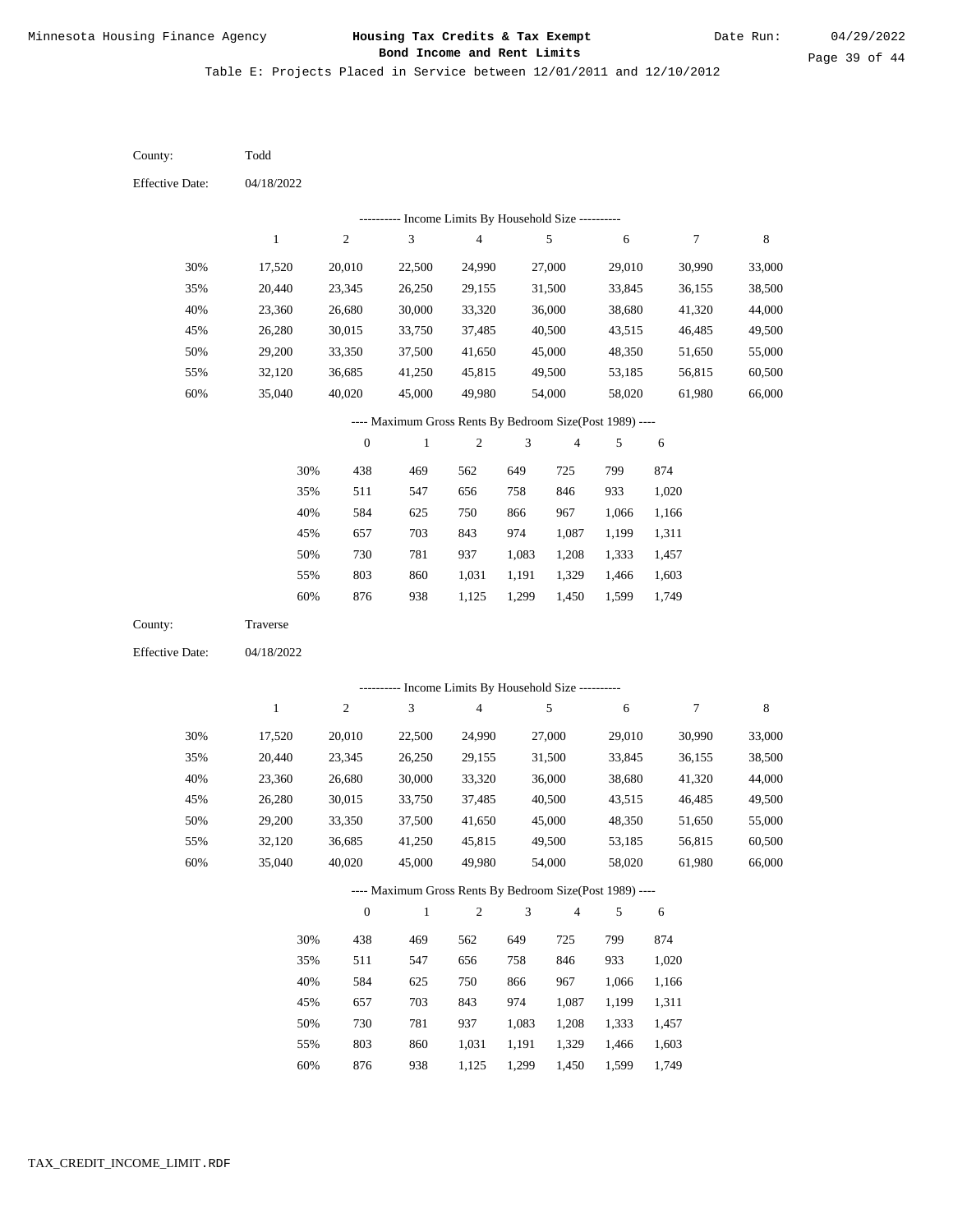Minnesota Housing Finance Agency

**Housing Tax Credits & Tax Exempt Bond Income and Rent Limits**

Date Run: 04/29/2022

Table E: Projects Placed in Service between 12/01/2011 and 12/10/2012

County: Todd

Effective Date: 04/18/2022

---------- Income Limits By Household Size ----------

| | 1 | 2 | 3 | 4 | 5 | 6 | 7 | 8 |
|---|---|---|---|---|---|---|---|---|
| 30% | 17,520 | 20,010 | 22,500 | 24,990 | 27,000 | 29,010 | 30,990 | 33,000 |
| 35% | 20,440 | 23,345 | 26,250 | 29,155 | 31,500 | 33,845 | 36,155 | 38,500 |
| 40% | 23,360 | 26,680 | 30,000 | 33,320 | 36,000 | 38,680 | 41,320 | 44,000 |
| 45% | 26,280 | 30,015 | 33,750 | 37,485 | 40,500 | 43,515 | 46,485 | 49,500 |
| 50% | 29,200 | 33,350 | 37,500 | 41,650 | 45,000 | 48,350 | 51,650 | 55,000 |
| 55% | 32,120 | 36,685 | 41,250 | 45,815 | 49,500 | 53,185 | 56,815 | 60,500 |
| 60% | 35,040 | 40,020 | 45,000 | 49,980 | 54,000 | 58,020 | 61,980 | 66,000 |

---- Maximum Gross Rents By Bedroom Size(Post 1989) ----

| | 0 | 1 | 2 | 3 | 4 | 5 | 6 |
|---|---|---|---|---|---|---|---|
| 30% | 438 | 469 | 562 | 649 | 725 | 799 | 874 |
| 35% | 511 | 547 | 656 | 758 | 846 | 933 | 1,020 |
| 40% | 584 | 625 | 750 | 866 | 967 | 1,066 | 1,166 |
| 45% | 657 | 703 | 843 | 974 | 1,087 | 1,199 | 1,311 |
| 50% | 730 | 781 | 937 | 1,083 | 1,208 | 1,333 | 1,457 |
| 55% | 803 | 860 | 1,031 | 1,191 | 1,329 | 1,466 | 1,603 |
| 60% | 876 | 938 | 1,125 | 1,299 | 1,450 | 1,599 | 1,749 |

County: Traverse

Effective Date: 04/18/2022

---------- Income Limits By Household Size ----------

| | 1 | 2 | 3 | 4 | 5 | 6 | 7 | 8 |
|---|---|---|---|---|---|---|---|---|
| 30% | 17,520 | 20,010 | 22,500 | 24,990 | 27,000 | 29,010 | 30,990 | 33,000 |
| 35% | 20,440 | 23,345 | 26,250 | 29,155 | 31,500 | 33,845 | 36,155 | 38,500 |
| 40% | 23,360 | 26,680 | 30,000 | 33,320 | 36,000 | 38,680 | 41,320 | 44,000 |
| 45% | 26,280 | 30,015 | 33,750 | 37,485 | 40,500 | 43,515 | 46,485 | 49,500 |
| 50% | 29,200 | 33,350 | 37,500 | 41,650 | 45,000 | 48,350 | 51,650 | 55,000 |
| 55% | 32,120 | 36,685 | 41,250 | 45,815 | 49,500 | 53,185 | 56,815 | 60,500 |
| 60% | 35,040 | 40,020 | 45,000 | 49,980 | 54,000 | 58,020 | 61,980 | 66,000 |

---- Maximum Gross Rents By Bedroom Size(Post 1989) ----

| | 0 | 1 | 2 | 3 | 4 | 5 | 6 |
|---|---|---|---|---|---|---|---|
| 30% | 438 | 469 | 562 | 649 | 725 | 799 | 874 |
| 35% | 511 | 547 | 656 | 758 | 846 | 933 | 1,020 |
| 40% | 584 | 625 | 750 | 866 | 967 | 1,066 | 1,166 |
| 45% | 657 | 703 | 843 | 974 | 1,087 | 1,199 | 1,311 |
| 50% | 730 | 781 | 937 | 1,083 | 1,208 | 1,333 | 1,457 |
| 55% | 803 | 860 | 1,031 | 1,191 | 1,329 | 1,466 | 1,603 |
| 60% | 876 | 938 | 1,125 | 1,299 | 1,450 | 1,599 | 1,749 |

TAX_CREDIT_INCOME_LIMIT.RDF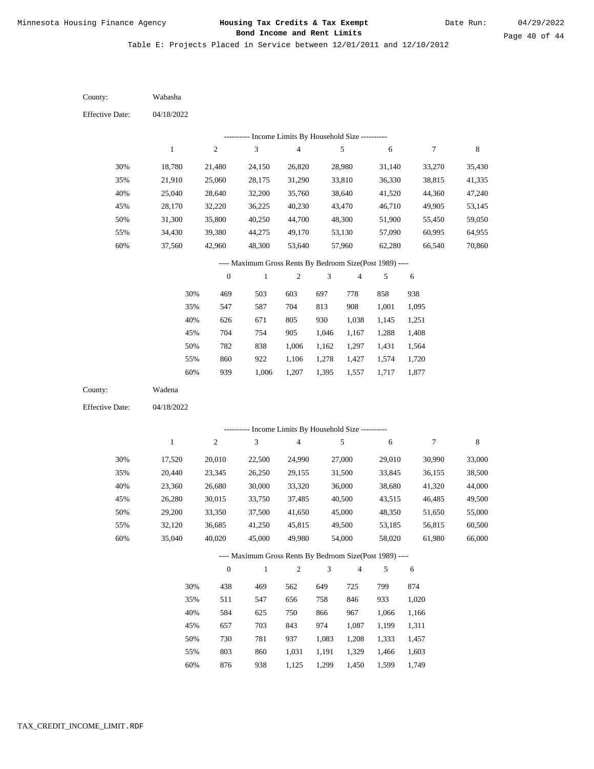Minnesota Housing Finance Agency

**Housing Tax Credits & Tax Exempt Bond Income and Rent Limits**

Date Run: 04/29/2022

Table E: Projects Placed in Service between 12/01/2011 and 12/10/2012

County: Wabasha

Effective Date: 04/18/2022

---------- Income Limits By Household Size ----------

| | 1 | 2 | 3 | 4 | 5 | 6 | 7 | 8 |
|---|---|---|---|---|---|---|---|---|
| 30% | 18,780 | 21,480 | 24,150 | 26,820 | 28,980 | 31,140 | 33,270 | 35,430 |
| 35% | 21,910 | 25,060 | 28,175 | 31,290 | 33,810 | 36,330 | 38,815 | 41,335 |
| 40% | 25,040 | 28,640 | 32,200 | 35,760 | 38,640 | 41,520 | 44,360 | 47,240 |
| 45% | 28,170 | 32,220 | 36,225 | 40,230 | 43,470 | 46,710 | 49,905 | 53,145 |
| 50% | 31,300 | 35,800 | 40,250 | 44,700 | 48,300 | 51,900 | 55,450 | 59,050 |
| 55% | 34,430 | 39,380 | 44,275 | 49,170 | 53,130 | 57,090 | 60,995 | 64,955 |
| 60% | 37,560 | 42,960 | 48,300 | 53,640 | 57,960 | 62,280 | 66,540 | 70,860 |

---- Maximum Gross Rents By Bedroom Size(Post 1989) ----

| | 0 | 1 | 2 | 3 | 4 | 5 | 6 |
|---|---|---|---|---|---|---|---|
| 30% | 469 | 503 | 603 | 697 | 778 | 858 | 938 |
| 35% | 547 | 587 | 704 | 813 | 908 | 1,001 | 1,095 |
| 40% | 626 | 671 | 805 | 930 | 1,038 | 1,145 | 1,251 |
| 45% | 704 | 754 | 905 | 1,046 | 1,167 | 1,288 | 1,408 |
| 50% | 782 | 838 | 1,006 | 1,162 | 1,297 | 1,431 | 1,564 |
| 55% | 860 | 922 | 1,106 | 1,278 | 1,427 | 1,574 | 1,720 |
| 60% | 939 | 1,006 | 1,207 | 1,395 | 1,557 | 1,717 | 1,877 |

County: Wadena

Effective Date: 04/18/2022

---------- Income Limits By Household Size ----------

| | 1 | 2 | 3 | 4 | 5 | 6 | 7 | 8 |
|---|---|---|---|---|---|---|---|---|
| 30% | 17,520 | 20,010 | 22,500 | 24,990 | 27,000 | 29,010 | 30,990 | 33,000 |
| 35% | 20,440 | 23,345 | 26,250 | 29,155 | 31,500 | 33,845 | 36,155 | 38,500 |
| 40% | 23,360 | 26,680 | 30,000 | 33,320 | 36,000 | 38,680 | 41,320 | 44,000 |
| 45% | 26,280 | 30,015 | 33,750 | 37,485 | 40,500 | 43,515 | 46,485 | 49,500 |
| 50% | 29,200 | 33,350 | 37,500 | 41,650 | 45,000 | 48,350 | 51,650 | 55,000 |
| 55% | 32,120 | 36,685 | 41,250 | 45,815 | 49,500 | 53,185 | 56,815 | 60,500 |
| 60% | 35,040 | 40,020 | 45,000 | 49,980 | 54,000 | 58,020 | 61,980 | 66,000 |

---- Maximum Gross Rents By Bedroom Size(Post 1989) ----

| | 0 | 1 | 2 | 3 | 4 | 5 | 6 |
|---|---|---|---|---|---|---|---|
| 30% | 438 | 469 | 562 | 649 | 725 | 799 | 874 |
| 35% | 511 | 547 | 656 | 758 | 846 | 933 | 1,020 |
| 40% | 584 | 625 | 750 | 866 | 967 | 1,066 | 1,166 |
| 45% | 657 | 703 | 843 | 974 | 1,087 | 1,199 | 1,311 |
| 50% | 730 | 781 | 937 | 1,083 | 1,208 | 1,333 | 1,457 |
| 55% | 803 | 860 | 1,031 | 1,191 | 1,329 | 1,466 | 1,603 |
| 60% | 876 | 938 | 1,125 | 1,299 | 1,450 | 1,599 | 1,749 |

TAX_CREDIT_INCOME_LIMIT.RDF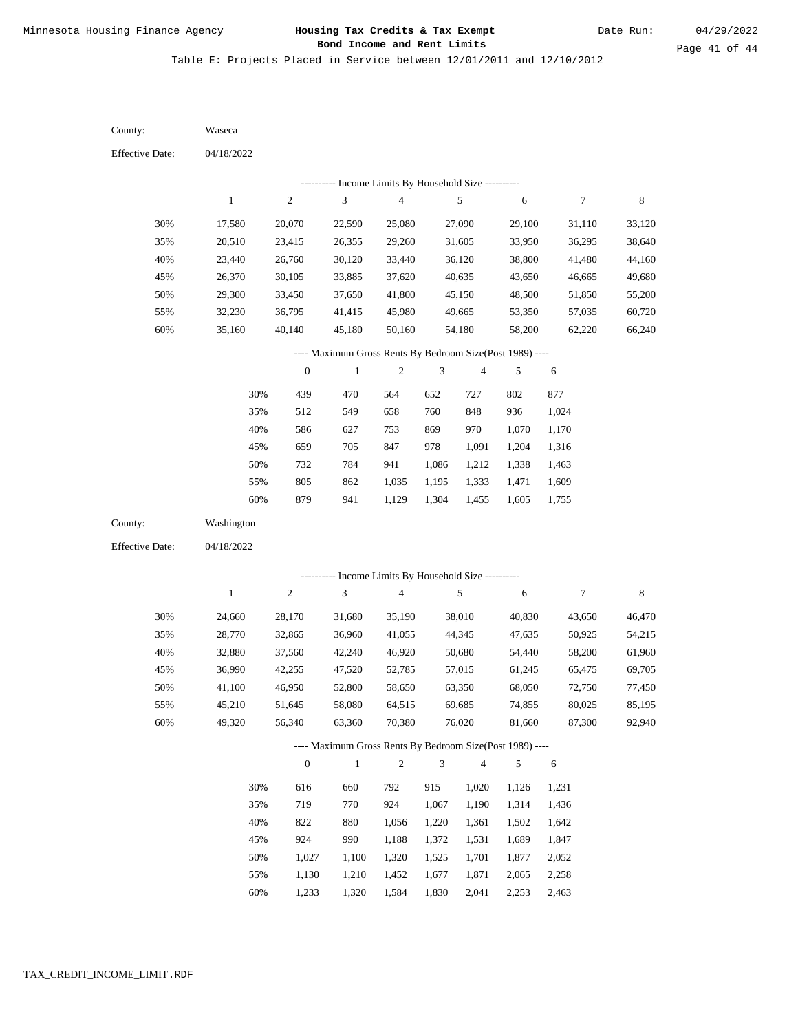Minnesota Housing Finance Agency

**Housing Tax Credits & Tax Exempt Bond Income and Rent Limits**

Date Run: 04/29/2022

Table E: Projects Placed in Service between 12/01/2011 and 12/10/2012

County: Waseca

Effective Date: 04/18/2022

---------- Income Limits By Household Size ----------

| | 1 | 2 | 3 | 4 | 5 | 6 | 7 | 8 |
|---|---|---|---|---|---|---|---|---|
| 30% | 17,580 | 20,070 | 22,590 | 25,080 | 27,090 | 29,100 | 31,110 | 33,120 |
| 35% | 20,510 | 23,415 | 26,355 | 29,260 | 31,605 | 33,950 | 36,295 | 38,640 |
| 40% | 23,440 | 26,760 | 30,120 | 33,440 | 36,120 | 38,800 | 41,480 | 44,160 |
| 45% | 26,370 | 30,105 | 33,885 | 37,620 | 40,635 | 43,650 | 46,665 | 49,680 |
| 50% | 29,300 | 33,450 | 37,650 | 41,800 | 45,150 | 48,500 | 51,850 | 55,200 |
| 55% | 32,230 | 36,795 | 41,415 | 45,980 | 49,665 | 53,350 | 57,035 | 60,720 |
| 60% | 35,160 | 40,140 | 45,180 | 50,160 | 54,180 | 58,200 | 62,220 | 66,240 |

---- Maximum Gross Rents By Bedroom Size(Post 1989) ----

| | 0 | 1 | 2 | 3 | 4 | 5 | 6 |
|---|---|---|---|---|---|---|---|
| 30% | 439 | 470 | 564 | 652 | 727 | 802 | 877 |
| 35% | 512 | 549 | 658 | 760 | 848 | 936 | 1,024 |
| 40% | 586 | 627 | 753 | 869 | 970 | 1,070 | 1,170 |
| 45% | 659 | 705 | 847 | 978 | 1,091 | 1,204 | 1,316 |
| 50% | 732 | 784 | 941 | 1,086 | 1,212 | 1,338 | 1,463 |
| 55% | 805 | 862 | 1,035 | 1,195 | 1,333 | 1,471 | 1,609 |
| 60% | 879 | 941 | 1,129 | 1,304 | 1,455 | 1,605 | 1,755 |

County: Washington

Effective Date: 04/18/2022

---------- Income Limits By Household Size ----------

| | 1 | 2 | 3 | 4 | 5 | 6 | 7 | 8 |
|---|---|---|---|---|---|---|---|---|
| 30% | 24,660 | 28,170 | 31,680 | 35,190 | 38,010 | 40,830 | 43,650 | 46,470 |
| 35% | 28,770 | 32,865 | 36,960 | 41,055 | 44,345 | 47,635 | 50,925 | 54,215 |
| 40% | 32,880 | 37,560 | 42,240 | 46,920 | 50,680 | 54,440 | 58,200 | 61,960 |
| 45% | 36,990 | 42,255 | 47,520 | 52,785 | 57,015 | 61,245 | 65,475 | 69,705 |
| 50% | 41,100 | 46,950 | 52,800 | 58,650 | 63,350 | 68,050 | 72,750 | 77,450 |
| 55% | 45,210 | 51,645 | 58,080 | 64,515 | 69,685 | 74,855 | 80,025 | 85,195 |
| 60% | 49,320 | 56,340 | 63,360 | 70,380 | 76,020 | 81,660 | 87,300 | 92,940 |

---- Maximum Gross Rents By Bedroom Size(Post 1989) ----

| | 0 | 1 | 2 | 3 | 4 | 5 | 6 |
|---|---|---|---|---|---|---|---|
| 30% | 616 | 660 | 792 | 915 | 1,020 | 1,126 | 1,231 |
| 35% | 719 | 770 | 924 | 1,067 | 1,190 | 1,314 | 1,436 |
| 40% | 822 | 880 | 1,056 | 1,220 | 1,361 | 1,502 | 1,642 |
| 45% | 924 | 990 | 1,188 | 1,372 | 1,531 | 1,689 | 1,847 |
| 50% | 1,027 | 1,100 | 1,320 | 1,525 | 1,701 | 1,877 | 2,052 |
| 55% | 1,130 | 1,210 | 1,452 | 1,677 | 1,871 | 2,065 | 2,258 |
| 60% | 1,233 | 1,320 | 1,584 | 1,830 | 2,041 | 2,253 | 2,463 |

TAX_CREDIT_INCOME_LIMIT.RDF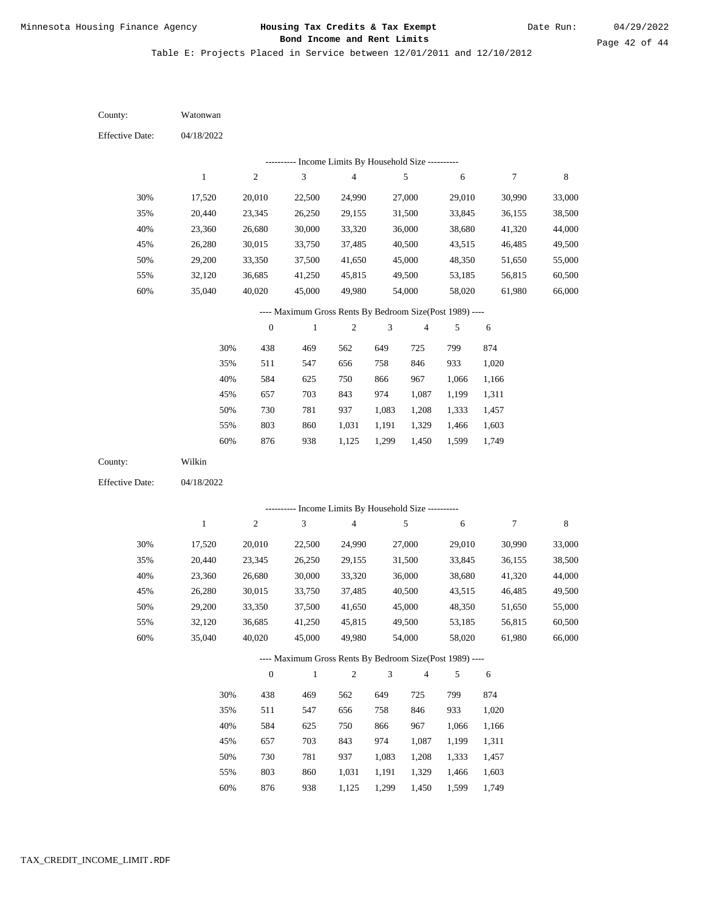Table E: Projects Placed in Service between 12/01/2011 and 12/10/2012

County: Watonwan

Effective Date: 04/18/2022

---------- Income Limits By Household Size ----------

| | 1 | 2 | 3 | 4 | 5 | 6 | 7 | 8 |
|---|---|---|---|---|---|---|---|---|
| 30% | 17,520 | 20,010 | 22,500 | 24,990 | 27,000 | 29,010 | 30,990 | 33,000 |
| 35% | 20,440 | 23,345 | 26,250 | 29,155 | 31,500 | 33,845 | 36,155 | 38,500 |
| 40% | 23,360 | 26,680 | 30,000 | 33,320 | 36,000 | 38,680 | 41,320 | 44,000 |
| 45% | 26,280 | 30,015 | 33,750 | 37,485 | 40,500 | 43,515 | 46,485 | 49,500 |
| 50% | 29,200 | 33,350 | 37,500 | 41,650 | 45,000 | 48,350 | 51,650 | 55,000 |
| 55% | 32,120 | 36,685 | 41,250 | 45,815 | 49,500 | 53,185 | 56,815 | 60,500 |
| 60% | 35,040 | 40,020 | 45,000 | 49,980 | 54,000 | 58,020 | 61,980 | 66,000 |

---- Maximum Gross Rents By Bedroom Size(Post 1989) ----

| | 0 | 1 | 2 | 3 | 4 | 5 | 6 |
|---|---|---|---|---|---|---|---|
| 30% | 438 | 469 | 562 | 649 | 725 | 799 | 874 |
| 35% | 511 | 547 | 656 | 758 | 846 | 933 | 1,020 |
| 40% | 584 | 625 | 750 | 866 | 967 | 1,066 | 1,166 |
| 45% | 657 | 703 | 843 | 974 | 1,087 | 1,199 | 1,311 |
| 50% | 730 | 781 | 937 | 1,083 | 1,208 | 1,333 | 1,457 |
| 55% | 803 | 860 | 1,031 | 1,191 | 1,329 | 1,466 | 1,603 |
| 60% | 876 | 938 | 1,125 | 1,299 | 1,450 | 1,599 | 1,749 |

County: Wilkin

Effective Date: 04/18/2022

---------- Income Limits By Household Size ----------

| | 1 | 2 | 3 | 4 | 5 | 6 | 7 | 8 |
|---|---|---|---|---|---|---|---|---|
| 30% | 17,520 | 20,010 | 22,500 | 24,990 | 27,000 | 29,010 | 30,990 | 33,000 |
| 35% | 20,440 | 23,345 | 26,250 | 29,155 | 31,500 | 33,845 | 36,155 | 38,500 |
| 40% | 23,360 | 26,680 | 30,000 | 33,320 | 36,000 | 38,680 | 41,320 | 44,000 |
| 45% | 26,280 | 30,015 | 33,750 | 37,485 | 40,500 | 43,515 | 46,485 | 49,500 |
| 50% | 29,200 | 33,350 | 37,500 | 41,650 | 45,000 | 48,350 | 51,650 | 55,000 |
| 55% | 32,120 | 36,685 | 41,250 | 45,815 | 49,500 | 53,185 | 56,815 | 60,500 |
| 60% | 35,040 | 40,020 | 45,000 | 49,980 | 54,000 | 58,020 | 61,980 | 66,000 |

---- Maximum Gross Rents By Bedroom Size(Post 1989) ----

| | 0 | 1 | 2 | 3 | 4 | 5 | 6 |
|---|---|---|---|---|---|---|---|
| 30% | 438 | 469 | 562 | 649 | 725 | 799 | 874 |
| 35% | 511 | 547 | 656 | 758 | 846 | 933 | 1,020 |
| 40% | 584 | 625 | 750 | 866 | 967 | 1,066 | 1,166 |
| 45% | 657 | 703 | 843 | 974 | 1,087 | 1,199 | 1,311 |
| 50% | 730 | 781 | 937 | 1,083 | 1,208 | 1,333 | 1,457 |
| 55% | 803 | 860 | 1,031 | 1,191 | 1,329 | 1,466 | 1,603 |
| 60% | 876 | 938 | 1,125 | 1,299 | 1,450 | 1,599 | 1,749 |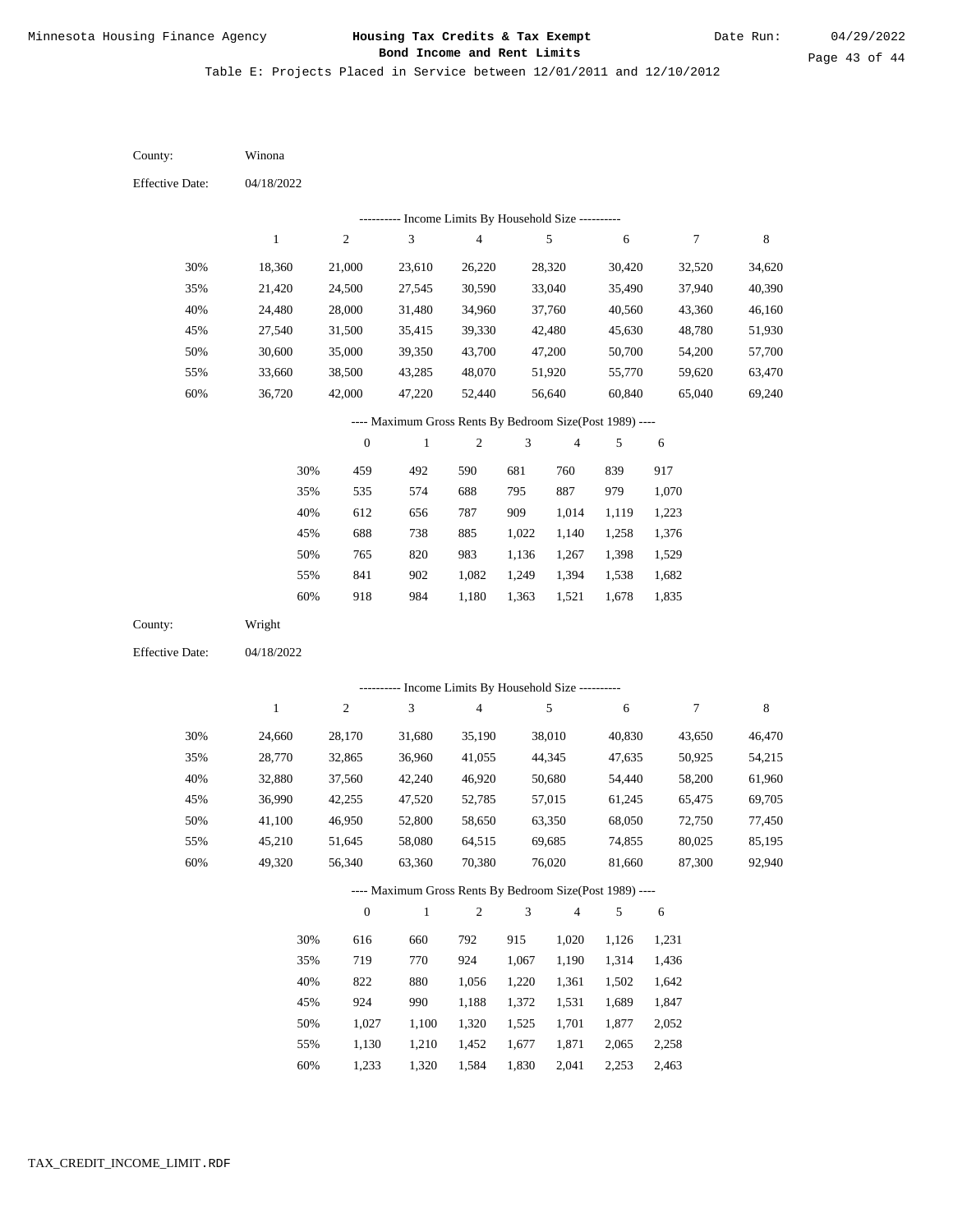Table E: Projects Placed in Service between 12/01/2011 and 12/10/2012

County: Winona

Effective Date: 04/18/2022

---------- Income Limits By Household Size ----------

| | 1 | 2 | 3 | 4 | 5 | 6 | 7 | 8 |
|---|---|---|---|---|---|---|---|---|
| 30% | 18,360 | 21,000 | 23,610 | 26,220 | 28,320 | 30,420 | 32,520 | 34,620 |
| 35% | 21,420 | 24,500 | 27,545 | 30,590 | 33,040 | 35,490 | 37,940 | 40,390 |
| 40% | 24,480 | 28,000 | 31,480 | 34,960 | 37,760 | 40,560 | 43,360 | 46,160 |
| 45% | 27,540 | 31,500 | 35,415 | 39,330 | 42,480 | 45,630 | 48,780 | 51,930 |
| 50% | 30,600 | 35,000 | 39,350 | 43,700 | 47,200 | 50,700 | 54,200 | 57,700 |
| 55% | 33,660 | 38,500 | 43,285 | 48,070 | 51,920 | 55,770 | 59,620 | 63,470 |
| 60% | 36,720 | 42,000 | 47,220 | 52,440 | 56,640 | 60,840 | 65,040 | 69,240 |

---- Maximum Gross Rents By Bedroom Size(Post 1989) ----

| | 0 | 1 | 2 | 3 | 4 | 5 | 6 |
|---|---|---|---|---|---|---|---|
| 30% | 459 | 492 | 590 | 681 | 760 | 839 | 917 |
| 35% | 535 | 574 | 688 | 795 | 887 | 979 | 1,070 |
| 40% | 612 | 656 | 787 | 909 | 1,014 | 1,119 | 1,223 |
| 45% | 688 | 738 | 885 | 1,022 | 1,140 | 1,258 | 1,376 |
| 50% | 765 | 820 | 983 | 1,136 | 1,267 | 1,398 | 1,529 |
| 55% | 841 | 902 | 1,082 | 1,249 | 1,394 | 1,538 | 1,682 |
| 60% | 918 | 984 | 1,180 | 1,363 | 1,521 | 1,678 | 1,835 |

County: Wright

Effective Date: 04/18/2022

---------- Income Limits By Household Size ----------

| | 1 | 2 | 3 | 4 | 5 | 6 | 7 | 8 |
|---|---|---|---|---|---|---|---|---|
| 30% | 24,660 | 28,170 | 31,680 | 35,190 | 38,010 | 40,830 | 43,650 | 46,470 |
| 35% | 28,770 | 32,865 | 36,960 | 41,055 | 44,345 | 47,635 | 50,925 | 54,215 |
| 40% | 32,880 | 37,560 | 42,240 | 46,920 | 50,680 | 54,440 | 58,200 | 61,960 |
| 45% | 36,990 | 42,255 | 47,520 | 52,785 | 57,015 | 61,245 | 65,475 | 69,705 |
| 50% | 41,100 | 46,950 | 52,800 | 58,650 | 63,350 | 68,050 | 72,750 | 77,450 |
| 55% | 45,210 | 51,645 | 58,080 | 64,515 | 69,685 | 74,855 | 80,025 | 85,195 |
| 60% | 49,320 | 56,340 | 63,360 | 70,380 | 76,020 | 81,660 | 87,300 | 92,940 |

---- Maximum Gross Rents By Bedroom Size(Post 1989) ----

| | 0 | 1 | 2 | 3 | 4 | 5 | 6 |
|---|---|---|---|---|---|---|---|
| 30% | 616 | 660 | 792 | 915 | 1,020 | 1,126 | 1,231 |
| 35% | 719 | 770 | 924 | 1,067 | 1,190 | 1,314 | 1,436 |
| 40% | 822 | 880 | 1,056 | 1,220 | 1,361 | 1,502 | 1,642 |
| 45% | 924 | 990 | 1,188 | 1,372 | 1,531 | 1,689 | 1,847 |
| 50% | 1,027 | 1,100 | 1,320 | 1,525 | 1,701 | 1,877 | 2,052 |
| 55% | 1,130 | 1,210 | 1,452 | 1,677 | 1,871 | 2,065 | 2,258 |
| 60% | 1,233 | 1,320 | 1,584 | 1,830 | 2,041 | 2,253 | 2,463 |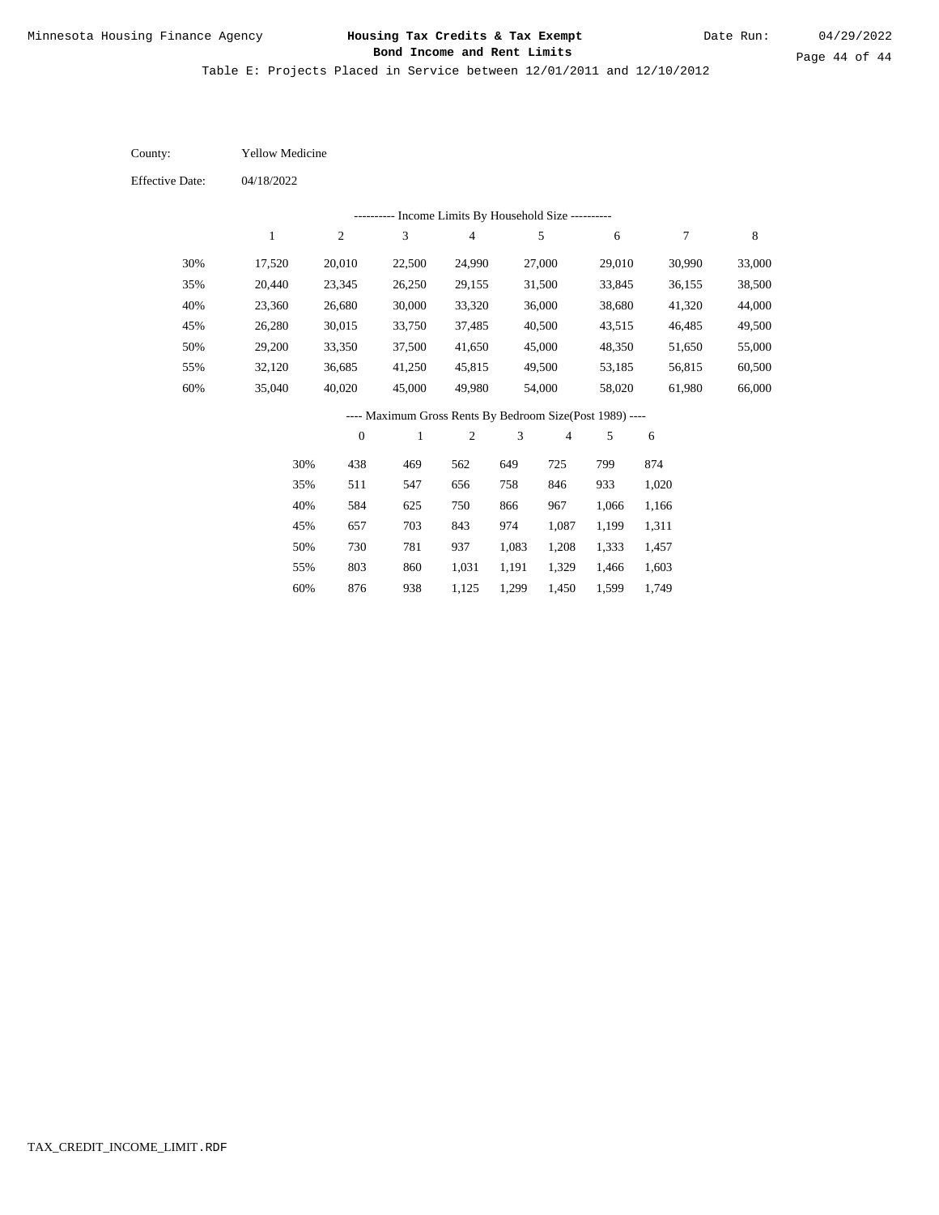Minnesota Housing Finance Agency

**Housing Tax Credits & Tax Exempt Bond Income and Rent Limits**

Date Run: 04/29/2022

Table E: Projects Placed in Service between 12/01/2011 and 12/10/2012

County: Yellow Medicine

Effective Date: 04/18/2022

---------- Income Limits By Household Size ----------

| | 1 | 2 | 3 | 4 | 5 | 6 | 7 | 8 |
|---|---|---|---|---|---|---|---|---|
| 30% | 17,520 | 20,010 | 22,500 | 24,990 | 27,000 | 29,010 | 30,990 | 33,000 |
| 35% | 20,440 | 23,345 | 26,250 | 29,155 | 31,500 | 33,845 | 36,155 | 38,500 |
| 40% | 23,360 | 26,680 | 30,000 | 33,320 | 36,000 | 38,680 | 41,320 | 44,000 |
| 45% | 26,280 | 30,015 | 33,750 | 37,485 | 40,500 | 43,515 | 46,485 | 49,500 |
| 50% | 29,200 | 33,350 | 37,500 | 41,650 | 45,000 | 48,350 | 51,650 | 55,000 |
| 55% | 32,120 | 36,685 | 41,250 | 45,815 | 49,500 | 53,185 | 56,815 | 60,500 |
| 60% | 35,040 | 40,020 | 45,000 | 49,980 | 54,000 | 58,020 | 61,980 | 66,000 |

---- Maximum Gross Rents By Bedroom Size(Post 1989) ----

| | 0 | 1 | 2 | 3 | 4 | 5 | 6 |
|---|---|---|---|---|---|---|---|
| 30% | 438 | 469 | 562 | 649 | 725 | 799 | 874 |
| 35% | 511 | 547 | 656 | 758 | 846 | 933 | 1,020 |
| 40% | 584 | 625 | 750 | 866 | 967 | 1,066 | 1,166 |
| 45% | 657 | 703 | 843 | 974 | 1,087 | 1,199 | 1,311 |
| 50% | 730 | 781 | 937 | 1,083 | 1,208 | 1,333 | 1,457 |
| 55% | 803 | 860 | 1,031 | 1,191 | 1,329 | 1,466 | 1,603 |
| 60% | 876 | 938 | 1,125 | 1,299 | 1,450 | 1,599 | 1,749 |

TAX_CREDIT_INCOME_LIMIT.RDF